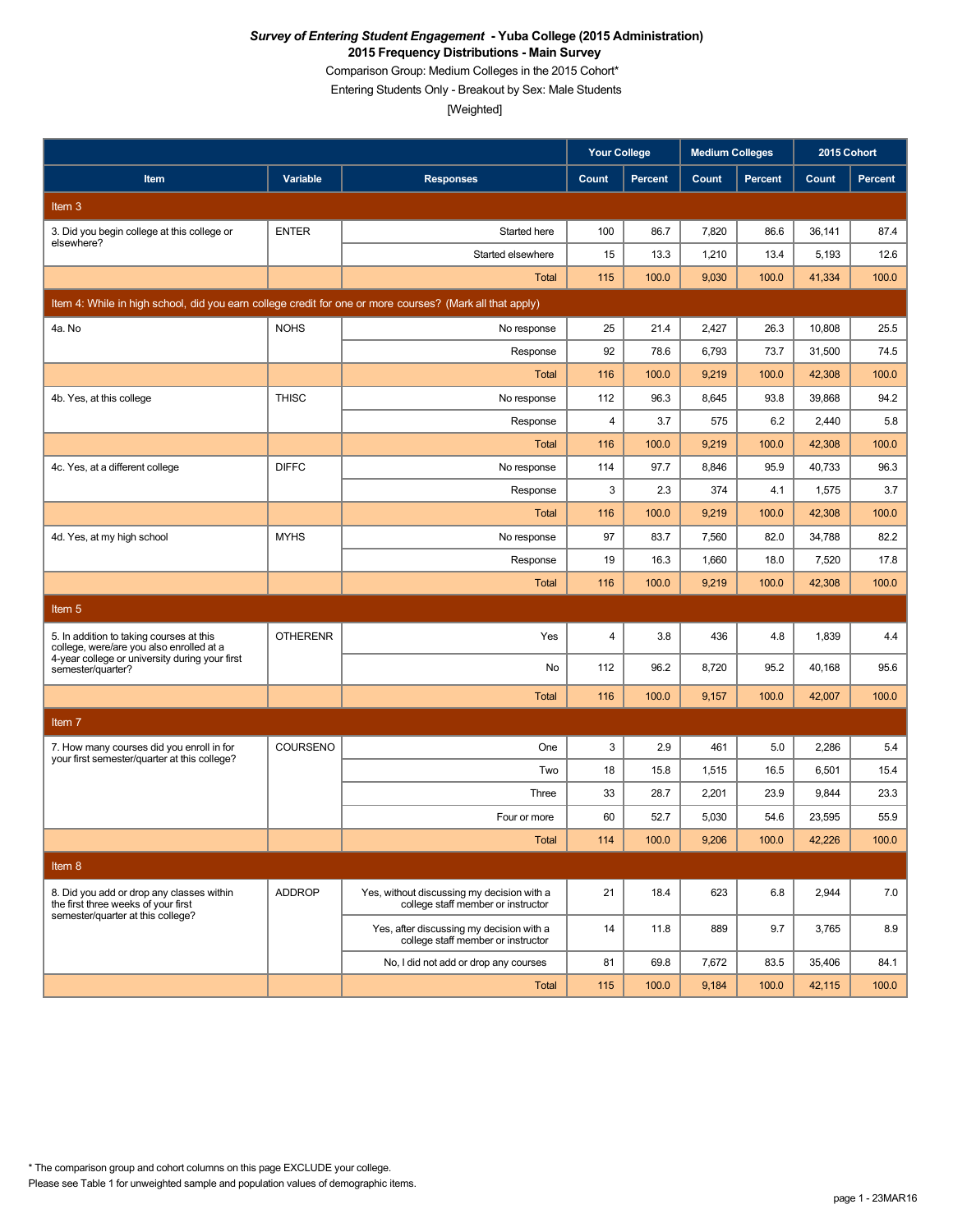***Survey of Entering Student Engagement* - Yuba College (2015 Administration)**

**2015 Frequency Distributions - Main Survey**

Comparison Group: Medium Colleges in the 2015 Cohort*

Entering Students Only - Breakout by Sex: Male Students

[Weighted]

| | | | Your College | | Medium Colleges | | 2015 Cohort | |
|---|---|---|---|---|---|---|---|---|
| **Item** | **Variable** | **Responses** | **Count** | **Percent** | **Count** | **Percent** | **Count** | **Percent** |
| **Item 3** | | | | | | | | |
| 3. Did you begin college at this college or elsewhere? | ENTER | Started here | 100 | 86.7 | 7,820 | 86.6 | 36,141 | 87.4 |
| | | Started elsewhere | 15 | 13.3 | 1,210 | 13.4 | 5,193 | 12.6 |
| | | Total | 115 | 100.0 | 9,030 | 100.0 | 41,334 | 100.0 |
| **Item 4: While in high school, did you earn college credit for one or more courses? (Mark all that apply)** | | | | | | | | |
| 4a. No | NOHS | No response | 25 | 21.4 | 2,427 | 26.3 | 10,808 | 25.5 |
| | | Response | 92 | 78.6 | 6,793 | 73.7 | 31,500 | 74.5 |
| | | Total | 116 | 100.0 | 9,219 | 100.0 | 42,308 | 100.0 |
| 4b. Yes, at this college | THISC | No response | 112 | 96.3 | 8,645 | 93.8 | 39,868 | 94.2 |
| | | Response | 4 | 3.7 | 575 | 6.2 | 2,440 | 5.8 |
| | | Total | 116 | 100.0 | 9,219 | 100.0 | 42,308 | 100.0 |
| 4c. Yes, at a different college | DIFFC | No response | 114 | 97.7 | 8,846 | 95.9 | 40,733 | 96.3 |
| | | Response | 3 | 2.3 | 374 | 4.1 | 1,575 | 3.7 |
| | | Total | 116 | 100.0 | 9,219 | 100.0 | 42,308 | 100.0 |
| 4d. Yes, at my high school | MYHS | No response | 97 | 83.7 | 7,560 | 82.0 | 34,788 | 82.2 |
| | | Response | 19 | 16.3 | 1,660 | 18.0 | 7,520 | 17.8 |
| | | Total | 116 | 100.0 | 9,219 | 100.0 | 42,308 | 100.0 |
| **Item 5** | | | | | | | | |
| 5. In addition to taking courses at this college, were/are you also enrolled at a 4-year college or university during your first semester/quarter? | OTHERENR | Yes | 4 | 3.8 | 436 | 4.8 | 1,839 | 4.4 |
| | | No | 112 | 96.2 | 8,720 | 95.2 | 40,168 | 95.6 |
| | | Total | 116 | 100.0 | 9,157 | 100.0 | 42,007 | 100.0 |
| **Item 7** | | | | | | | | |
| 7. How many courses did you enroll in for your first semester/quarter at this college? | COURSENO | One | 3 | 2.9 | 461 | 5.0 | 2,286 | 5.4 |
| | | Two | 18 | 15.8 | 1,515 | 16.5 | 6,501 | 15.4 |
| | | Three | 33 | 28.7 | 2,201 | 23.9 | 9,844 | 23.3 |
| | | Four or more | 60 | 52.7 | 5,030 | 54.6 | 23,595 | 55.9 |
| | | Total | 114 | 100.0 | 9,206 | 100.0 | 42,226 | 100.0 |
| **Item 8** | | | | | | | | |
| 8. Did you add or drop any classes within the first three weeks of your first semester/quarter at this college? | ADDROP | Yes, without discussing my decision with a college staff member or instructor | 21 | 18.4 | 623 | 6.8 | 2,944 | 7.0 |
| | | Yes, after discussing my decision with a college staff member or instructor | 14 | 11.8 | 889 | 9.7 | 3,765 | 8.9 |
| | | No, I did not add or drop any courses | 81 | 69.8 | 7,672 | 83.5 | 35,406 | 84.1 |
| | | Total | 115 | 100.0 | 9,184 | 100.0 | 42,115 | 100.0 |

* The comparison group and cohort columns on this page EXCLUDE your college.

Please see Table 1 for unweighted sample and population values of demographic items.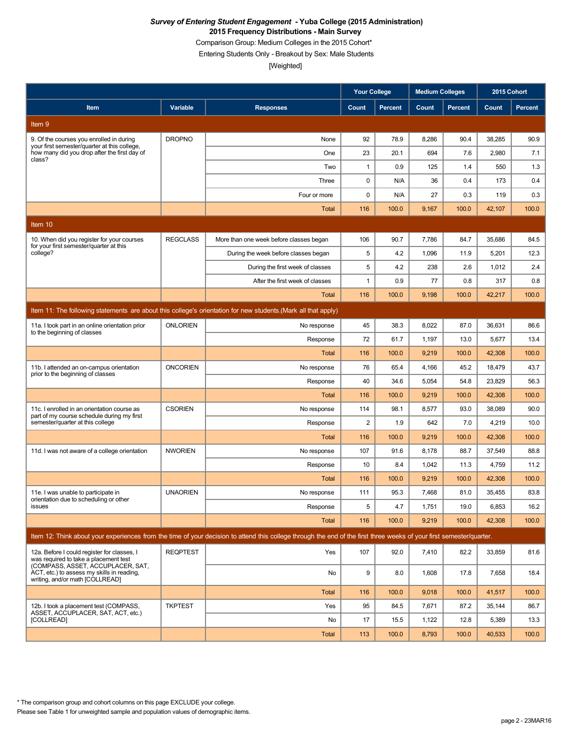***Survey of Entering Student Engagement* - Yuba College (2015 Administration)**

**2015 Frequency Distributions - Main Survey**

Comparison Group: Medium Colleges in the 2015 Cohort*

Entering Students Only - Breakout by Sex: Male Students

[Weighted]

| Item | Variable | Responses | Your College | | Medium Colleges | | 2015 Cohort | |
|---|---|---|---|---|---|---|---|---|
| | | | Count | Percent | Count | Percent | Count | Percent |
| **Item 9** | | | | | | | | |
| 9. Of the courses you enrolled in during your first semester/quarter at this college, how many did you drop after the first day of class? | DROPNO | None | 92 | 78.9 | 8,286 | 90.4 | 38,285 | 90.9 |
| | | One | 23 | 20.1 | 694 | 7.6 | 2,980 | 7.1 |
| | | Two | 1 | 0.9 | 125 | 1.4 | 550 | 1.3 |
| | | Three | 0 | N/A | 36 | 0.4 | 173 | 0.4 |
| | | Four or more | 0 | N/A | 27 | 0.3 | 119 | 0.3 |
| | | Total | 116 | 100.0 | 9,167 | 100.0 | 42,107 | 100.0 |
| **Item 10** | | | | | | | | |
| 10. When did you register for your courses for your first semester/quarter at this college? | REGCLASS | More than one week before classes began | 106 | 90.7 | 7,786 | 84.7 | 35,686 | 84.5 |
| | | During the week before classes began | 5 | 4.2 | 1,096 | 11.9 | 5,201 | 12.3 |
| | | During the first week of classes | 5 | 4.2 | 238 | 2.6 | 1,012 | 2.4 |
| | | After the first week of classes | 1 | 0.9 | 77 | 0.8 | 317 | 0.8 |
| | | Total | 116 | 100.0 | 9,198 | 100.0 | 42,217 | 100.0 |
| **Item 11: The following statements are about this college's orientation for new students.(Mark all that apply)** | | | | | | | | |
| 11a. I took part in an online orientation prior to the beginning of classes | ONLORIEN | No response | 45 | 38.3 | 8,022 | 87.0 | 36,631 | 86.6 |
| | | Response | 72 | 61.7 | 1,197 | 13.0 | 5,677 | 13.4 |
| | | Total | 116 | 100.0 | 9,219 | 100.0 | 42,308 | 100.0 |
| 11b. I attended an on-campus orientation prior to the beginning of classes | ONCORIEN | No response | 76 | 65.4 | 4,166 | 45.2 | 18,479 | 43.7 |
| | | Response | 40 | 34.6 | 5,054 | 54.8 | 23,829 | 56.3 |
| | | Total | 116 | 100.0 | 9,219 | 100.0 | 42,308 | 100.0 |
| 11c. I enrolled in an orientation course as part of my course schedule during my first semester/quarter at this college | CSORIEN | No response | 114 | 98.1 | 8,577 | 93.0 | 38,089 | 90.0 |
| | | Response | 2 | 1.9 | 642 | 7.0 | 4,219 | 10.0 |
| | | Total | 116 | 100.0 | 9,219 | 100.0 | 42,308 | 100.0 |
| 11d. I was not aware of a college orientation | NWORIEN | No response | 107 | 91.6 | 8,178 | 88.7 | 37,549 | 88.8 |
| | | Response | 10 | 8.4 | 1,042 | 11.3 | 4,759 | 11.2 |
| | | Total | 116 | 100.0 | 9,219 | 100.0 | 42,308 | 100.0 |
| 11e. I was unable to participate in orientation due to scheduling or other issues | UNAORIEN | No response | 111 | 95.3 | 7,468 | 81.0 | 35,455 | 83.8 |
| | | Response | 5 | 4.7 | 1,751 | 19.0 | 6,853 | 16.2 |
| | | Total | 116 | 100.0 | 9,219 | 100.0 | 42,308 | 100.0 |
| **Item 12: Think about your experiences from the time of your decision to attend this college through the end of the first three weeks of your first semester/quarter.** | | | | | | | | |
| 12a. Before I could register for classes, I was required to take a placement test (COMPASS, ASSET, ACCUPLACER, SAT, ACT, etc.) to assess my skills in reading, writing, and/or math [COLLREAD] | REQPTEST | Yes | 107 | 92.0 | 7,410 | 82.2 | 33,859 | 81.6 |
| | | No | 9 | 8.0 | 1,608 | 17.8 | 7,658 | 18.4 |
| | | Total | 116 | 100.0 | 9,018 | 100.0 | 41,517 | 100.0 |
| 12b. I took a placement test (COMPASS, ASSET, ACCUPLACER, SAT, ACT, etc.) [COLLREAD] | TKPTEST | Yes | 95 | 84.5 | 7,671 | 87.2 | 35,144 | 86.7 |
| | | No | 17 | 15.5 | 1,122 | 12.8 | 5,389 | 13.3 |
| | | Total | 113 | 100.0 | 8,793 | 100.0 | 40,533 | 100.0 |

\* The comparison group and cohort columns on this page EXCLUDE your college.

Please see Table 1 for unweighted sample and population values of demographic items.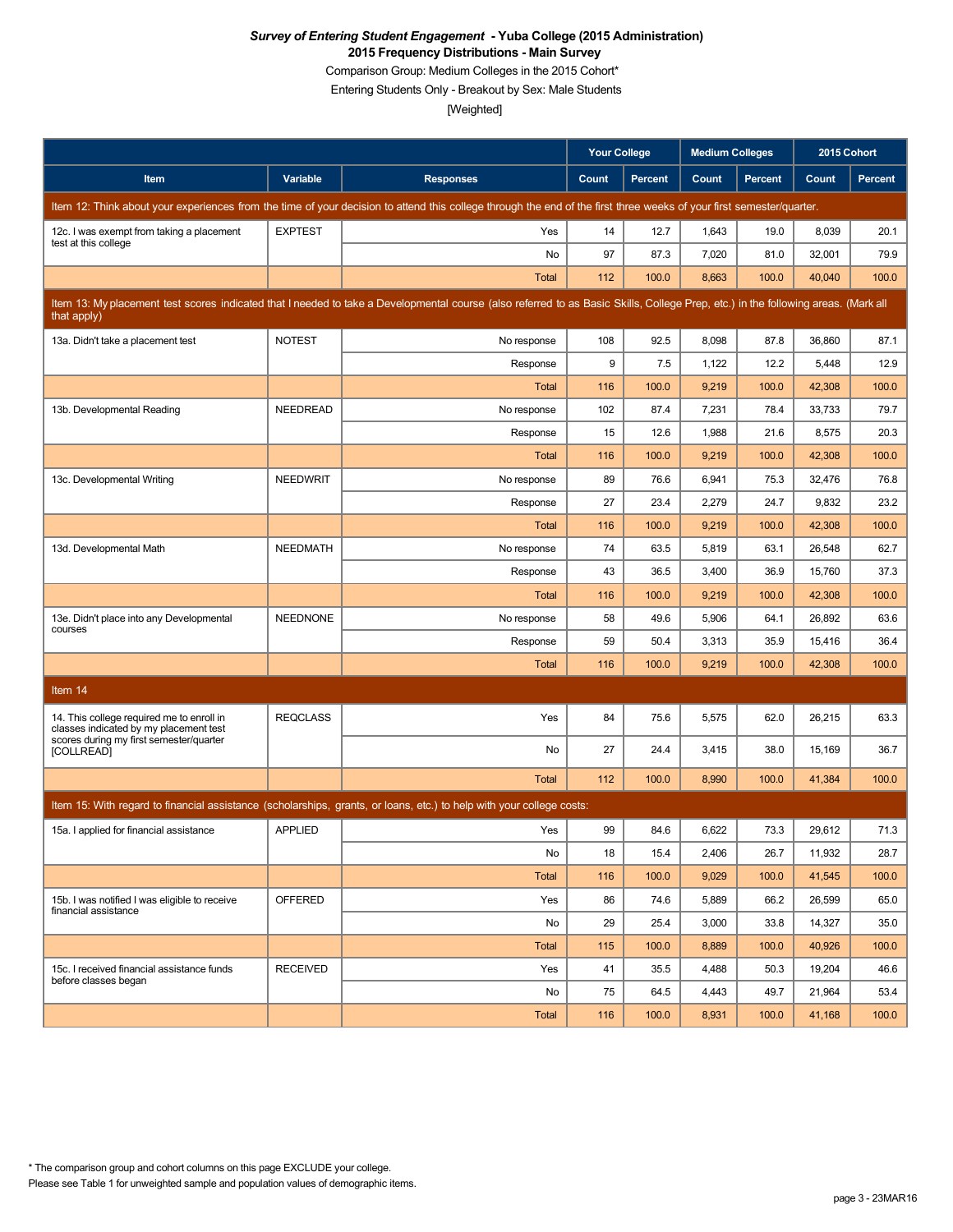***Survey of Entering Student Engagement*** **- Yuba College (2015 Administration)**
**2015 Frequency Distributions - Main Survey**
Comparison Group: Medium Colleges in the 2015 Cohort*
Entering Students Only - Breakout by Sex: Male Students
[Weighted]

| Item | Variable | Responses | Your College | | Medium Colleges | | 2015 Cohort | |
|---|---|---|---|---|---|---|---|---|
| | | | Count | Percent | Count | Percent | Count | Percent |
| Item 12: Think about your experiences from the time of your decision to attend this college through the end of the first three weeks of your first semester/quarter. | | | | | | | | |
| 12c. I was exempt from taking a placement test at this college | EXPTEST | Yes | 14 | 12.7 | 1,643 | 19.0 | 8,039 | 20.1 |
| | | No | 97 | 87.3 | 7,020 | 81.0 | 32,001 | 79.9 |
| | | Total | 112 | 100.0 | 8,663 | 100.0 | 40,040 | 100.0 |
| Item 13: My placement test scores indicated that I needed to take a Developmental course (also referred to as Basic Skills, College Prep, etc.) in the following areas. (Mark all that apply) | | | | | | | | |
| 13a. Didn't take a placement test | NOTEST | No response | 108 | 92.5 | 8,098 | 87.8 | 36,860 | 87.1 |
| | | Response | 9 | 7.5 | 1,122 | 12.2 | 5,448 | 12.9 |
| | | Total | 116 | 100.0 | 9,219 | 100.0 | 42,308 | 100.0 |
| 13b. Developmental Reading | NEEDREAD | No response | 102 | 87.4 | 7,231 | 78.4 | 33,733 | 79.7 |
| | | Response | 15 | 12.6 | 1,988 | 21.6 | 8,575 | 20.3 |
| | | Total | 116 | 100.0 | 9,219 | 100.0 | 42,308 | 100.0 |
| 13c. Developmental Writing | NEEDWRIT | No response | 89 | 76.6 | 6,941 | 75.3 | 32,476 | 76.8 |
| | | Response | 27 | 23.4 | 2,279 | 24.7 | 9,832 | 23.2 |
| | | Total | 116 | 100.0 | 9,219 | 100.0 | 42,308 | 100.0 |
| 13d. Developmental Math | NEEDMATH | No response | 74 | 63.5 | 5,819 | 63.1 | 26,548 | 62.7 |
| | | Response | 43 | 36.5 | 3,400 | 36.9 | 15,760 | 37.3 |
| | | Total | 116 | 100.0 | 9,219 | 100.0 | 42,308 | 100.0 |
| 13e. Didn't place into any Developmental courses | NEEDNONE | No response | 58 | 49.6 | 5,906 | 64.1 | 26,892 | 63.6 |
| | | Response | 59 | 50.4 | 3,313 | 35.9 | 15,416 | 36.4 |
| | | Total | 116 | 100.0 | 9,219 | 100.0 | 42,308 | 100.0 |
| Item 14 | | | | | | | | |
| 14. This college required me to enroll in classes indicated by my placement test scores during my first semester/quarter [COLLREAD] | REQCLASS | Yes | 84 | 75.6 | 5,575 | 62.0 | 26,215 | 63.3 |
| | | No | 27 | 24.4 | 3,415 | 38.0 | 15,169 | 36.7 |
| | | Total | 112 | 100.0 | 8,990 | 100.0 | 41,384 | 100.0 |
| Item 15: With regard to financial assistance (scholarships, grants, or loans, etc.) to help with your college costs: | | | | | | | | |
| 15a. I applied for financial assistance | APPLIED | Yes | 99 | 84.6 | 6,622 | 73.3 | 29,612 | 71.3 |
| | | No | 18 | 15.4 | 2,406 | 26.7 | 11,932 | 28.7 |
| | | Total | 116 | 100.0 | 9,029 | 100.0 | 41,545 | 100.0 |
| 15b. I was notified I was eligible to receive financial assistance | OFFERED | Yes | 86 | 74.6 | 5,889 | 66.2 | 26,599 | 65.0 |
| | | No | 29 | 25.4 | 3,000 | 33.8 | 14,327 | 35.0 |
| | | Total | 115 | 100.0 | 8,889 | 100.0 | 40,926 | 100.0 |
| 15c. I received financial assistance funds before classes began | RECEIVED | Yes | 41 | 35.5 | 4,488 | 50.3 | 19,204 | 46.6 |
| | | No | 75 | 64.5 | 4,443 | 49.7 | 21,964 | 53.4 |
| | | Total | 116 | 100.0 | 8,931 | 100.0 | 41,168 | 100.0 |

\* The comparison group and cohort columns on this page EXCLUDE your college.
Please see Table 1 for unweighted sample and population values of demographic items.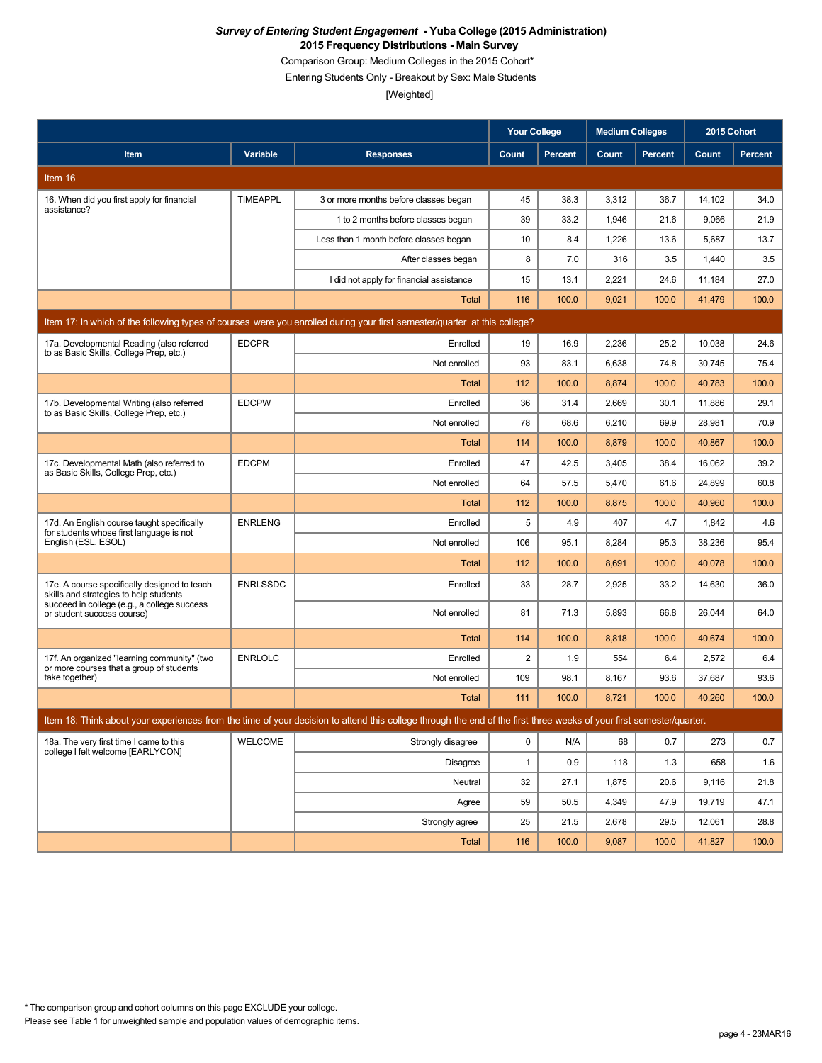***Survey of Entering Student Engagement* - Yuba College (2015 Administration)**
**2015 Frequency Distributions - Main Survey**
Comparison Group: Medium Colleges in the 2015 Cohort*
Entering Students Only - Breakout by Sex: Male Students
[Weighted]

| Item | Variable | Responses | Your College | | Medium Colleges | | 2015 Cohort | |
|---|---|---|---|---|---|---|---|---|
| | | | Count | Percent | Count | Percent | Count | Percent |
| **Item 16** | | | | | | | | |
| 16. When did you first apply for financial assistance? | TIMEAPPL | 3 or more months before classes began | 45 | 38.3 | 3,312 | 36.7 | 14,102 | 34.0 |
| | | 1 to 2 months before classes began | 39 | 33.2 | 1,946 | 21.6 | 9,066 | 21.9 |
| | | Less than 1 month before classes began | 10 | 8.4 | 1,226 | 13.6 | 5,687 | 13.7 |
| | | After classes began | 8 | 7.0 | 316 | 3.5 | 1,440 | 3.5 |
| | | I did not apply for financial assistance | 15 | 13.1 | 2,221 | 24.6 | 11,184 | 27.0 |
| | | Total | 116 | 100.0 | 9,021 | 100.0 | 41,479 | 100.0 |
| **Item 17: In which of the following types of courses were you enrolled during your first semester/quarter at this college?** | | | | | | | | |
| 17a. Developmental Reading (also referred to as Basic Skills, College Prep, etc.) | EDCPR | Enrolled | 19 | 16.9 | 2,236 | 25.2 | 10,038 | 24.6 |
| | | Not enrolled | 93 | 83.1 | 6,638 | 74.8 | 30,745 | 75.4 |
| | | Total | 112 | 100.0 | 8,874 | 100.0 | 40,783 | 100.0 |
| 17b. Developmental Writing (also referred to as Basic Skills, College Prep, etc.) | EDCPW | Enrolled | 36 | 31.4 | 2,669 | 30.1 | 11,886 | 29.1 |
| | | Not enrolled | 78 | 68.6 | 6,210 | 69.9 | 28,981 | 70.9 |
| | | Total | 114 | 100.0 | 8,879 | 100.0 | 40,867 | 100.0 |
| 17c. Developmental Math (also referred to as Basic Skills, College Prep, etc.) | EDCPM | Enrolled | 47 | 42.5 | 3,405 | 38.4 | 16,062 | 39.2 |
| | | Not enrolled | 64 | 57.5 | 5,470 | 61.6 | 24,899 | 60.8 |
| | | Total | 112 | 100.0 | 8,875 | 100.0 | 40,960 | 100.0 |
| 17d. An English course taught specifically for students whose first language is not English (ESL, ESOL) | ENRLENG | Enrolled | 5 | 4.9 | 407 | 4.7 | 1,842 | 4.6 |
| | | Not enrolled | 106 | 95.1 | 8,284 | 95.3 | 38,236 | 95.4 |
| | | Total | 112 | 100.0 | 8,691 | 100.0 | 40,078 | 100.0 |
| 17e. A course specifically designed to teach skills and strategies to help students succeed in college (e.g., a college success or student success course) | ENRLSSDC | Enrolled | 33 | 28.7 | 2,925 | 33.2 | 14,630 | 36.0 |
| | | Not enrolled | 81 | 71.3 | 5,893 | 66.8 | 26,044 | 64.0 |
| | | Total | 114 | 100.0 | 8,818 | 100.0 | 40,674 | 100.0 |
| 17f. An organized "learning community" (two or more courses that a group of students take together) | ENRLOLC | Enrolled | 2 | 1.9 | 554 | 6.4 | 2,572 | 6.4 |
| | | Not enrolled | 109 | 98.1 | 8,167 | 93.6 | 37,687 | 93.6 |
| | | Total | 111 | 100.0 | 8,721 | 100.0 | 40,260 | 100.0 |
| **Item 18: Think about your experiences from the time of your decision to attend this college through the end of the first three weeks of your first semester/quarter.** | | | | | | | | |
| 18a. The very first time I came to this college I felt welcome [EARLYCON] | WELCOME | Strongly disagree | 0 | N/A | 68 | 0.7 | 273 | 0.7 |
| | | Disagree | 1 | 0.9 | 118 | 1.3 | 658 | 1.6 |
| | | Neutral | 32 | 27.1 | 1,875 | 20.6 | 9,116 | 21.8 |
| | | Agree | 59 | 50.5 | 4,349 | 47.9 | 19,719 | 47.1 |
| | | Strongly agree | 25 | 21.5 | 2,678 | 29.5 | 12,061 | 28.8 |
| | | Total | 116 | 100.0 | 9,087 | 100.0 | 41,827 | 100.0 |

* The comparison group and cohort columns on this page EXCLUDE your college.
Please see Table 1 for unweighted sample and population values of demographic items.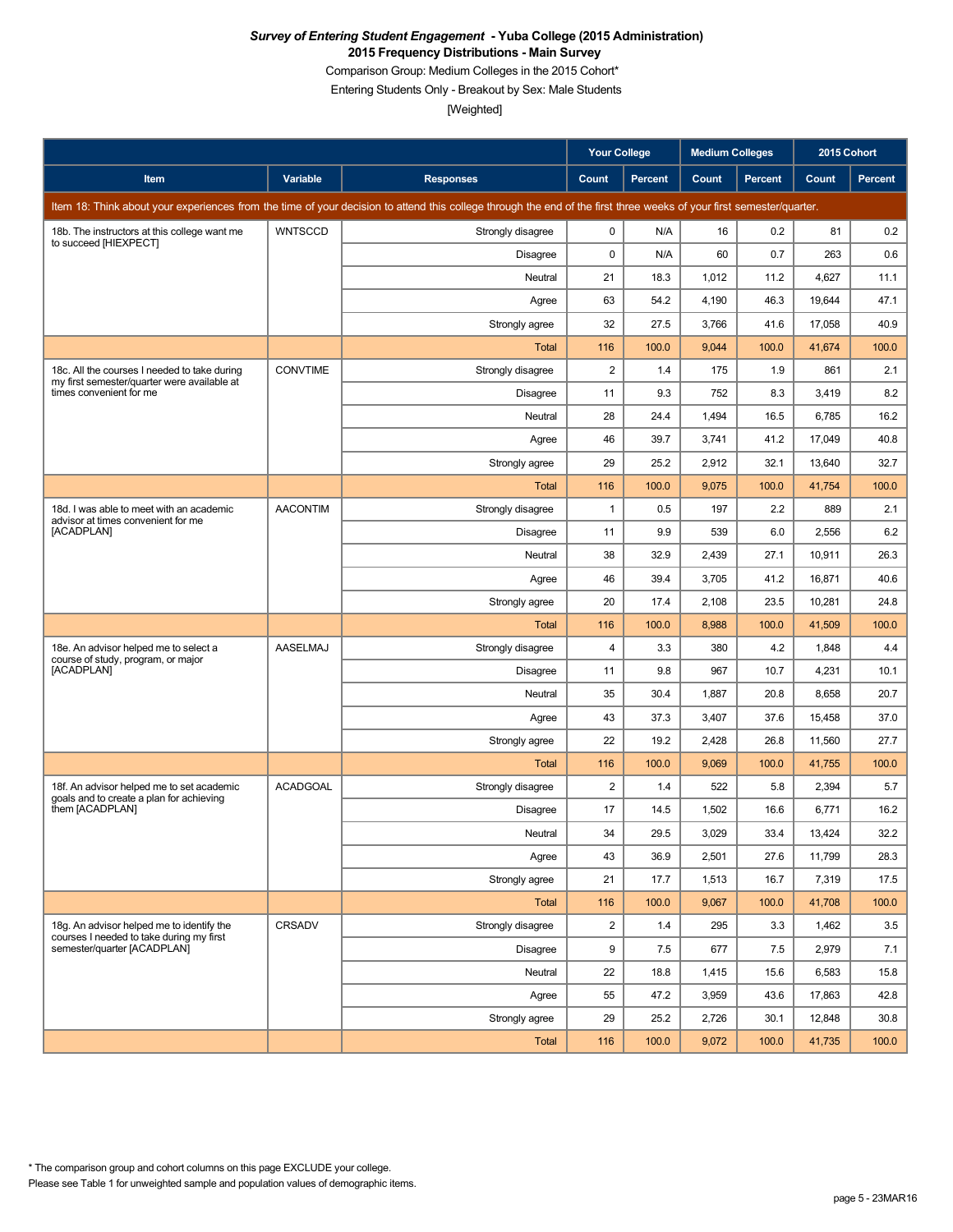***Survey of Entering Student Engagement* - Yuba College (2015 Administration)**
**2015 Frequency Distributions - Main Survey**
Comparison Group: Medium Colleges in the 2015 Cohort*
Entering Students Only - Breakout by Sex: Male Students
[Weighted]

| | | | Your College | | Medium Colleges | | 2015 Cohort | |
|---|---|---|---|---|---|---|---|---|
| **Item** | **Variable** | **Responses** | **Count** | **Percent** | **Count** | **Percent** | **Count** | **Percent** |
| Item 18: Think about your experiences from the time of your decision to attend this college through the end of the first three weeks of your first semester/quarter. | | | | | | | | |
| 18b. The instructors at this college want me to succeed [HIEXPECT] | WNTSCCD | Strongly disagree | 0 | N/A | 16 | 0.2 | 81 | 0.2 |
| | | Disagree | 0 | N/A | 60 | 0.7 | 263 | 0.6 |
| | | Neutral | 21 | 18.3 | 1,012 | 11.2 | 4,627 | 11.1 |
| | | Agree | 63 | 54.2 | 4,190 | 46.3 | 19,644 | 47.1 |
| | | Strongly agree | 32 | 27.5 | 3,766 | 41.6 | 17,058 | 40.9 |
| | | Total | 116 | 100.0 | 9,044 | 100.0 | 41,674 | 100.0 |
| 18c. All the courses I needed to take during my first semester/quarter were available at times convenient for me | CONVTIME | Strongly disagree | 2 | 1.4 | 175 | 1.9 | 861 | 2.1 |
| | | Disagree | 11 | 9.3 | 752 | 8.3 | 3,419 | 8.2 |
| | | Neutral | 28 | 24.4 | 1,494 | 16.5 | 6,785 | 16.2 |
| | | Agree | 46 | 39.7 | 3,741 | 41.2 | 17,049 | 40.8 |
| | | Strongly agree | 29 | 25.2 | 2,912 | 32.1 | 13,640 | 32.7 |
| | | Total | 116 | 100.0 | 9,075 | 100.0 | 41,754 | 100.0 |
| 18d. I was able to meet with an academic advisor at times convenient for me [ACADPLAN] | AACONTIM | Strongly disagree | 1 | 0.5 | 197 | 2.2 | 889 | 2.1 |
| | | Disagree | 11 | 9.9 | 539 | 6.0 | 2,556 | 6.2 |
| | | Neutral | 38 | 32.9 | 2,439 | 27.1 | 10,911 | 26.3 |
| | | Agree | 46 | 39.4 | 3,705 | 41.2 | 16,871 | 40.6 |
| | | Strongly agree | 20 | 17.4 | 2,108 | 23.5 | 10,281 | 24.8 |
| | | Total | 116 | 100.0 | 8,988 | 100.0 | 41,509 | 100.0 |
| 18e. An advisor helped me to select a course of study, program, or major [ACADPLAN] | AASELMAJ | Strongly disagree | 4 | 3.3 | 380 | 4.2 | 1,848 | 4.4 |
| | | Disagree | 11 | 9.8 | 967 | 10.7 | 4,231 | 10.1 |
| | | Neutral | 35 | 30.4 | 1,887 | 20.8 | 8,658 | 20.7 |
| | | Agree | 43 | 37.3 | 3,407 | 37.6 | 15,458 | 37.0 |
| | | Strongly agree | 22 | 19.2 | 2,428 | 26.8 | 11,560 | 27.7 |
| | | Total | 116 | 100.0 | 9,069 | 100.0 | 41,755 | 100.0 |
| 18f. An advisor helped me to set academic goals and to create a plan for achieving them [ACADPLAN] | ACADGOAL | Strongly disagree | 2 | 1.4 | 522 | 5.8 | 2,394 | 5.7 |
| | | Disagree | 17 | 14.5 | 1,502 | 16.6 | 6,771 | 16.2 |
| | | Neutral | 34 | 29.5 | 3,029 | 33.4 | 13,424 | 32.2 |
| | | Agree | 43 | 36.9 | 2,501 | 27.6 | 11,799 | 28.3 |
| | | Strongly agree | 21 | 17.7 | 1,513 | 16.7 | 7,319 | 17.5 |
| | | Total | 116 | 100.0 | 9,067 | 100.0 | 41,708 | 100.0 |
| 18g. An advisor helped me to identify the courses I needed to take during my first semester/quarter [ACADPLAN] | CRSADV | Strongly disagree | 2 | 1.4 | 295 | 3.3 | 1,462 | 3.5 |
| | | Disagree | 9 | 7.5 | 677 | 7.5 | 2,979 | 7.1 |
| | | Neutral | 22 | 18.8 | 1,415 | 15.6 | 6,583 | 15.8 |
| | | Agree | 55 | 47.2 | 3,959 | 43.6 | 17,863 | 42.8 |
| | | Strongly agree | 29 | 25.2 | 2,726 | 30.1 | 12,848 | 30.8 |
| | | Total | 116 | 100.0 | 9,072 | 100.0 | 41,735 | 100.0 |

* The comparison group and cohort columns on this page EXCLUDE your college.
Please see Table 1 for unweighted sample and population values of demographic items.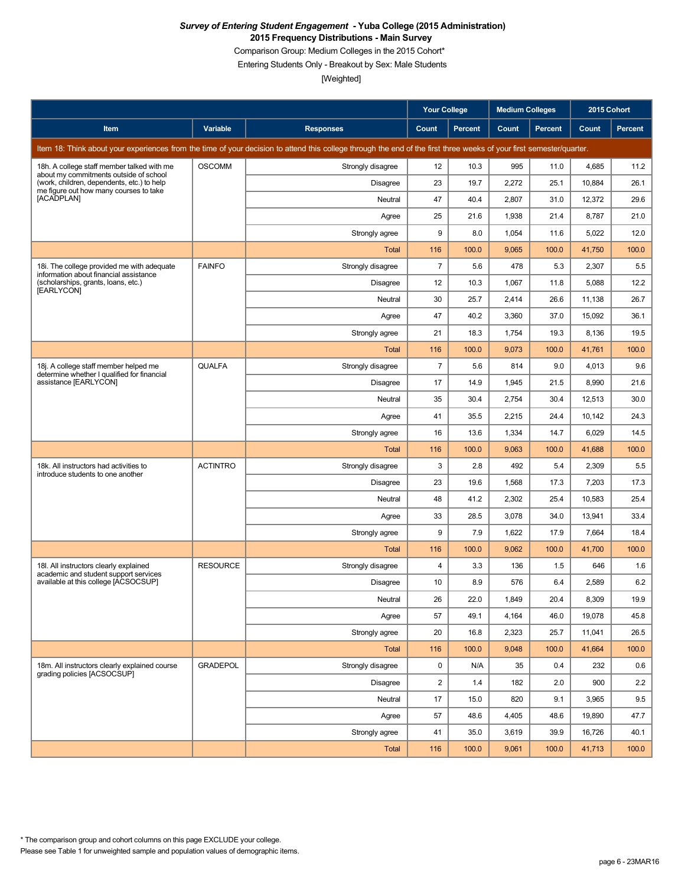***Survey of Entering Student Engagement* - Yuba College (2015 Administration)**
**2015 Frequency Distributions - Main Survey**
Comparison Group: Medium Colleges in the 2015 Cohort*
Entering Students Only - Breakout by Sex: Male Students
[Weighted]

| Item | Variable | Responses | Your College Count | Your College Percent | Medium Colleges Count | Medium Colleges Percent | 2015 Cohort Count | 2015 Cohort Percent |
|---|---|---|---|---|---|---|---|---|
| Item 18: Think about your experiences from the time of your decision to attend this college through the end of the first three weeks of your first semester/quarter. | | | | | | | | |
| 18h. A college staff member talked with me about my commitments outside of school (work, children, dependents, etc.) to help me figure out how many courses to take [ACADPLAN] | OSCOMM | Strongly disagree | 12 | 10.3 | 995 | 11.0 | 4,685 | 11.2 |
| | | Disagree | 23 | 19.7 | 2,272 | 25.1 | 10,884 | 26.1 |
| | | Neutral | 47 | 40.4 | 2,807 | 31.0 | 12,372 | 29.6 |
| | | Agree | 25 | 21.6 | 1,938 | 21.4 | 8,787 | 21.0 |
| | | Strongly agree | 9 | 8.0 | 1,054 | 11.6 | 5,022 | 12.0 |
| | | Total | 116 | 100.0 | 9,065 | 100.0 | 41,750 | 100.0 |
| 18i. The college provided me with adequate information about financial assistance (scholarships, grants, loans, etc.) [EARLYCON] | FAINFO | Strongly disagree | 7 | 5.6 | 478 | 5.3 | 2,307 | 5.5 |
| | | Disagree | 12 | 10.3 | 1,067 | 11.8 | 5,088 | 12.2 |
| | | Neutral | 30 | 25.7 | 2,414 | 26.6 | 11,138 | 26.7 |
| | | Agree | 47 | 40.2 | 3,360 | 37.0 | 15,092 | 36.1 |
| | | Strongly agree | 21 | 18.3 | 1,754 | 19.3 | 8,136 | 19.5 |
| | | Total | 116 | 100.0 | 9,073 | 100.0 | 41,761 | 100.0 |
| 18j. A college staff member helped me determine whether I qualified for financial assistance [EARLYCON] | QUALFA | Strongly disagree | 7 | 5.6 | 814 | 9.0 | 4,013 | 9.6 |
| | | Disagree | 17 | 14.9 | 1,945 | 21.5 | 8,990 | 21.6 |
| | | Neutral | 35 | 30.4 | 2,754 | 30.4 | 12,513 | 30.0 |
| | | Agree | 41 | 35.5 | 2,215 | 24.4 | 10,142 | 24.3 |
| | | Strongly agree | 16 | 13.6 | 1,334 | 14.7 | 6,029 | 14.5 |
| | | Total | 116 | 100.0 | 9,063 | 100.0 | 41,688 | 100.0 |
| 18k. All instructors had activities to introduce students to one another | ACTINTRO | Strongly disagree | 3 | 2.8 | 492 | 5.4 | 2,309 | 5.5 |
| | | Disagree | 23 | 19.6 | 1,568 | 17.3 | 7,203 | 17.3 |
| | | Neutral | 48 | 41.2 | 2,302 | 25.4 | 10,583 | 25.4 |
| | | Agree | 33 | 28.5 | 3,078 | 34.0 | 13,941 | 33.4 |
| | | Strongly agree | 9 | 7.9 | 1,622 | 17.9 | 7,664 | 18.4 |
| | | Total | 116 | 100.0 | 9,062 | 100.0 | 41,700 | 100.0 |
| 18l. All instructors clearly explained academic and student support services available at this college [ACSOCSUP] | RESOURCE | Strongly disagree | 4 | 3.3 | 136 | 1.5 | 646 | 1.6 |
| | | Disagree | 10 | 8.9 | 576 | 6.4 | 2,589 | 6.2 |
| | | Neutral | 26 | 22.0 | 1,849 | 20.4 | 8,309 | 19.9 |
| | | Agree | 57 | 49.1 | 4,164 | 46.0 | 19,078 | 45.8 |
| | | Strongly agree | 20 | 16.8 | 2,323 | 25.7 | 11,041 | 26.5 |
| | | Total | 116 | 100.0 | 9,048 | 100.0 | 41,664 | 100.0 |
| 18m. All instructors clearly explained course grading policies [ACSOCSUP] | GRADEPOL | Strongly disagree | 0 | N/A | 35 | 0.4 | 232 | 0.6 |
| | | Disagree | 2 | 1.4 | 182 | 2.0 | 900 | 2.2 |
| | | Neutral | 17 | 15.0 | 820 | 9.1 | 3,965 | 9.5 |
| | | Agree | 57 | 48.6 | 4,405 | 48.6 | 19,890 | 47.7 |
| | | Strongly agree | 41 | 35.0 | 3,619 | 39.9 | 16,726 | 40.1 |
| | | Total | 116 | 100.0 | 9,061 | 100.0 | 41,713 | 100.0 |

* The comparison group and cohort columns on this page EXCLUDE your college.
Please see Table 1 for unweighted sample and population values of demographic items.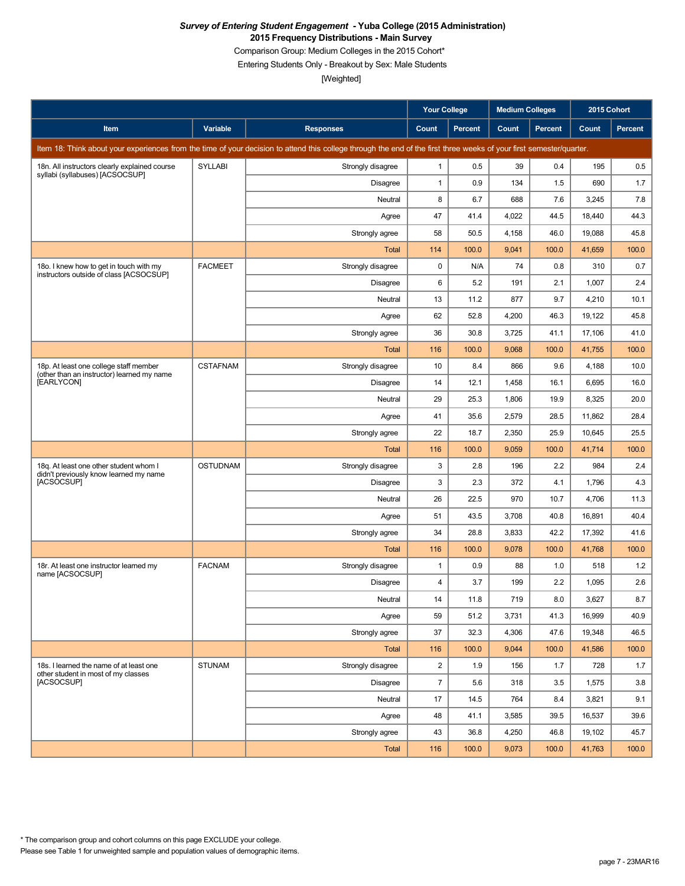***Survey of Entering Student Engagement* - Yuba College (2015 Administration)**
**2015 Frequency Distributions - Main Survey**
Comparison Group: Medium Colleges in the 2015 Cohort*
Entering Students Only - Breakout by Sex: Male Students
[Weighted]

| Item | Variable | Responses | Your College | | Medium Colleges | | 2015 Cohort | |
|---|---|---|---|---|---|---|---|---|
| | | | Count | Percent | Count | Percent | Count | Percent |
| Item 18: Think about your experiences from the time of your decision to attend this college through the end of the first three weeks of your first semester/quarter. | | | | | | | | |
| 18n. All instructors clearly explained course syllabi (syllabuses) [ACSOCSUP] | SYLLABI | Strongly disagree | 1 | 0.5 | 39 | 0.4 | 195 | 0.5 |
| | | Disagree | 1 | 0.9 | 134 | 1.5 | 690 | 1.7 |
| | | Neutral | 8 | 6.7 | 688 | 7.6 | 3,245 | 7.8 |
| | | Agree | 47 | 41.4 | 4,022 | 44.5 | 18,440 | 44.3 |
| | | Strongly agree | 58 | 50.5 | 4,158 | 46.0 | 19,088 | 45.8 |
| | | Total | 114 | 100.0 | 9,041 | 100.0 | 41,659 | 100.0 |
| 18o. I knew how to get in touch with my instructors outside of class [ACSOCSUP] | FACMEET | Strongly disagree | 0 | N/A | 74 | 0.8 | 310 | 0.7 |
| | | Disagree | 6 | 5.2 | 191 | 2.1 | 1,007 | 2.4 |
| | | Neutral | 13 | 11.2 | 877 | 9.7 | 4,210 | 10.1 |
| | | Agree | 62 | 52.8 | 4,200 | 46.3 | 19,122 | 45.8 |
| | | Strongly agree | 36 | 30.8 | 3,725 | 41.1 | 17,106 | 41.0 |
| | | Total | 116 | 100.0 | 9,068 | 100.0 | 41,755 | 100.0 |
| 18p. At least one college staff member (other than an instructor) learned my name [EARLYCON] | CSTAFNAM | Strongly disagree | 10 | 8.4 | 866 | 9.6 | 4,188 | 10.0 |
| | | Disagree | 14 | 12.1 | 1,458 | 16.1 | 6,695 | 16.0 |
| | | Neutral | 29 | 25.3 | 1,806 | 19.9 | 8,325 | 20.0 |
| | | Agree | 41 | 35.6 | 2,579 | 28.5 | 11,862 | 28.4 |
| | | Strongly agree | 22 | 18.7 | 2,350 | 25.9 | 10,645 | 25.5 |
| | | Total | 116 | 100.0 | 9,059 | 100.0 | 41,714 | 100.0 |
| 18q. At least one other student whom I didn't previously know learned my name [ACSOCSUP] | OSTUDNAM | Strongly disagree | 3 | 2.8 | 196 | 2.2 | 984 | 2.4 |
| | | Disagree | 3 | 2.3 | 372 | 4.1 | 1,796 | 4.3 |
| | | Neutral | 26 | 22.5 | 970 | 10.7 | 4,706 | 11.3 |
| | | Agree | 51 | 43.5 | 3,708 | 40.8 | 16,891 | 40.4 |
| | | Strongly agree | 34 | 28.8 | 3,833 | 42.2 | 17,392 | 41.6 |
| | | Total | 116 | 100.0 | 9,078 | 100.0 | 41,768 | 100.0 |
| 18r. At least one instructor learned my name [ACSOCSUP] | FACNAM | Strongly disagree | 1 | 0.9 | 88 | 1.0 | 518 | 1.2 |
| | | Disagree | 4 | 3.7 | 199 | 2.2 | 1,095 | 2.6 |
| | | Neutral | 14 | 11.8 | 719 | 8.0 | 3,627 | 8.7 |
| | | Agree | 59 | 51.2 | 3,731 | 41.3 | 16,999 | 40.9 |
| | | Strongly agree | 37 | 32.3 | 4,306 | 47.6 | 19,348 | 46.5 |
| | | Total | 116 | 100.0 | 9,044 | 100.0 | 41,586 | 100.0 |
| 18s. I learned the name of at least one other student in most of my classes [ACSOCSUP] | STUNAM | Strongly disagree | 2 | 1.9 | 156 | 1.7 | 728 | 1.7 |
| | | Disagree | 7 | 5.6 | 318 | 3.5 | 1,575 | 3.8 |
| | | Neutral | 17 | 14.5 | 764 | 8.4 | 3,821 | 9.1 |
| | | Agree | 48 | 41.1 | 3,585 | 39.5 | 16,537 | 39.6 |
| | | Strongly agree | 43 | 36.8 | 4,250 | 46.8 | 19,102 | 45.7 |
| | | Total | 116 | 100.0 | 9,073 | 100.0 | 41,763 | 100.0 |

* The comparison group and cohort columns on this page EXCLUDE your college.
Please see Table 1 for unweighted sample and population values of demographic items.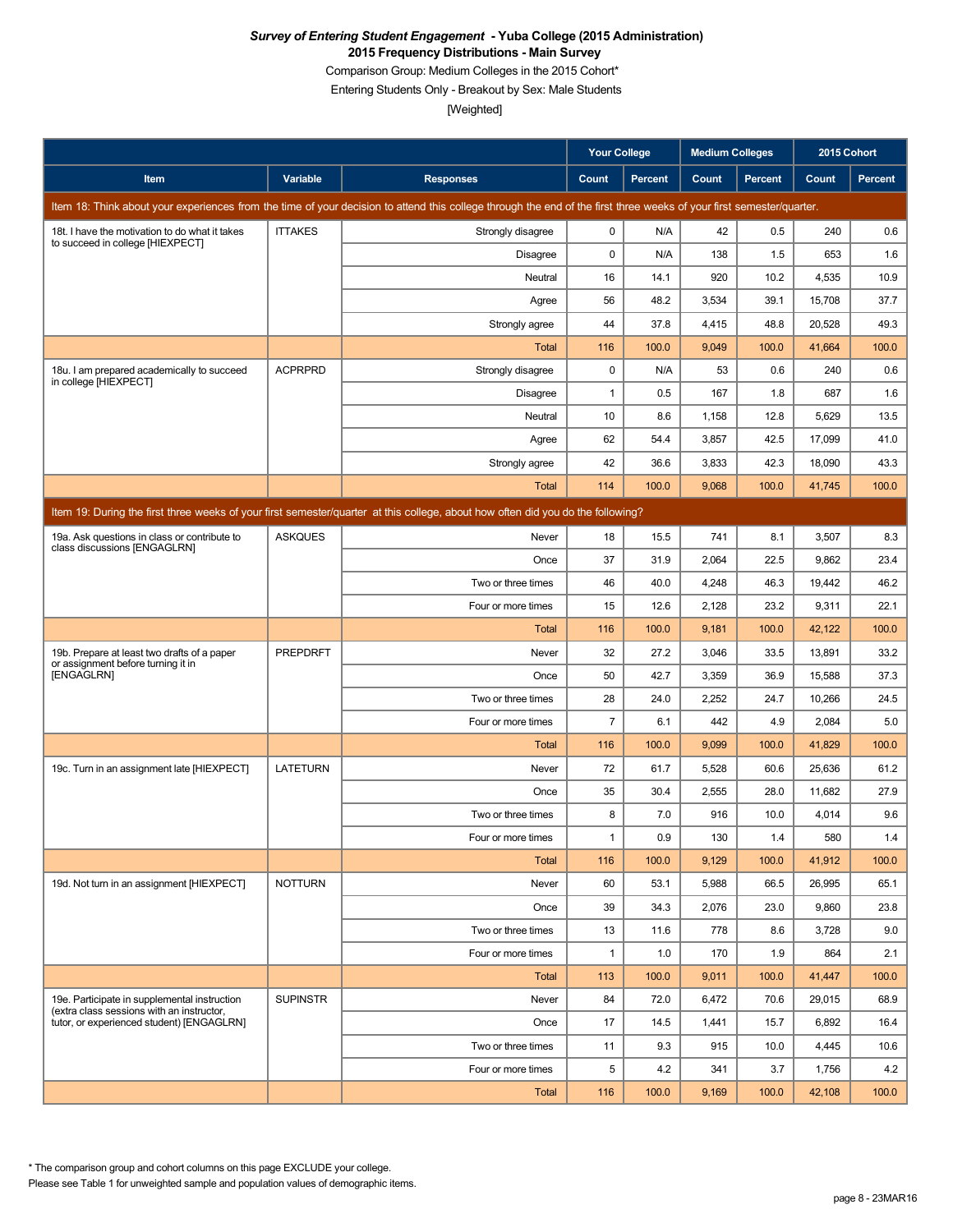***Survey of Entering Student Engagement* - Yuba College (2015 Administration)**
**2015 Frequency Distributions - Main Survey**
Comparison Group: Medium Colleges in the 2015 Cohort*
Entering Students Only - Breakout by Sex: Male Students
[Weighted]

| | | | Your College | | Medium Colleges | | 2015 Cohort | |
|---|---|---|---|---|---|---|---|---|
| **Item** | **Variable** | **Responses** | **Count** | **Percent** | **Count** | **Percent** | **Count** | **Percent** |
| Item 18: Think about your experiences from the time of your decision to attend this college through the end of the first three weeks of your first semester/quarter. | | | | | | | | |
| 18t. I have the motivation to do what it takes to succeed in college [HIEXPECT] | ITTAKES | Strongly disagree | 0 | N/A | 42 | 0.5 | 240 | 0.6 |
| | | Disagree | 0 | N/A | 138 | 1.5 | 653 | 1.6 |
| | | Neutral | 16 | 14.1 | 920 | 10.2 | 4,535 | 10.9 |
| | | Agree | 56 | 48.2 | 3,534 | 39.1 | 15,708 | 37.7 |
| | | Strongly agree | 44 | 37.8 | 4,415 | 48.8 | 20,528 | 49.3 |
| | | Total | 116 | 100.0 | 9,049 | 100.0 | 41,664 | 100.0 |
| 18u. I am prepared academically to succeed in college [HIEXPECT] | ACPRPRD | Strongly disagree | 0 | N/A | 53 | 0.6 | 240 | 0.6 |
| | | Disagree | 1 | 0.5 | 167 | 1.8 | 687 | 1.6 |
| | | Neutral | 10 | 8.6 | 1,158 | 12.8 | 5,629 | 13.5 |
| | | Agree | 62 | 54.4 | 3,857 | 42.5 | 17,099 | 41.0 |
| | | Strongly agree | 42 | 36.6 | 3,833 | 42.3 | 18,090 | 43.3 |
| | | Total | 114 | 100.0 | 9,068 | 100.0 | 41,745 | 100.0 |
| Item 19: During the first three weeks of your first semester/quarter at this college, about how often did you do the following? | | | | | | | | |
| 19a. Ask questions in class or contribute to class discussions [ENGAGLRN] | ASKQUES | Never | 18 | 15.5 | 741 | 8.1 | 3,507 | 8.3 |
| | | Once | 37 | 31.9 | 2,064 | 22.5 | 9,862 | 23.4 |
| | | Two or three times | 46 | 40.0 | 4,248 | 46.3 | 19,442 | 46.2 |
| | | Four or more times | 15 | 12.6 | 2,128 | 23.2 | 9,311 | 22.1 |
| | | Total | 116 | 100.0 | 9,181 | 100.0 | 42,122 | 100.0 |
| 19b. Prepare at least two drafts of a paper or assignment before turning it in [ENGAGLRN] | PREPDRFT | Never | 32 | 27.2 | 3,046 | 33.5 | 13,891 | 33.2 |
| | | Once | 50 | 42.7 | 3,359 | 36.9 | 15,588 | 37.3 |
| | | Two or three times | 28 | 24.0 | 2,252 | 24.7 | 10,266 | 24.5 |
| | | Four or more times | 7 | 6.1 | 442 | 4.9 | 2,084 | 5.0 |
| | | Total | 116 | 100.0 | 9,099 | 100.0 | 41,829 | 100.0 |
| 19c. Turn in an assignment late [HIEXPECT] | LATETURN | Never | 72 | 61.7 | 5,528 | 60.6 | 25,636 | 61.2 |
| | | Once | 35 | 30.4 | 2,555 | 28.0 | 11,682 | 27.9 |
| | | Two or three times | 8 | 7.0 | 916 | 10.0 | 4,014 | 9.6 |
| | | Four or more times | 1 | 0.9 | 130 | 1.4 | 580 | 1.4 |
| | | Total | 116 | 100.0 | 9,129 | 100.0 | 41,912 | 100.0 |
| 19d. Not turn in an assignment [HIEXPECT] | NOTTURN | Never | 60 | 53.1 | 5,988 | 66.5 | 26,995 | 65.1 |
| | | Once | 39 | 34.3 | 2,076 | 23.0 | 9,860 | 23.8 |
| | | Two or three times | 13 | 11.6 | 778 | 8.6 | 3,728 | 9.0 |
| | | Four or more times | 1 | 1.0 | 170 | 1.9 | 864 | 2.1 |
| | | Total | 113 | 100.0 | 9,011 | 100.0 | 41,447 | 100.0 |
| 19e. Participate in supplemental instruction (extra class sessions with an instructor, tutor, or experienced student) [ENGAGLRN] | SUPINSTR | Never | 84 | 72.0 | 6,472 | 70.6 | 29,015 | 68.9 |
| | | Once | 17 | 14.5 | 1,441 | 15.7 | 6,892 | 16.4 |
| | | Two or three times | 11 | 9.3 | 915 | 10.0 | 4,445 | 10.6 |
| | | Four or more times | 5 | 4.2 | 341 | 3.7 | 1,756 | 4.2 |
| | | Total | 116 | 100.0 | 9,169 | 100.0 | 42,108 | 100.0 |

* The comparison group and cohort columns on this page EXCLUDE your college.
Please see Table 1 for unweighted sample and population values of demographic items.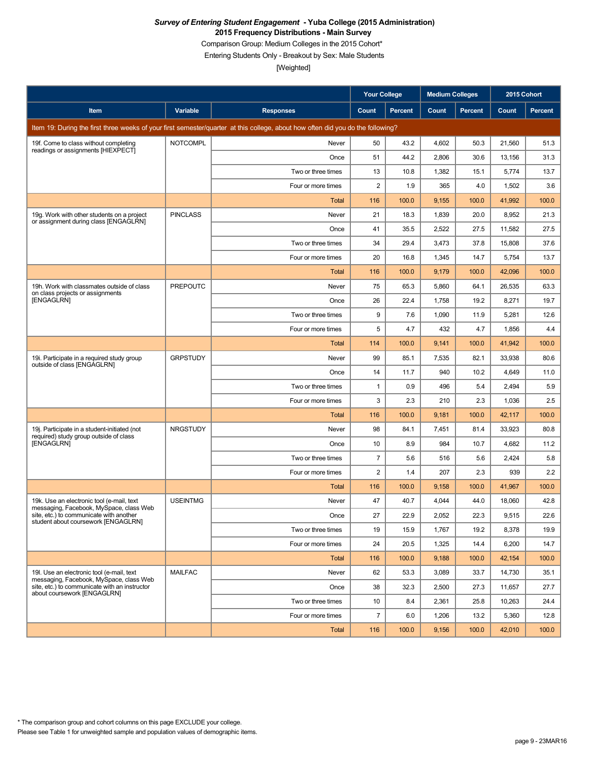***Survey of Entering Student Engagement* - Yuba College (2015 Administration)**

**2015 Frequency Distributions - Main Survey**

Comparison Group: Medium Colleges in the 2015 Cohort*

Entering Students Only - Breakout by Sex: Male Students

[Weighted]

| | | | Your College | | Medium Colleges | | 2015 Cohort | |
|---|---|---|---|---|---|---|---|---|
| Item | Variable | Responses | Count | Percent | Count | Percent | Count | Percent |
| Item 19: During the first three weeks of your first semester/quarter at this college, about how often did you do the following? | | | | | | | | |
| 19f. Come to class without completing readings or assignments [HIEXPECT] | NOTCOMPL | Never | 50 | 43.2 | 4,602 | 50.3 | 21,560 | 51.3 |
| | | Once | 51 | 44.2 | 2,806 | 30.6 | 13,156 | 31.3 |
| | | Two or three times | 13 | 10.8 | 1,382 | 15.1 | 5,774 | 13.7 |
| | | Four or more times | 2 | 1.9 | 365 | 4.0 | 1,502 | 3.6 |
| | | Total | 116 | 100.0 | 9,155 | 100.0 | 41,992 | 100.0 |
| 19g. Work with other students on a project or assignment during class [ENGAGLRN] | PINCLASS | Never | 21 | 18.3 | 1,839 | 20.0 | 8,952 | 21.3 |
| | | Once | 41 | 35.5 | 2,522 | 27.5 | 11,582 | 27.5 |
| | | Two or three times | 34 | 29.4 | 3,473 | 37.8 | 15,808 | 37.6 |
| | | Four or more times | 20 | 16.8 | 1,345 | 14.7 | 5,754 | 13.7 |
| | | Total | 116 | 100.0 | 9,179 | 100.0 | 42,096 | 100.0 |
| 19h. Work with classmates outside of class on class projects or assignments [ENGAGLRN] | PREPOUTC | Never | 75 | 65.3 | 5,860 | 64.1 | 26,535 | 63.3 |
| | | Once | 26 | 22.4 | 1,758 | 19.2 | 8,271 | 19.7 |
| | | Two or three times | 9 | 7.6 | 1,090 | 11.9 | 5,281 | 12.6 |
| | | Four or more times | 5 | 4.7 | 432 | 4.7 | 1,856 | 4.4 |
| | | Total | 114 | 100.0 | 9,141 | 100.0 | 41,942 | 100.0 |
| 19i. Participate in a required study group outside of class [ENGAGLRN] | GRPSTUDY | Never | 99 | 85.1 | 7,535 | 82.1 | 33,938 | 80.6 |
| | | Once | 14 | 11.7 | 940 | 10.2 | 4,649 | 11.0 |
| | | Two or three times | 1 | 0.9 | 496 | 5.4 | 2,494 | 5.9 |
| | | Four or more times | 3 | 2.3 | 210 | 2.3 | 1,036 | 2.5 |
| | | Total | 116 | 100.0 | 9,181 | 100.0 | 42,117 | 100.0 |
| 19j. Participate in a student-initiated (not required) study group outside of class [ENGAGLRN] | NRGSTUDY | Never | 98 | 84.1 | 7,451 | 81.4 | 33,923 | 80.8 |
| | | Once | 10 | 8.9 | 984 | 10.7 | 4,682 | 11.2 |
| | | Two or three times | 7 | 5.6 | 516 | 5.6 | 2,424 | 5.8 |
| | | Four or more times | 2 | 1.4 | 207 | 2.3 | 939 | 2.2 |
| | | Total | 116 | 100.0 | 9,158 | 100.0 | 41,967 | 100.0 |
| 19k. Use an electronic tool (e-mail, text messaging, Facebook, MySpace, class Web site, etc.) to communicate with another student about coursework [ENGAGLRN] | USEINTMG | Never | 47 | 40.7 | 4,044 | 44.0 | 18,060 | 42.8 |
| | | Once | 27 | 22.9 | 2,052 | 22.3 | 9,515 | 22.6 |
| | | Two or three times | 19 | 15.9 | 1,767 | 19.2 | 8,378 | 19.9 |
| | | Four or more times | 24 | 20.5 | 1,325 | 14.4 | 6,200 | 14.7 |
| | | Total | 116 | 100.0 | 9,188 | 100.0 | 42,154 | 100.0 |
| 19l. Use an electronic tool (e-mail, text messaging, Facebook, MySpace, class Web site, etc.) to communicate with an instructor about coursework [ENGAGLRN] | MAILFAC | Never | 62 | 53.3 | 3,089 | 33.7 | 14,730 | 35.1 |
| | | Once | 38 | 32.3 | 2,500 | 27.3 | 11,657 | 27.7 |
| | | Two or three times | 10 | 8.4 | 2,361 | 25.8 | 10,263 | 24.4 |
| | | Four or more times | 7 | 6.0 | 1,206 | 13.2 | 5,360 | 12.8 |
| | | Total | 116 | 100.0 | 9,156 | 100.0 | 42,010 | 100.0 |

\* The comparison group and cohort columns on this page EXCLUDE your college.

Please see Table 1 for unweighted sample and population values of demographic items.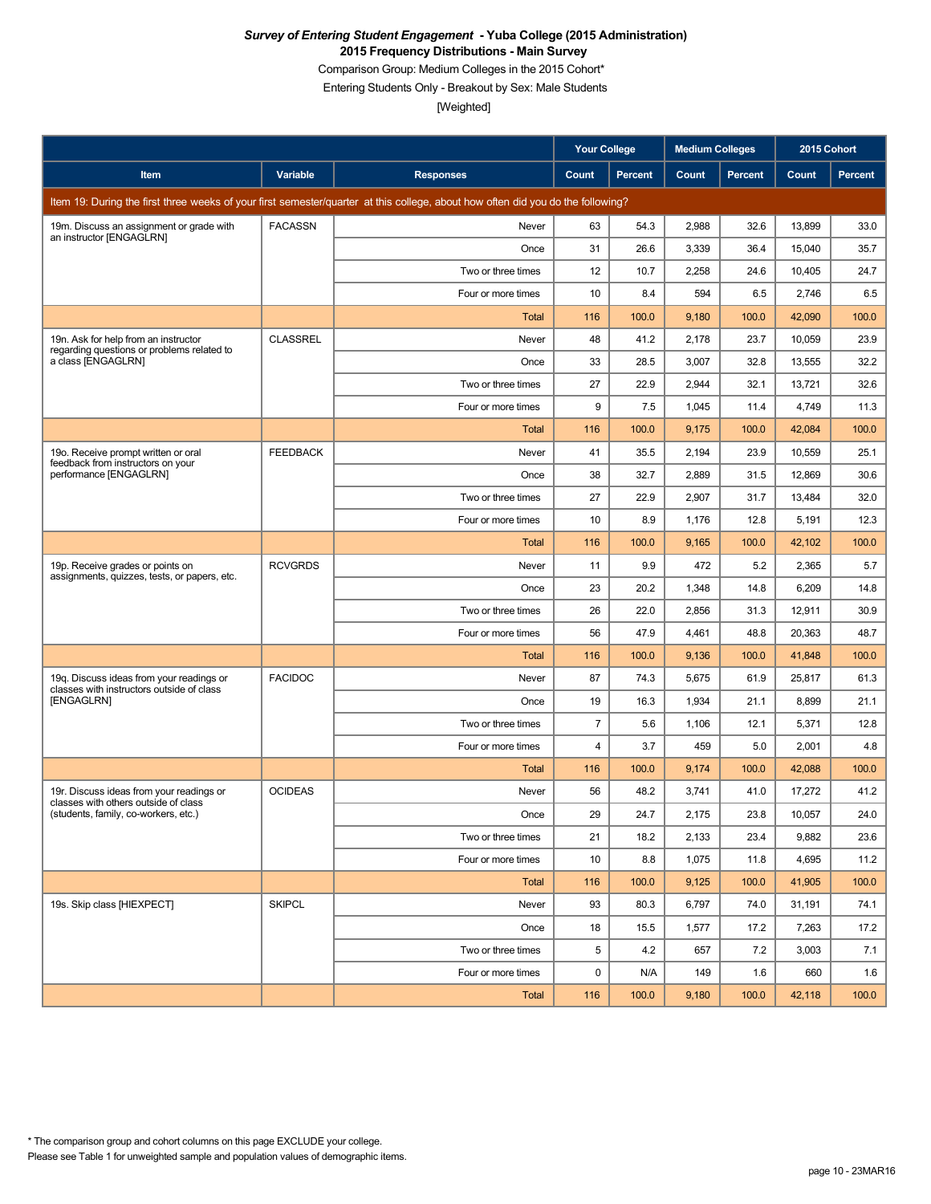***Survey of Entering Student Engagement* - Yuba College (2015 Administration)**

**2015 Frequency Distributions - Main Survey**

Comparison Group: Medium Colleges in the 2015 Cohort*

Entering Students Only - Breakout by Sex: Male Students

[Weighted]

| Item | Variable | Responses | Your College | | Medium Colleges | | 2015 Cohort | |
|---|---|---|---|---|---|---|---|---|
| | | | Count | Percent | Count | Percent | Count | Percent |
| Item 19: During the first three weeks of your first semester/quarter at this college, about how often did you do the following? | | | | | | | | |
| 19m. Discuss an assignment or grade with an instructor [ENGAGLRN] | FACASSN | Never | 63 | 54.3 | 2,988 | 32.6 | 13,899 | 33.0 |
| | | Once | 31 | 26.6 | 3,339 | 36.4 | 15,040 | 35.7 |
| | | Two or three times | 12 | 10.7 | 2,258 | 24.6 | 10,405 | 24.7 |
| | | Four or more times | 10 | 8.4 | 594 | 6.5 | 2,746 | 6.5 |
| | | Total | 116 | 100.0 | 9,180 | 100.0 | 42,090 | 100.0 |
| 19n. Ask for help from an instructor regarding questions or problems related to a class [ENGAGLRN] | CLASSREL | Never | 48 | 41.2 | 2,178 | 23.7 | 10,059 | 23.9 |
| | | Once | 33 | 28.5 | 3,007 | 32.8 | 13,555 | 32.2 |
| | | Two or three times | 27 | 22.9 | 2,944 | 32.1 | 13,721 | 32.6 |
| | | Four or more times | 9 | 7.5 | 1,045 | 11.4 | 4,749 | 11.3 |
| | | Total | 116 | 100.0 | 9,175 | 100.0 | 42,084 | 100.0 |
| 19o. Receive prompt written or oral feedback from instructors on your performance [ENGAGLRN] | FEEDBACK | Never | 41 | 35.5 | 2,194 | 23.9 | 10,559 | 25.1 |
| | | Once | 38 | 32.7 | 2,889 | 31.5 | 12,869 | 30.6 |
| | | Two or three times | 27 | 22.9 | 2,907 | 31.7 | 13,484 | 32.0 |
| | | Four or more times | 10 | 8.9 | 1,176 | 12.8 | 5,191 | 12.3 |
| | | Total | 116 | 100.0 | 9,165 | 100.0 | 42,102 | 100.0 |
| 19p. Receive grades or points on assignments, quizzes, tests, or papers, etc. | RCVGRDS | Never | 11 | 9.9 | 472 | 5.2 | 2,365 | 5.7 |
| | | Once | 23 | 20.2 | 1,348 | 14.8 | 6,209 | 14.8 |
| | | Two or three times | 26 | 22.0 | 2,856 | 31.3 | 12,911 | 30.9 |
| | | Four or more times | 56 | 47.9 | 4,461 | 48.8 | 20,363 | 48.7 |
| | | Total | 116 | 100.0 | 9,136 | 100.0 | 41,848 | 100.0 |
| 19q. Discuss ideas from your readings or classes with instructors outside of class [ENGAGLRN] | FACIDOC | Never | 87 | 74.3 | 5,675 | 61.9 | 25,817 | 61.3 |
| | | Once | 19 | 16.3 | 1,934 | 21.1 | 8,899 | 21.1 |
| | | Two or three times | 7 | 5.6 | 1,106 | 12.1 | 5,371 | 12.8 |
| | | Four or more times | 4 | 3.7 | 459 | 5.0 | 2,001 | 4.8 |
| | | Total | 116 | 100.0 | 9,174 | 100.0 | 42,088 | 100.0 |
| 19r. Discuss ideas from your readings or classes with others outside of class (students, family, co-workers, etc.) | OCIDEAS | Never | 56 | 48.2 | 3,741 | 41.0 | 17,272 | 41.2 |
| | | Once | 29 | 24.7 | 2,175 | 23.8 | 10,057 | 24.0 |
| | | Two or three times | 21 | 18.2 | 2,133 | 23.4 | 9,882 | 23.6 |
| | | Four or more times | 10 | 8.8 | 1,075 | 11.8 | 4,695 | 11.2 |
| | | Total | 116 | 100.0 | 9,125 | 100.0 | 41,905 | 100.0 |
| 19s. Skip class [HIEXPECT] | SKIPCL | Never | 93 | 80.3 | 6,797 | 74.0 | 31,191 | 74.1 |
| | | Once | 18 | 15.5 | 1,577 | 17.2 | 7,263 | 17.2 |
| | | Two or three times | 5 | 4.2 | 657 | 7.2 | 3,003 | 7.1 |
| | | Four or more times | 0 | N/A | 149 | 1.6 | 660 | 1.6 |
| | | Total | 116 | 100.0 | 9,180 | 100.0 | 42,118 | 100.0 |

\* The comparison group and cohort columns on this page EXCLUDE your college.

Please see Table 1 for unweighted sample and population values of demographic items.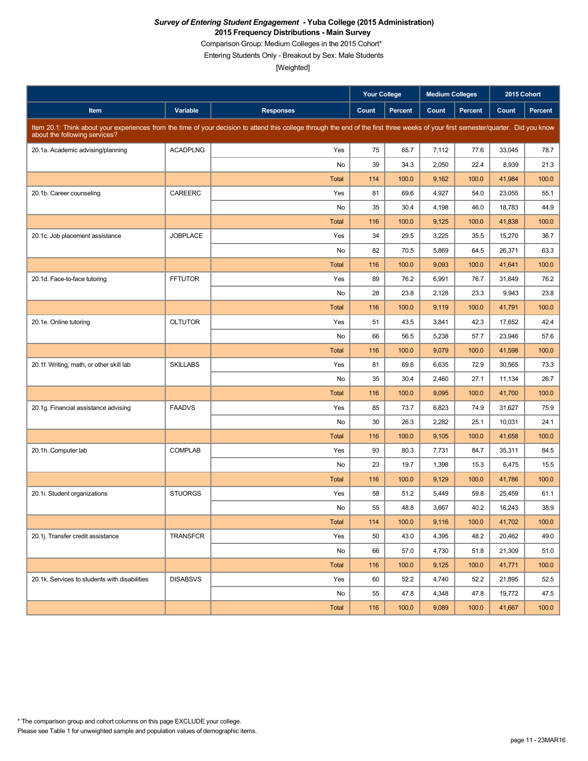***Survey of Entering Student Engagement* - Yuba College (2015 Administration)**
**2015 Frequency Distributions - Main Survey**
Comparison Group: Medium Colleges in the 2015 Cohort*
Entering Students Only - Breakout by Sex: Male Students
[Weighted]

| Item | Variable | Responses | Your College | | Medium Colleges | | 2015 Cohort | |
|---|---|---|---|---|---|---|---|---|
| | | | Count | Percent | Count | Percent | Count | Percent |
| Item 20.1: Think about your experiences from the time of your decision to attend this college through the end of the first three weeks of your first semester/quarter. Did you know about the following services? | | | | | | | | |
| 20.1a. Academic advising/planning | ACADPLNG | Yes | 75 | 65.7 | 7,112 | 77.6 | 33,045 | 78.7 |
| | | No | 39 | 34.3 | 2,050 | 22.4 | 8,939 | 21.3 |
| | | Total | 114 | 100.0 | 9,162 | 100.0 | 41,984 | 100.0 |
| 20.1b. Career counseling | CAREERC | Yes | 81 | 69.6 | 4,927 | 54.0 | 23,055 | 55.1 |
| | | No | 35 | 30.4 | 4,198 | 46.0 | 18,783 | 44.9 |
| | | Total | 116 | 100.0 | 9,125 | 100.0 | 41,838 | 100.0 |
| 20.1c. Job placement assistance | JOBPLACE | Yes | 34 | 29.5 | 3,225 | 35.5 | 15,270 | 36.7 |
| | | No | 82 | 70.5 | 5,869 | 64.5 | 26,371 | 63.3 |
| | | Total | 116 | 100.0 | 9,093 | 100.0 | 41,641 | 100.0 |
| 20.1d. Face-to-face tutoring | FFTUTOR | Yes | 89 | 76.2 | 6,991 | 76.7 | 31,849 | 76.2 |
| | | No | 28 | 23.8 | 2,128 | 23.3 | 9,943 | 23.8 |
| | | Total | 116 | 100.0 | 9,119 | 100.0 | 41,791 | 100.0 |
| 20.1e. Online tutoring | OLTUTOR | Yes | 51 | 43.5 | 3,841 | 42.3 | 17,652 | 42.4 |
| | | No | 66 | 56.5 | 5,238 | 57.7 | 23,946 | 57.6 |
| | | Total | 116 | 100.0 | 9,079 | 100.0 | 41,598 | 100.0 |
| 20.1f. Writing, math, or other skill lab | SKILLABS | Yes | 81 | 69.6 | 6,635 | 72.9 | 30,565 | 73.3 |
| | | No | 35 | 30.4 | 2,460 | 27.1 | 11,134 | 26.7 |
| | | Total | 116 | 100.0 | 9,095 | 100.0 | 41,700 | 100.0 |
| 20.1g. Financial assistance advising | FAADVS | Yes | 85 | 73.7 | 6,823 | 74.9 | 31,627 | 75.9 |
| | | No | 30 | 26.3 | 2,282 | 25.1 | 10,031 | 24.1 |
| | | Total | 116 | 100.0 | 9,105 | 100.0 | 41,658 | 100.0 |
| 20.1h. Computer lab | COMPLAB | Yes | 93 | 80.3 | 7,731 | 84.7 | 35,311 | 84.5 |
| | | No | 23 | 19.7 | 1,398 | 15.3 | 6,475 | 15.5 |
| | | Total | 116 | 100.0 | 9,129 | 100.0 | 41,786 | 100.0 |
| 20.1i. Student organizations | STUORGS | Yes | 58 | 51.2 | 5,449 | 59.8 | 25,459 | 61.1 |
| | | No | 55 | 48.8 | 3,667 | 40.2 | 16,243 | 38.9 |
| | | Total | 114 | 100.0 | 9,116 | 100.0 | 41,702 | 100.0 |
| 20.1j. Transfer credit assistance | TRANSFCR | Yes | 50 | 43.0 | 4,395 | 48.2 | 20,462 | 49.0 |
| | | No | 66 | 57.0 | 4,730 | 51.8 | 21,309 | 51.0 |
| | | Total | 116 | 100.0 | 9,125 | 100.0 | 41,771 | 100.0 |
| 20.1k. Services to students with disabilities | DISABSVS | Yes | 60 | 52.2 | 4,740 | 52.2 | 21,895 | 52.5 |
| | | No | 55 | 47.8 | 4,348 | 47.8 | 19,772 | 47.5 |
| | | Total | 116 | 100.0 | 9,089 | 100.0 | 41,667 | 100.0 |

* The comparison group and cohort columns on this page EXCLUDE your college.
Please see Table 1 for unweighted sample and population values of demographic items.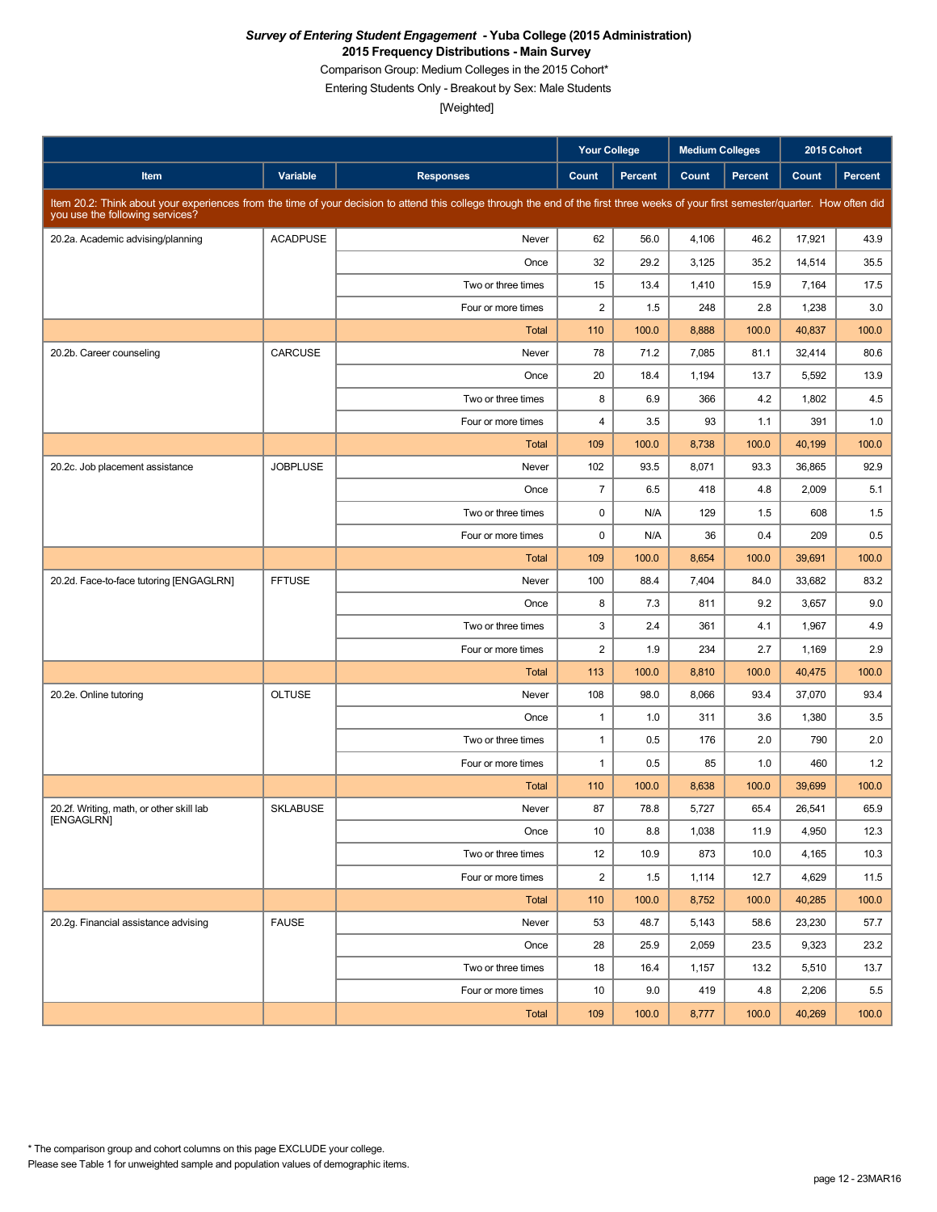***Survey of Entering Student Engagement* - Yuba College (2015 Administration)**
**2015 Frequency Distributions - Main Survey**
Comparison Group: Medium Colleges in the 2015 Cohort*
Entering Students Only - Breakout by Sex: Male Students
[Weighted]

| | | | Your College | | Medium Colleges | | 2015 Cohort | |
|---|---|---|---|---|---|---|---|---|
| **Item** | **Variable** | **Responses** | **Count** | **Percent** | **Count** | **Percent** | **Count** | **Percent** |
| Item 20.2: Think about your experiences from the time of your decision to attend this college through the end of the first three weeks of your first semester/quarter. How often did you use the following services? | | | | | | | | |
| 20.2a. Academic advising/planning | ACADPUSE | Never | 62 | 56.0 | 4,106 | 46.2 | 17,921 | 43.9 |
| | | Once | 32 | 29.2 | 3,125 | 35.2 | 14,514 | 35.5 |
| | | Two or three times | 15 | 13.4 | 1,410 | 15.9 | 7,164 | 17.5 |
| | | Four or more times | 2 | 1.5 | 248 | 2.8 | 1,238 | 3.0 |
| | | Total | 110 | 100.0 | 8,888 | 100.0 | 40,837 | 100.0 |
| 20.2b. Career counseling | CARCUSE | Never | 78 | 71.2 | 7,085 | 81.1 | 32,414 | 80.6 |
| | | Once | 20 | 18.4 | 1,194 | 13.7 | 5,592 | 13.9 |
| | | Two or three times | 8 | 6.9 | 366 | 4.2 | 1,802 | 4.5 |
| | | Four or more times | 4 | 3.5 | 93 | 1.1 | 391 | 1.0 |
| | | Total | 109 | 100.0 | 8,738 | 100.0 | 40,199 | 100.0 |
| 20.2c. Job placement assistance | JOBPLUSE | Never | 102 | 93.5 | 8,071 | 93.3 | 36,865 | 92.9 |
| | | Once | 7 | 6.5 | 418 | 4.8 | 2,009 | 5.1 |
| | | Two or three times | 0 | N/A | 129 | 1.5 | 608 | 1.5 |
| | | Four or more times | 0 | N/A | 36 | 0.4 | 209 | 0.5 |
| | | Total | 109 | 100.0 | 8,654 | 100.0 | 39,691 | 100.0 |
| 20.2d. Face-to-face tutoring [ENGAGLRN] | FFTUSE | Never | 100 | 88.4 | 7,404 | 84.0 | 33,682 | 83.2 |
| | | Once | 8 | 7.3 | 811 | 9.2 | 3,657 | 9.0 |
| | | Two or three times | 3 | 2.4 | 361 | 4.1 | 1,967 | 4.9 |
| | | Four or more times | 2 | 1.9 | 234 | 2.7 | 1,169 | 2.9 |
| | | Total | 113 | 100.0 | 8,810 | 100.0 | 40,475 | 100.0 |
| 20.2e. Online tutoring | OLTUSE | Never | 108 | 98.0 | 8,066 | 93.4 | 37,070 | 93.4 |
| | | Once | 1 | 1.0 | 311 | 3.6 | 1,380 | 3.5 |
| | | Two or three times | 1 | 0.5 | 176 | 2.0 | 790 | 2.0 |
| | | Four or more times | 1 | 0.5 | 85 | 1.0 | 460 | 1.2 |
| | | Total | 110 | 100.0 | 8,638 | 100.0 | 39,699 | 100.0 |
| 20.2f. Writing, math, or other skill lab [ENGAGLRN] | SKLABUSE | Never | 87 | 78.8 | 5,727 | 65.4 | 26,541 | 65.9 |
| | | Once | 10 | 8.8 | 1,038 | 11.9 | 4,950 | 12.3 |
| | | Two or three times | 12 | 10.9 | 873 | 10.0 | 4,165 | 10.3 |
| | | Four or more times | 2 | 1.5 | 1,114 | 12.7 | 4,629 | 11.5 |
| | | Total | 110 | 100.0 | 8,752 | 100.0 | 40,285 | 100.0 |
| 20.2g. Financial assistance advising | FAUSE | Never | 53 | 48.7 | 5,143 | 58.6 | 23,230 | 57.7 |
| | | Once | 28 | 25.9 | 2,059 | 23.5 | 9,323 | 23.2 |
| | | Two or three times | 18 | 16.4 | 1,157 | 13.2 | 5,510 | 13.7 |
| | | Four or more times | 10 | 9.0 | 419 | 4.8 | 2,206 | 5.5 |
| | | Total | 109 | 100.0 | 8,777 | 100.0 | 40,269 | 100.0 |

* The comparison group and cohort columns on this page EXCLUDE your college.
Please see Table 1 for unweighted sample and population values of demographic items.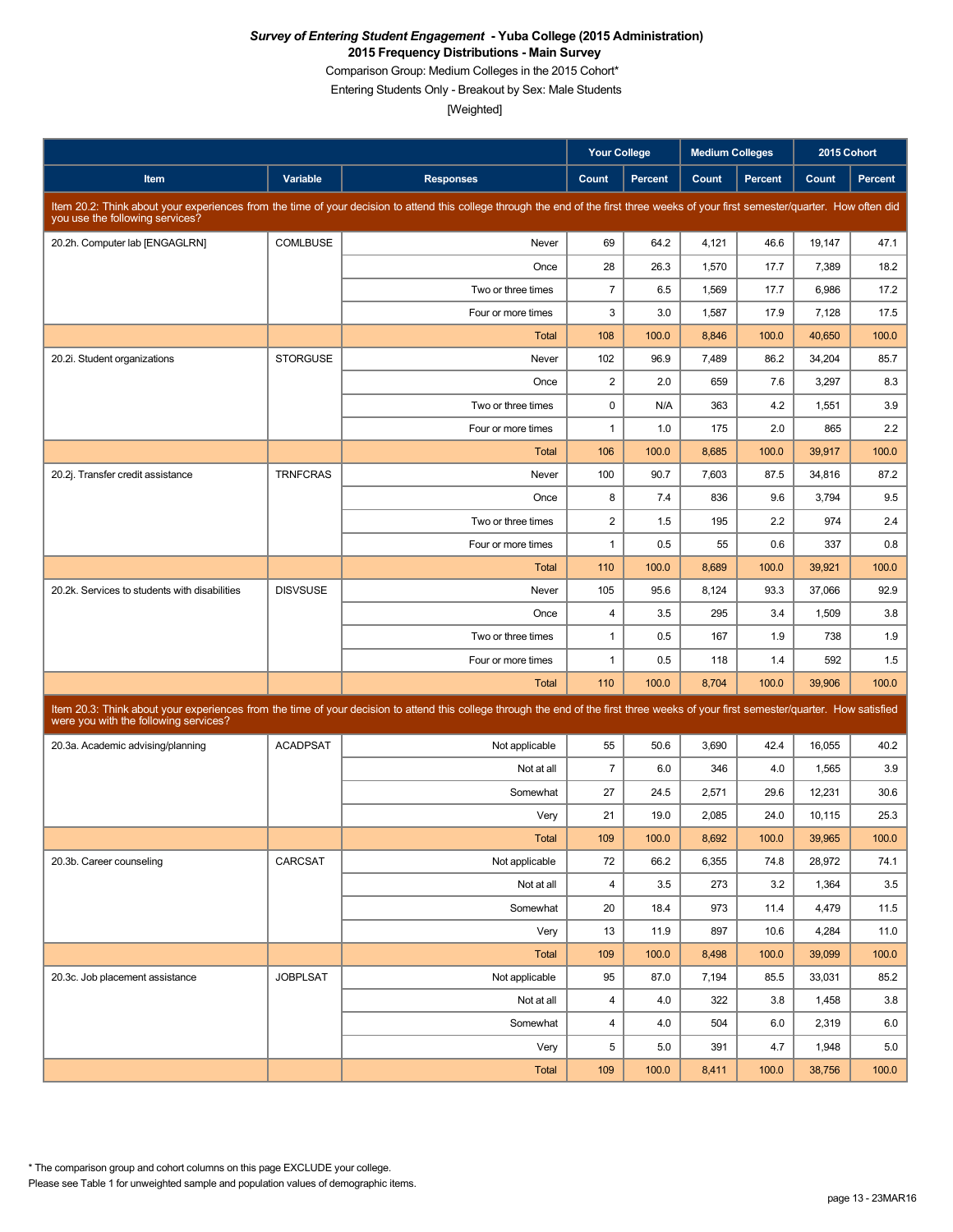***Survey of Entering Student Engagement* - Yuba College (2015 Administration)**
**2015 Frequency Distributions - Main Survey**
Comparison Group: Medium Colleges in the 2015 Cohort*
Entering Students Only - Breakout by Sex: Male Students
[Weighted]

| Item | Variable | Responses | Your College | | Medium Colleges | | 2015 Cohort | |
|---|---|---|---|---|---|---|---|---|
| | | | Count | Percent | Count | Percent | Count | Percent |
| Item 20.2: Think about your experiences from the time of your decision to attend this college through the end of the first three weeks of your first semester/quarter. How often did you use the following services? | | | | | | | | |
| 20.2h. Computer lab [ENGAGLRN] | COMLBUSE | Never | 69 | 64.2 | 4,121 | 46.6 | 19,147 | 47.1 |
| | | Once | 28 | 26.3 | 1,570 | 17.7 | 7,389 | 18.2 |
| | | Two or three times | 7 | 6.5 | 1,569 | 17.7 | 6,986 | 17.2 |
| | | Four or more times | 3 | 3.0 | 1,587 | 17.9 | 7,128 | 17.5 |
| | | Total | 108 | 100.0 | 8,846 | 100.0 | 40,650 | 100.0 |
| 20.2i. Student organizations | STORGUSE | Never | 102 | 96.9 | 7,489 | 86.2 | 34,204 | 85.7 |
| | | Once | 2 | 2.0 | 659 | 7.6 | 3,297 | 8.3 |
| | | Two or three times | 0 | N/A | 363 | 4.2 | 1,551 | 3.9 |
| | | Four or more times | 1 | 1.0 | 175 | 2.0 | 865 | 2.2 |
| | | Total | 106 | 100.0 | 8,685 | 100.0 | 39,917 | 100.0 |
| 20.2j. Transfer credit assistance | TRNFCRAS | Never | 100 | 90.7 | 7,603 | 87.5 | 34,816 | 87.2 |
| | | Once | 8 | 7.4 | 836 | 9.6 | 3,794 | 9.5 |
| | | Two or three times | 2 | 1.5 | 195 | 2.2 | 974 | 2.4 |
| | | Four or more times | 1 | 0.5 | 55 | 0.6 | 337 | 0.8 |
| | | Total | 110 | 100.0 | 8,689 | 100.0 | 39,921 | 100.0 |
| 20.2k. Services to students with disabilities | DISVSUSE | Never | 105 | 95.6 | 8,124 | 93.3 | 37,066 | 92.9 |
| | | Once | 4 | 3.5 | 295 | 3.4 | 1,509 | 3.8 |
| | | Two or three times | 1 | 0.5 | 167 | 1.9 | 738 | 1.9 |
| | | Four or more times | 1 | 0.5 | 118 | 1.4 | 592 | 1.5 |
| | | Total | 110 | 100.0 | 8,704 | 100.0 | 39,906 | 100.0 |
| Item 20.3: Think about your experiences from the time of your decision to attend this college through the end of the first three weeks of your first semester/quarter. How satisfied were you with the following services? | | | | | | | | |
| 20.3a. Academic advising/planning | ACADPSAT | Not applicable | 55 | 50.6 | 3,690 | 42.4 | 16,055 | 40.2 |
| | | Not at all | 7 | 6.0 | 346 | 4.0 | 1,565 | 3.9 |
| | | Somewhat | 27 | 24.5 | 2,571 | 29.6 | 12,231 | 30.6 |
| | | Very | 21 | 19.0 | 2,085 | 24.0 | 10,115 | 25.3 |
| | | Total | 109 | 100.0 | 8,692 | 100.0 | 39,965 | 100.0 |
| 20.3b. Career counseling | CARCSAT | Not applicable | 72 | 66.2 | 6,355 | 74.8 | 28,972 | 74.1 |
| | | Not at all | 4 | 3.5 | 273 | 3.2 | 1,364 | 3.5 |
| | | Somewhat | 20 | 18.4 | 973 | 11.4 | 4,479 | 11.5 |
| | | Very | 13 | 11.9 | 897 | 10.6 | 4,284 | 11.0 |
| | | Total | 109 | 100.0 | 8,498 | 100.0 | 39,099 | 100.0 |
| 20.3c. Job placement assistance | JOBPLSAT | Not applicable | 95 | 87.0 | 7,194 | 85.5 | 33,031 | 85.2 |
| | | Not at all | 4 | 4.0 | 322 | 3.8 | 1,458 | 3.8 |
| | | Somewhat | 4 | 4.0 | 504 | 6.0 | 2,319 | 6.0 |
| | | Very | 5 | 5.0 | 391 | 4.7 | 1,948 | 5.0 |
| | | Total | 109 | 100.0 | 8,411 | 100.0 | 38,756 | 100.0 |

\* The comparison group and cohort columns on this page EXCLUDE your college.
Please see Table 1 for unweighted sample and population values of demographic items.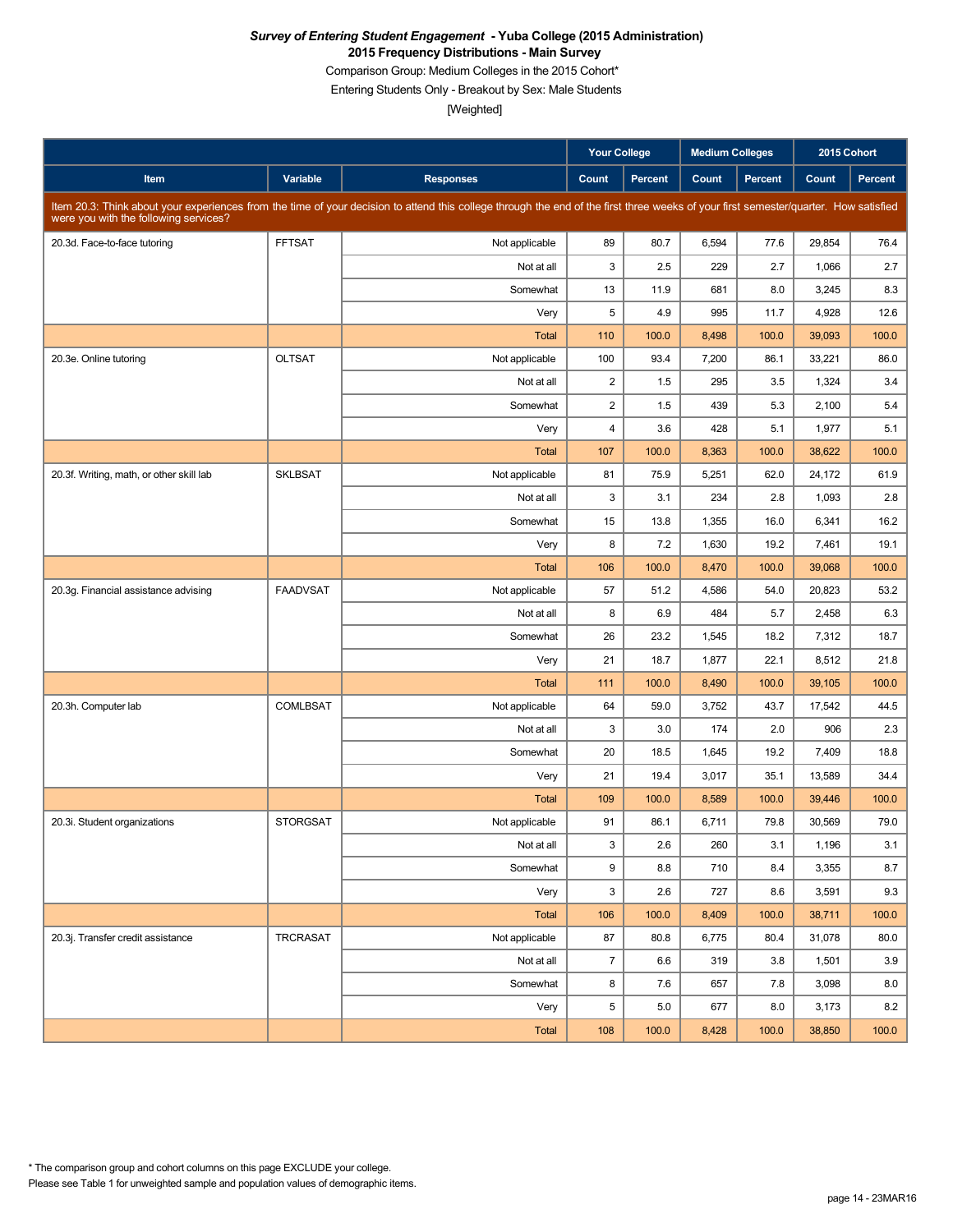***Survey of Entering Student Engagement* - Yuba College (2015 Administration)**

**2015 Frequency Distributions - Main Survey**

Comparison Group: Medium Colleges in the 2015 Cohort*

Entering Students Only - Breakout by Sex: Male Students

[Weighted]

| Item | Variable | Responses | Your College | | Medium Colleges | | 2015 Cohort | |
|---|---|---|---|---|---|---|---|---|
| | | | Count | Percent | Count | Percent | Count | Percent |
| Item 20.3: Think about your experiences from the time of your decision to attend this college through the end of the first three weeks of your first semester/quarter. How satisfied were you with the following services? | | | | | | | | |
| 20.3d. Face-to-face tutoring | FFTSAT | Not applicable | 89 | 80.7 | 6,594 | 77.6 | 29,854 | 76.4 |
| | | Not at all | 3 | 2.5 | 229 | 2.7 | 1,066 | 2.7 |
| | | Somewhat | 13 | 11.9 | 681 | 8.0 | 3,245 | 8.3 |
| | | Very | 5 | 4.9 | 995 | 11.7 | 4,928 | 12.6 |
| | | Total | 110 | 100.0 | 8,498 | 100.0 | 39,093 | 100.0 |
| 20.3e. Online tutoring | OLTSAT | Not applicable | 100 | 93.4 | 7,200 | 86.1 | 33,221 | 86.0 |
| | | Not at all | 2 | 1.5 | 295 | 3.5 | 1,324 | 3.4 |
| | | Somewhat | 2 | 1.5 | 439 | 5.3 | 2,100 | 5.4 |
| | | Very | 4 | 3.6 | 428 | 5.1 | 1,977 | 5.1 |
| | | Total | 107 | 100.0 | 8,363 | 100.0 | 38,622 | 100.0 |
| 20.3f. Writing, math, or other skill lab | SKLBSAT | Not applicable | 81 | 75.9 | 5,251 | 62.0 | 24,172 | 61.9 |
| | | Not at all | 3 | 3.1 | 234 | 2.8 | 1,093 | 2.8 |
| | | Somewhat | 15 | 13.8 | 1,355 | 16.0 | 6,341 | 16.2 |
| | | Very | 8 | 7.2 | 1,630 | 19.2 | 7,461 | 19.1 |
| | | Total | 106 | 100.0 | 8,470 | 100.0 | 39,068 | 100.0 |
| 20.3g. Financial assistance advising | FAADVSAT | Not applicable | 57 | 51.2 | 4,586 | 54.0 | 20,823 | 53.2 |
| | | Not at all | 8 | 6.9 | 484 | 5.7 | 2,458 | 6.3 |
| | | Somewhat | 26 | 23.2 | 1,545 | 18.2 | 7,312 | 18.7 |
| | | Very | 21 | 18.7 | 1,877 | 22.1 | 8,512 | 21.8 |
| | | Total | 111 | 100.0 | 8,490 | 100.0 | 39,105 | 100.0 |
| 20.3h. Computer lab | COMLBSAT | Not applicable | 64 | 59.0 | 3,752 | 43.7 | 17,542 | 44.5 |
| | | Not at all | 3 | 3.0 | 174 | 2.0 | 906 | 2.3 |
| | | Somewhat | 20 | 18.5 | 1,645 | 19.2 | 7,409 | 18.8 |
| | | Very | 21 | 19.4 | 3,017 | 35.1 | 13,589 | 34.4 |
| | | Total | 109 | 100.0 | 8,589 | 100.0 | 39,446 | 100.0 |
| 20.3i. Student organizations | STORGSAT | Not applicable | 91 | 86.1 | 6,711 | 79.8 | 30,569 | 79.0 |
| | | Not at all | 3 | 2.6 | 260 | 3.1 | 1,196 | 3.1 |
| | | Somewhat | 9 | 8.8 | 710 | 8.4 | 3,355 | 8.7 |
| | | Very | 3 | 2.6 | 727 | 8.6 | 3,591 | 9.3 |
| | | Total | 106 | 100.0 | 8,409 | 100.0 | 38,711 | 100.0 |
| 20.3j. Transfer credit assistance | TRCRASAT | Not applicable | 87 | 80.8 | 6,775 | 80.4 | 31,078 | 80.0 |
| | | Not at all | 7 | 6.6 | 319 | 3.8 | 1,501 | 3.9 |
| | | Somewhat | 8 | 7.6 | 657 | 7.8 | 3,098 | 8.0 |
| | | Very | 5 | 5.0 | 677 | 8.0 | 3,173 | 8.2 |
| | | Total | 108 | 100.0 | 8,428 | 100.0 | 38,850 | 100.0 |

\* The comparison group and cohort columns on this page EXCLUDE your college.

Please see Table 1 for unweighted sample and population values of demographic items.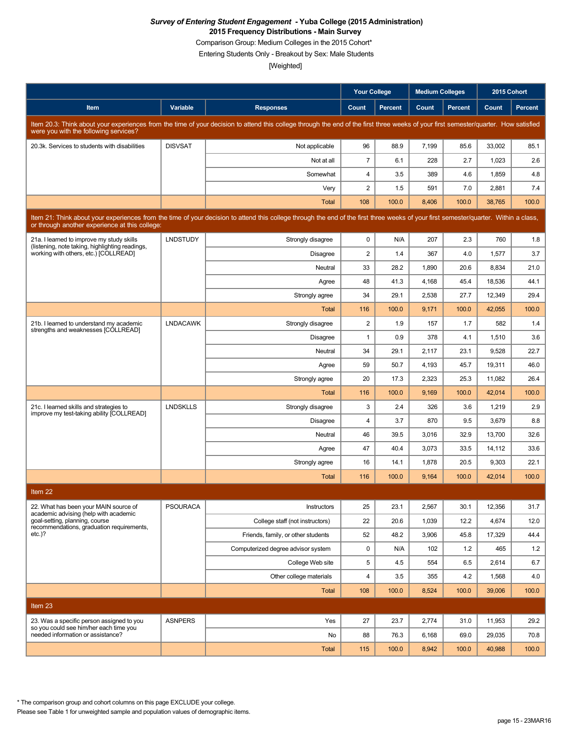***Survey of Entering Student Engagement* - Yuba College (2015 Administration)**
**2015 Frequency Distributions - Main Survey**
Comparison Group: Medium Colleges in the 2015 Cohort*
Entering Students Only - Breakout by Sex: Male Students
[Weighted]

| | | | Your College | | Medium Colleges | | 2015 Cohort | |
|---|---|---|---|---|---|---|---|---|
| **Item** | **Variable** | **Responses** | **Count** | **Percent** | **Count** | **Percent** | **Count** | **Percent** |
| Item 20.3: Think about your experiences from the time of your decision to attend this college through the end of the first three weeks of your first semester/quarter. How satisfied were you with the following services? | | | | | | | | |
| 20.3k. Services to students with disabilities | DISVSAT | Not applicable | 96 | 88.9 | 7,199 | 85.6 | 33,002 | 85.1 |
| | | Not at all | 7 | 6.1 | 228 | 2.7 | 1,023 | 2.6 |
| | | Somewhat | 4 | 3.5 | 389 | 4.6 | 1,859 | 4.8 |
| | | Very | 2 | 1.5 | 591 | 7.0 | 2,881 | 7.4 |
| | | Total | 108 | 100.0 | 8,406 | 100.0 | 38,765 | 100.0 |
| Item 21: Think about your experiences from the time of your decision to attend this college through the end of the first three weeks of your first semester/quarter. Within a class, or through another experience at this college: | | | | | | | | |
| 21a. I learned to improve my study skills (listening, note taking, highlighting readings, working with others, etc.) [COLLREAD] | LNDSTUDY | Strongly disagree | 0 | N/A | 207 | 2.3 | 760 | 1.8 |
| | | Disagree | 2 | 1.4 | 367 | 4.0 | 1,577 | 3.7 |
| | | Neutral | 33 | 28.2 | 1,890 | 20.6 | 8,834 | 21.0 |
| | | Agree | 48 | 41.3 | 4,168 | 45.4 | 18,536 | 44.1 |
| | | Strongly agree | 34 | 29.1 | 2,538 | 27.7 | 12,349 | 29.4 |
| | | Total | 116 | 100.0 | 9,171 | 100.0 | 42,055 | 100.0 |
| 21b. I learned to understand my academic strengths and weaknesses [COLLREAD] | LNDACAWK | Strongly disagree | 2 | 1.9 | 157 | 1.7 | 582 | 1.4 |
| | | Disagree | 1 | 0.9 | 378 | 4.1 | 1,510 | 3.6 |
| | | Neutral | 34 | 29.1 | 2,117 | 23.1 | 9,528 | 22.7 |
| | | Agree | 59 | 50.7 | 4,193 | 45.7 | 19,311 | 46.0 |
| | | Strongly agree | 20 | 17.3 | 2,323 | 25.3 | 11,082 | 26.4 |
| | | Total | 116 | 100.0 | 9,169 | 100.0 | 42,014 | 100.0 |
| 21c. I learned skills and strategies to improve my test-taking ability [COLLREAD] | LNDSKLLS | Strongly disagree | 3 | 2.4 | 326 | 3.6 | 1,219 | 2.9 |
| | | Disagree | 4 | 3.7 | 870 | 9.5 | 3,679 | 8.8 |
| | | Neutral | 46 | 39.5 | 3,016 | 32.9 | 13,700 | 32.6 |
| | | Agree | 47 | 40.4 | 3,073 | 33.5 | 14,112 | 33.6 |
| | | Strongly agree | 16 | 14.1 | 1,878 | 20.5 | 9,303 | 22.1 |
| | | Total | 116 | 100.0 | 9,164 | 100.0 | 42,014 | 100.0 |
| Item 22 | | | | | | | | |
| 22. What has been your MAIN source of academic advising (help with academic goal-setting, planning, course recommendations, graduation requirements, etc.)? | PSOURACA | Instructors | 25 | 23.1 | 2,567 | 30.1 | 12,356 | 31.7 |
| | | College staff (not instructors) | 22 | 20.6 | 1,039 | 12.2 | 4,674 | 12.0 |
| | | Friends, family, or other students | 52 | 48.2 | 3,906 | 45.8 | 17,329 | 44.4 |
| | | Computerized degree advisor system | 0 | N/A | 102 | 1.2 | 465 | 1.2 |
| | | College Web site | 5 | 4.5 | 554 | 6.5 | 2,614 | 6.7 |
| | | Other college materials | 4 | 3.5 | 355 | 4.2 | 1,568 | 4.0 |
| | | Total | 108 | 100.0 | 8,524 | 100.0 | 39,006 | 100.0 |
| Item 23 | | | | | | | | |
| 23. Was a specific person assigned to you so you could see him/her each time you needed information or assistance? | ASNPERS | Yes | 27 | 23.7 | 2,774 | 31.0 | 11,953 | 29.2 |
| | | No | 88 | 76.3 | 6,168 | 69.0 | 29,035 | 70.8 |
| | | Total | 115 | 100.0 | 8,942 | 100.0 | 40,988 | 100.0 |

* The comparison group and cohort columns on this page EXCLUDE your college.
Please see Table 1 for unweighted sample and population values of demographic items.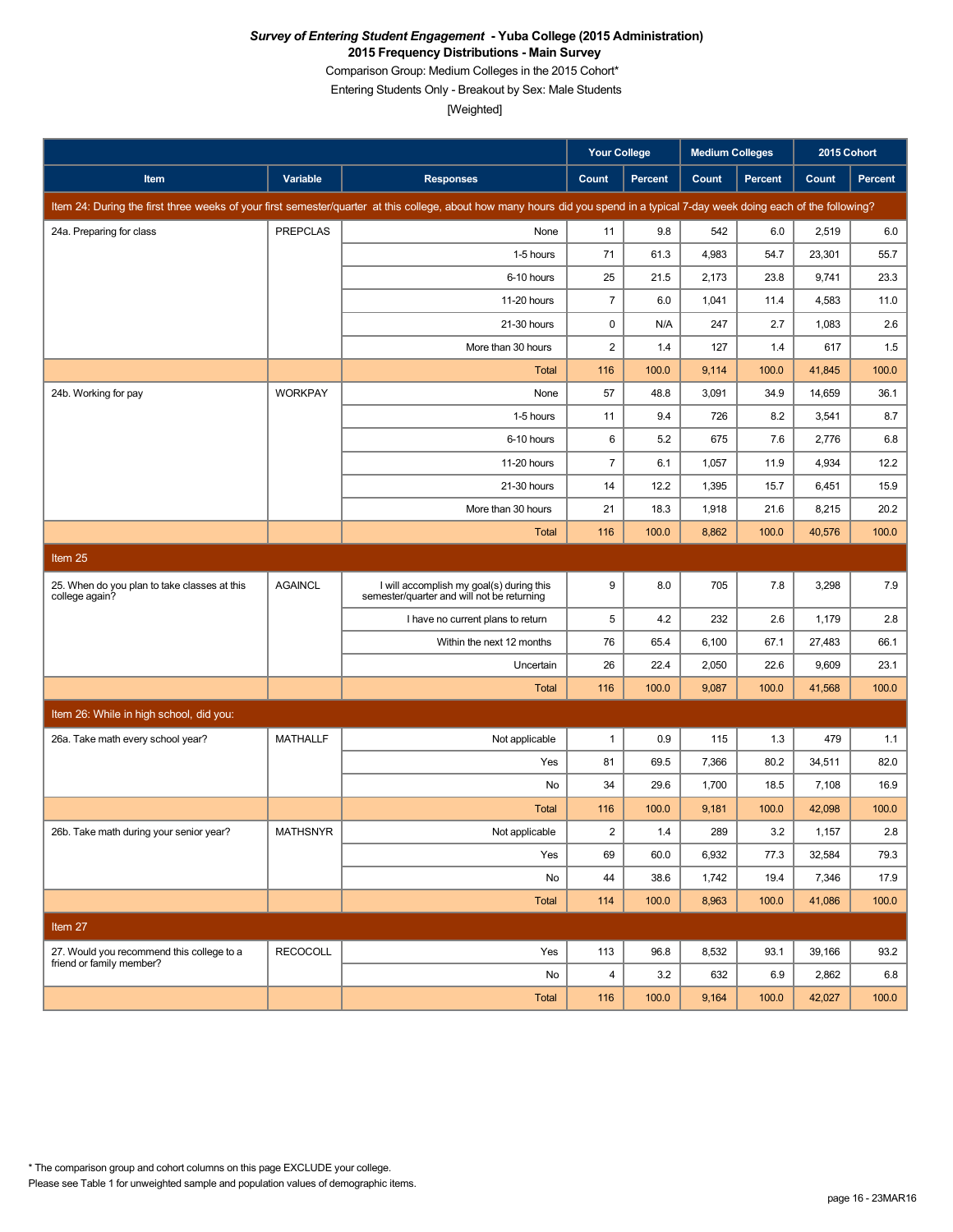***Survey of Entering Student Engagement* - Yuba College (2015 Administration)**
**2015 Frequency Distributions - Main Survey**
Comparison Group: Medium Colleges in the 2015 Cohort*
Entering Students Only - Breakout by Sex: Male Students
[Weighted]

| | | | Your College | | Medium Colleges | | 2015 Cohort | |
|---|---|---|---|---|---|---|---|---|
| **Item** | **Variable** | **Responses** | **Count** | **Percent** | **Count** | **Percent** | **Count** | **Percent** |
| Item 24: During the first three weeks of your first semester/quarter at this college, about how many hours did you spend in a typical 7-day week doing each of the following? | | | | | | | | |
| 24a. Preparing for class | PREPCLAS | None | 11 | 9.8 | 542 | 6.0 | 2,519 | 6.0 |
| | | 1-5 hours | 71 | 61.3 | 4,983 | 54.7 | 23,301 | 55.7 |
| | | 6-10 hours | 25 | 21.5 | 2,173 | 23.8 | 9,741 | 23.3 |
| | | 11-20 hours | 7 | 6.0 | 1,041 | 11.4 | 4,583 | 11.0 |
| | | 21-30 hours | 0 | N/A | 247 | 2.7 | 1,083 | 2.6 |
| | | More than 30 hours | 2 | 1.4 | 127 | 1.4 | 617 | 1.5 |
| | | Total | 116 | 100.0 | 9,114 | 100.0 | 41,845 | 100.0 |
| 24b. Working for pay | WORKPAY | None | 57 | 48.8 | 3,091 | 34.9 | 14,659 | 36.1 |
| | | 1-5 hours | 11 | 9.4 | 726 | 8.2 | 3,541 | 8.7 |
| | | 6-10 hours | 6 | 5.2 | 675 | 7.6 | 2,776 | 6.8 |
| | | 11-20 hours | 7 | 6.1 | 1,057 | 11.9 | 4,934 | 12.2 |
| | | 21-30 hours | 14 | 12.2 | 1,395 | 15.7 | 6,451 | 15.9 |
| | | More than 30 hours | 21 | 18.3 | 1,918 | 21.6 | 8,215 | 20.2 |
| | | Total | 116 | 100.0 | 8,862 | 100.0 | 40,576 | 100.0 |
| Item 25 | | | | | | | | |
| 25. When do you plan to take classes at this college again? | AGAINCL | I will accomplish my goal(s) during this semester/quarter and will not be returning | 9 | 8.0 | 705 | 7.8 | 3,298 | 7.9 |
| | | I have no current plans to return | 5 | 4.2 | 232 | 2.6 | 1,179 | 2.8 |
| | | Within the next 12 months | 76 | 65.4 | 6,100 | 67.1 | 27,483 | 66.1 |
| | | Uncertain | 26 | 22.4 | 2,050 | 22.6 | 9,609 | 23.1 |
| | | Total | 116 | 100.0 | 9,087 | 100.0 | 41,568 | 100.0 |
| Item 26: While in high school, did you: | | | | | | | | |
| 26a. Take math every school year? | MATHALLF | Not applicable | 1 | 0.9 | 115 | 1.3 | 479 | 1.1 |
| | | Yes | 81 | 69.5 | 7,366 | 80.2 | 34,511 | 82.0 |
| | | No | 34 | 29.6 | 1,700 | 18.5 | 7,108 | 16.9 |
| | | Total | 116 | 100.0 | 9,181 | 100.0 | 42,098 | 100.0 |
| 26b. Take math during your senior year? | MATHSNYR | Not applicable | 2 | 1.4 | 289 | 3.2 | 1,157 | 2.8 |
| | | Yes | 69 | 60.0 | 6,932 | 77.3 | 32,584 | 79.3 |
| | | No | 44 | 38.6 | 1,742 | 19.4 | 7,346 | 17.9 |
| | | Total | 114 | 100.0 | 8,963 | 100.0 | 41,086 | 100.0 |
| Item 27 | | | | | | | | |
| 27. Would you recommend this college to a friend or family member? | RECOCOLL | Yes | 113 | 96.8 | 8,532 | 93.1 | 39,166 | 93.2 |
| | | No | 4 | 3.2 | 632 | 6.9 | 2,862 | 6.8 |
| | | Total | 116 | 100.0 | 9,164 | 100.0 | 42,027 | 100.0 |

* The comparison group and cohort columns on this page EXCLUDE your college.
Please see Table 1 for unweighted sample and population values of demographic items.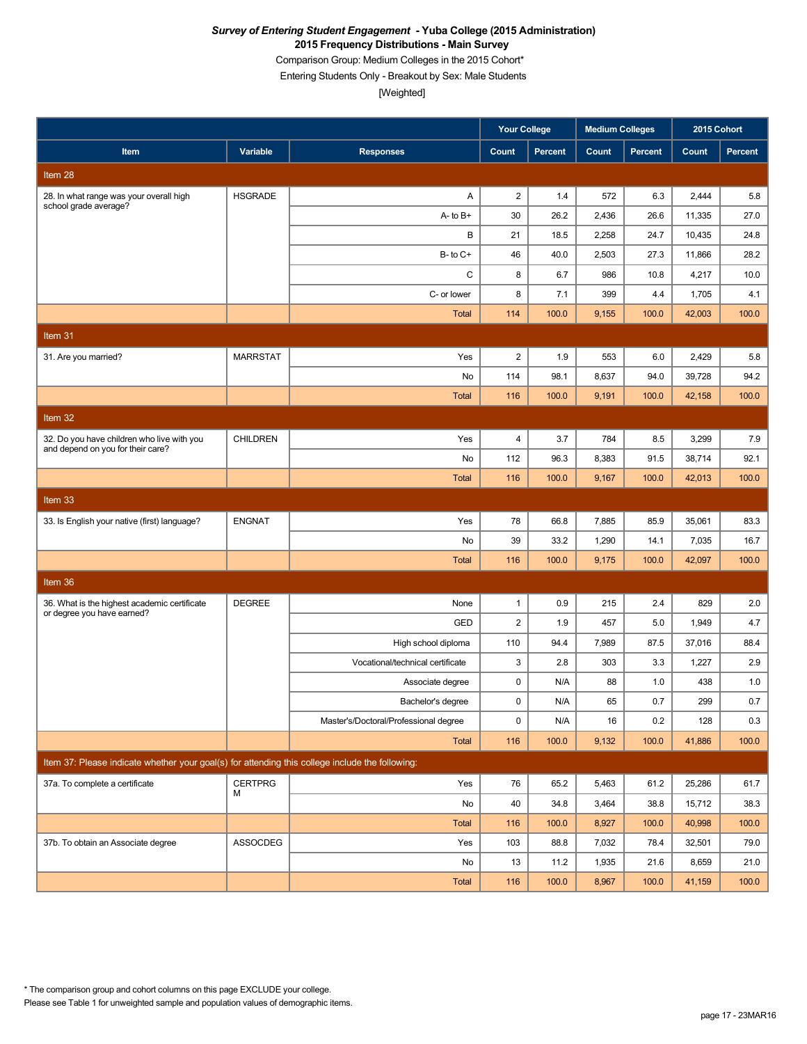***Survey of Entering Student Engagement* - Yuba College (2015 Administration)**

**2015 Frequency Distributions - Main Survey**

Comparison Group: Medium Colleges in the 2015 Cohort*

Entering Students Only - Breakout by Sex: Male Students

[Weighted]

| | | | Your College | | Medium Colleges | | 2015 Cohort | |
|---|---|---|---|---|---|---|---|---|
| **Item** | **Variable** | **Responses** | **Count** | **Percent** | **Count** | **Percent** | **Count** | **Percent** |
| **Item 28** | | | | | | | | |
| 28. In what range was your overall high school grade average? | HSGRADE | A | 2 | 1.4 | 572 | 6.3 | 2,444 | 5.8 |
| | | A- to B+ | 30 | 26.2 | 2,436 | 26.6 | 11,335 | 27.0 |
| | | B | 21 | 18.5 | 2,258 | 24.7 | 10,435 | 24.8 |
| | | B- to C+ | 46 | 40.0 | 2,503 | 27.3 | 11,866 | 28.2 |
| | | C | 8 | 6.7 | 986 | 10.8 | 4,217 | 10.0 |
| | | C- or lower | 8 | 7.1 | 399 | 4.4 | 1,705 | 4.1 |
| | | Total | 114 | 100.0 | 9,155 | 100.0 | 42,003 | 100.0 |
| **Item 31** | | | | | | | | |
| 31. Are you married? | MARRSTAT | Yes | 2 | 1.9 | 553 | 6.0 | 2,429 | 5.8 |
| | | No | 114 | 98.1 | 8,637 | 94.0 | 39,728 | 94.2 |
| | | Total | 116 | 100.0 | 9,191 | 100.0 | 42,158 | 100.0 |
| **Item 32** | | | | | | | | |
| 32. Do you have children who live with you and depend on you for their care? | CHILDREN | Yes | 4 | 3.7 | 784 | 8.5 | 3,299 | 7.9 |
| | | No | 112 | 96.3 | 8,383 | 91.5 | 38,714 | 92.1 |
| | | Total | 116 | 100.0 | 9,167 | 100.0 | 42,013 | 100.0 |
| **Item 33** | | | | | | | | |
| 33. Is English your native (first) language? | ENGNAT | Yes | 78 | 66.8 | 7,885 | 85.9 | 35,061 | 83.3 |
| | | No | 39 | 33.2 | 1,290 | 14.1 | 7,035 | 16.7 |
| | | Total | 116 | 100.0 | 9,175 | 100.0 | 42,097 | 100.0 |
| **Item 36** | | | | | | | | |
| 36. What is the highest academic certificate or degree you have earned? | DEGREE | None | 1 | 0.9 | 215 | 2.4 | 829 | 2.0 |
| | | GED | 2 | 1.9 | 457 | 5.0 | 1,949 | 4.7 |
| | | High school diploma | 110 | 94.4 | 7,989 | 87.5 | 37,016 | 88.4 |
| | | Vocational/technical certificate | 3 | 2.8 | 303 | 3.3 | 1,227 | 2.9 |
| | | Associate degree | 0 | N/A | 88 | 1.0 | 438 | 1.0 |
| | | Bachelor's degree | 0 | N/A | 65 | 0.7 | 299 | 0.7 |
| | | Master's/Doctoral/Professional degree | 0 | N/A | 16 | 0.2 | 128 | 0.3 |
| | | Total | 116 | 100.0 | 9,132 | 100.0 | 41,886 | 100.0 |
| **Item 37: Please indicate whether your goal(s) for attending this college include the following:** | | | | | | | | |
| 37a. To complete a certificate | CERTPRGM | Yes | 76 | 65.2 | 5,463 | 61.2 | 25,286 | 61.7 |
| | | No | 40 | 34.8 | 3,464 | 38.8 | 15,712 | 38.3 |
| | | Total | 116 | 100.0 | 8,927 | 100.0 | 40,998 | 100.0 |
| 37b. To obtain an Associate degree | ASSOCDEG | Yes | 103 | 88.8 | 7,032 | 78.4 | 32,501 | 79.0 |
| | | No | 13 | 11.2 | 1,935 | 21.6 | 8,659 | 21.0 |
| | | Total | 116 | 100.0 | 8,967 | 100.0 | 41,159 | 100.0 |

* The comparison group and cohort columns on this page EXCLUDE your college.

Please see Table 1 for unweighted sample and population values of demographic items.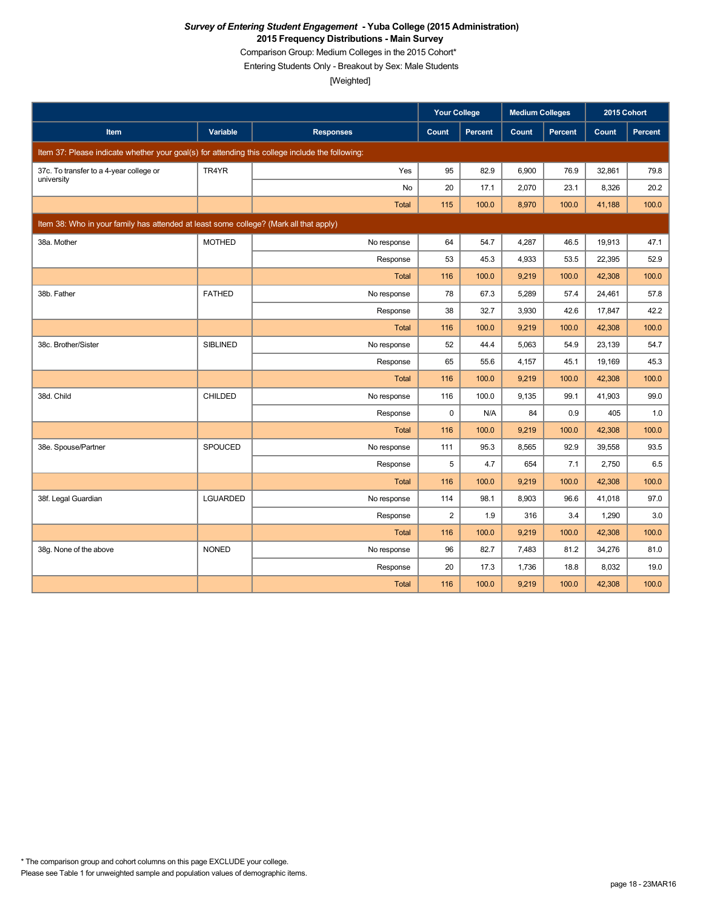***Survey of Entering Student Engagement* - Yuba College (2015 Administration)**

**2015 Frequency Distributions - Main Survey**

Comparison Group: Medium Colleges in the 2015 Cohort*

Entering Students Only - Breakout by Sex: Male Students

[Weighted]

| | | | Your College | | Medium Colleges | | 2015 Cohort | |
|---|---|---|---|---|---|---|---|---|
| Item | Variable | Responses | Count | Percent | Count | Percent | Count | Percent |
| Item 37: Please indicate whether your goal(s) for attending this college include the following: | | | | | | | | |
| 37c. To transfer to a 4-year college or university | TR4YR | Yes | 95 | 82.9 | 6,900 | 76.9 | 32,861 | 79.8 |
| | | No | 20 | 17.1 | 2,070 | 23.1 | 8,326 | 20.2 |
| | | Total | 115 | 100.0 | 8,970 | 100.0 | 41,188 | 100.0 |
| Item 38: Who in your family has attended at least some college? (Mark all that apply) | | | | | | | | |
| 38a. Mother | MOTHED | No response | 64 | 54.7 | 4,287 | 46.5 | 19,913 | 47.1 |
| | | Response | 53 | 45.3 | 4,933 | 53.5 | 22,395 | 52.9 |
| | | Total | 116 | 100.0 | 9,219 | 100.0 | 42,308 | 100.0 |
| 38b. Father | FATHED | No response | 78 | 67.3 | 5,289 | 57.4 | 24,461 | 57.8 |
| | | Response | 38 | 32.7 | 3,930 | 42.6 | 17,847 | 42.2 |
| | | Total | 116 | 100.0 | 9,219 | 100.0 | 42,308 | 100.0 |
| 38c. Brother/Sister | SIBLINED | No response | 52 | 44.4 | 5,063 | 54.9 | 23,139 | 54.7 |
| | | Response | 65 | 55.6 | 4,157 | 45.1 | 19,169 | 45.3 |
| | | Total | 116 | 100.0 | 9,219 | 100.0 | 42,308 | 100.0 |
| 38d. Child | CHILDED | No response | 116 | 100.0 | 9,135 | 99.1 | 41,903 | 99.0 |
| | | Response | 0 | N/A | 84 | 0.9 | 405 | 1.0 |
| | | Total | 116 | 100.0 | 9,219 | 100.0 | 42,308 | 100.0 |
| 38e. Spouse/Partner | SPOUCED | No response | 111 | 95.3 | 8,565 | 92.9 | 39,558 | 93.5 |
| | | Response | 5 | 4.7 | 654 | 7.1 | 2,750 | 6.5 |
| | | Total | 116 | 100.0 | 9,219 | 100.0 | 42,308 | 100.0 |
| 38f. Legal Guardian | LGUARDED | No response | 114 | 98.1 | 8,903 | 96.6 | 41,018 | 97.0 |
| | | Response | 2 | 1.9 | 316 | 3.4 | 1,290 | 3.0 |
| | | Total | 116 | 100.0 | 9,219 | 100.0 | 42,308 | 100.0 |
| 38g. None of the above | NONED | No response | 96 | 82.7 | 7,483 | 81.2 | 34,276 | 81.0 |
| | | Response | 20 | 17.3 | 1,736 | 18.8 | 8,032 | 19.0 |
| | | Total | 116 | 100.0 | 9,219 | 100.0 | 42,308 | 100.0 |

* The comparison group and cohort columns on this page EXCLUDE your college.

Please see Table 1 for unweighted sample and population values of demographic items.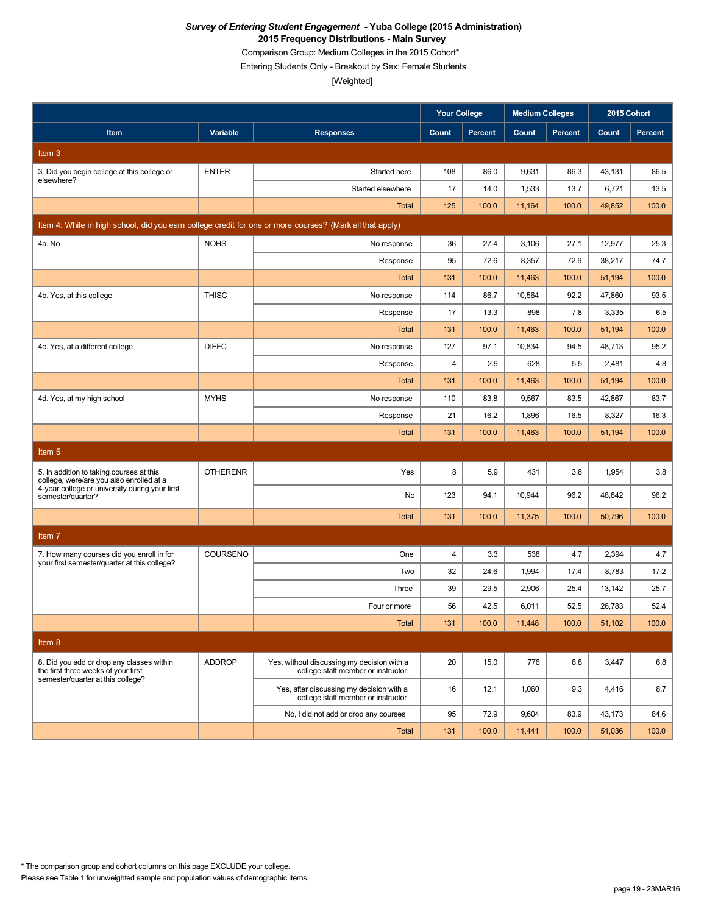# *Survey of Entering Student Engagement* - Yuba College (2015 Administration)

## 2015 Frequency Distributions - Main Survey

Comparison Group: Medium Colleges in the 2015 Cohort*

Entering Students Only - Breakout by Sex: Female Students

[Weighted]

| Item | Variable | Responses | Your College | | Medium Colleges | | 2015 Cohort | |
|---|---|---|---|---|---|---|---|---|
| | | | Count | Percent | Count | Percent | Count | Percent |
| **Item 3** | | | | | | | | |
| 3. Did you begin college at this college or elsewhere? | ENTER | Started here | 108 | 86.0 | 9,631 | 86.3 | 43,131 | 86.5 |
| | | Started elsewhere | 17 | 14.0 | 1,533 | 13.7 | 6,721 | 13.5 |
| | | Total | 125 | 100.0 | 11,164 | 100.0 | 49,852 | 100.0 |
| **Item 4: While in high school, did you earn college credit for one or more courses? (Mark all that apply)** | | | | | | | | |
| 4a. No | NOHS | No response | 36 | 27.4 | 3,106 | 27.1 | 12,977 | 25.3 |
| | | Response | 95 | 72.6 | 8,357 | 72.9 | 38,217 | 74.7 |
| | | Total | 131 | 100.0 | 11,463 | 100.0 | 51,194 | 100.0 |
| 4b. Yes, at this college | THISC | No response | 114 | 86.7 | 10,564 | 92.2 | 47,860 | 93.5 |
| | | Response | 17 | 13.3 | 898 | 7.8 | 3,335 | 6.5 |
| | | Total | 131 | 100.0 | 11,463 | 100.0 | 51,194 | 100.0 |
| 4c. Yes, at a different college | DIFFC | No response | 127 | 97.1 | 10,834 | 94.5 | 48,713 | 95.2 |
| | | Response | 4 | 2.9 | 628 | 5.5 | 2,481 | 4.8 |
| | | Total | 131 | 100.0 | 11,463 | 100.0 | 51,194 | 100.0 |
| 4d. Yes, at my high school | MYHS | No response | 110 | 83.8 | 9,567 | 83.5 | 42,867 | 83.7 |
| | | Response | 21 | 16.2 | 1,896 | 16.5 | 8,327 | 16.3 |
| | | Total | 131 | 100.0 | 11,463 | 100.0 | 51,194 | 100.0 |
| **Item 5** | | | | | | | | |
| 5. In addition to taking courses at this college, were/are you also enrolled at a 4-year college or university during your first semester/quarter? | OTHERENR | Yes | 8 | 5.9 | 431 | 3.8 | 1,954 | 3.8 |
| | | No | 123 | 94.1 | 10,944 | 96.2 | 48,842 | 96.2 |
| | | Total | 131 | 100.0 | 11,375 | 100.0 | 50,796 | 100.0 |
| **Item 7** | | | | | | | | |
| 7. How many courses did you enroll in for your first semester/quarter at this college? | COURSENO | One | 4 | 3.3 | 538 | 4.7 | 2,394 | 4.7 |
| | | Two | 32 | 24.6 | 1,994 | 17.4 | 8,783 | 17.2 |
| | | Three | 39 | 29.5 | 2,906 | 25.4 | 13,142 | 25.7 |
| | | Four or more | 56 | 42.5 | 6,011 | 52.5 | 26,783 | 52.4 |
| | | Total | 131 | 100.0 | 11,448 | 100.0 | 51,102 | 100.0 |
| **Item 8** | | | | | | | | |
| 8. Did you add or drop any classes within the first three weeks of your first semester/quarter at this college? | ADDROP | Yes, without discussing my decision with a college staff member or instructor | 20 | 15.0 | 776 | 6.8 | 3,447 | 6.8 |
| | | Yes, after discussing my decision with a college staff member or instructor | 16 | 12.1 | 1,060 | 9.3 | 4,416 | 8.7 |
| | | No, I did not add or drop any courses | 95 | 72.9 | 9,604 | 83.9 | 43,173 | 84.6 |
| | | Total | 131 | 100.0 | 11,441 | 100.0 | 51,036 | 100.0 |

* The comparison group and cohort columns on this page EXCLUDE your college.

Please see Table 1 for unweighted sample and population values of demographic items.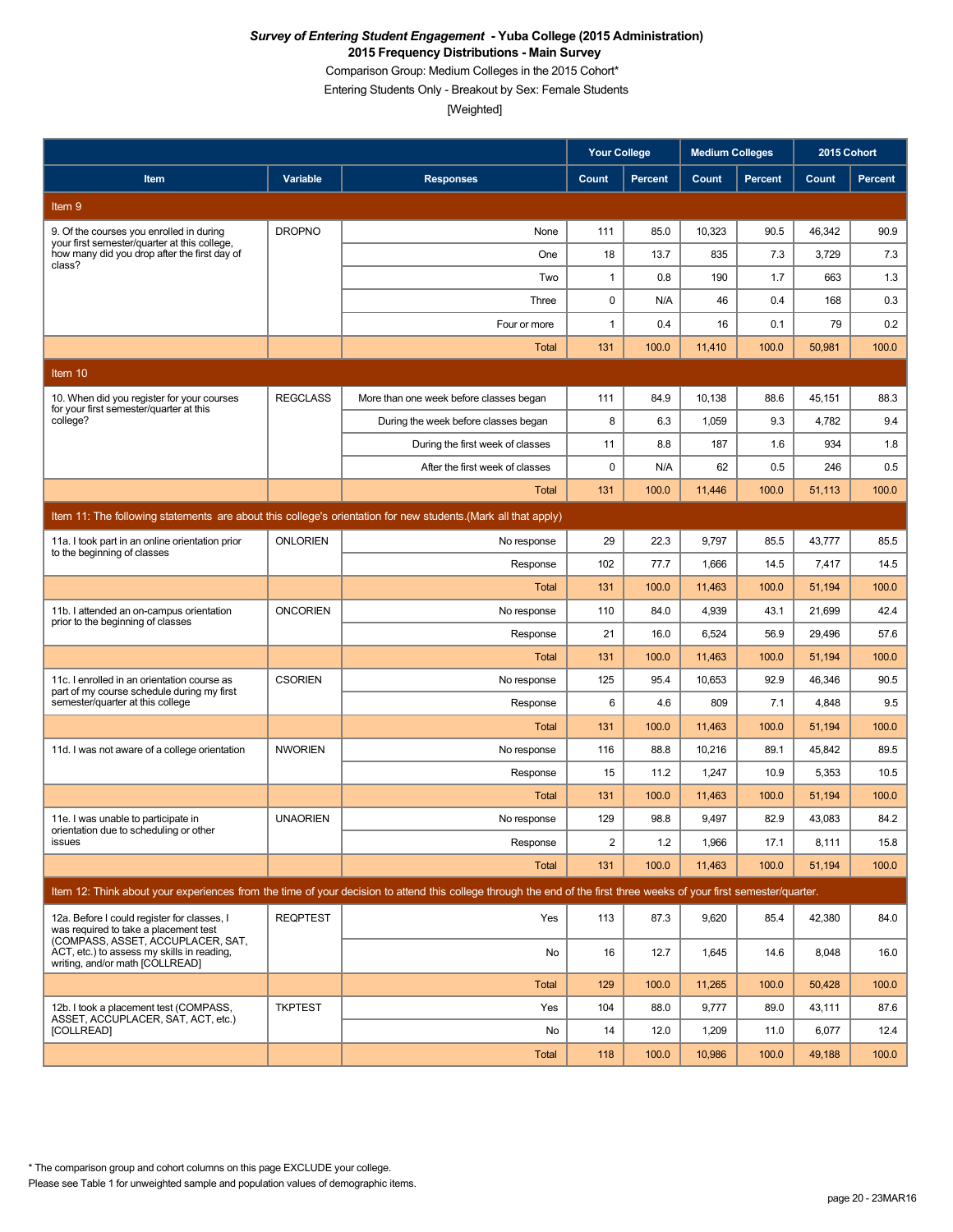***Survey of Entering Student Engagement* - Yuba College (2015 Administration)**
**2015 Frequency Distributions - Main Survey**
Comparison Group: Medium Colleges in the 2015 Cohort*
Entering Students Only - Breakout by Sex: Female Students
[Weighted]

| Item | Variable | Responses | Your College | | Medium Colleges | | 2015 Cohort | |
|---|---|---|---|---|---|---|---|---|
| | | | Count | Percent | Count | Percent | Count | Percent |
| **Item 9** | | | | | | | | |
| 9. Of the courses you enrolled in during your first semester/quarter at this college, how many did you drop after the first day of class? | DROPNO | None | 111 | 85.0 | 10,323 | 90.5 | 46,342 | 90.9 |
| | | One | 18 | 13.7 | 835 | 7.3 | 3,729 | 7.3 |
| | | Two | 1 | 0.8 | 190 | 1.7 | 663 | 1.3 |
| | | Three | 0 | N/A | 46 | 0.4 | 168 | 0.3 |
| | | Four or more | 1 | 0.4 | 16 | 0.1 | 79 | 0.2 |
| | | Total | 131 | 100.0 | 11,410 | 100.0 | 50,981 | 100.0 |
| **Item 10** | | | | | | | | |
| 10. When did you register for your courses for your first semester/quarter at this college? | REGCLASS | More than one week before classes began | 111 | 84.9 | 10,138 | 88.6 | 45,151 | 88.3 |
| | | During the week before classes began | 8 | 6.3 | 1,059 | 9.3 | 4,782 | 9.4 |
| | | During the first week of classes | 11 | 8.8 | 187 | 1.6 | 934 | 1.8 |
| | | After the first week of classes | 0 | N/A | 62 | 0.5 | 246 | 0.5 |
| | | Total | 131 | 100.0 | 11,446 | 100.0 | 51,113 | 100.0 |
| **Item 11: The following statements are about this college's orientation for new students.(Mark all that apply)** | | | | | | | | |
| 11a. I took part in an online orientation prior to the beginning of classes | ONLORIEN | No response | 29 | 22.3 | 9,797 | 85.5 | 43,777 | 85.5 |
| | | Response | 102 | 77.7 | 1,666 | 14.5 | 7,417 | 14.5 |
| | | Total | 131 | 100.0 | 11,463 | 100.0 | 51,194 | 100.0 |
| 11b. I attended an on-campus orientation prior to the beginning of classes | ONCORIEN | No response | 110 | 84.0 | 4,939 | 43.1 | 21,699 | 42.4 |
| | | Response | 21 | 16.0 | 6,524 | 56.9 | 29,496 | 57.6 |
| | | Total | 131 | 100.0 | 11,463 | 100.0 | 51,194 | 100.0 |
| 11c. I enrolled in an orientation course as part of my course schedule during my first semester/quarter at this college | CSORIEN | No response | 125 | 95.4 | 10,653 | 92.9 | 46,346 | 90.5 |
| | | Response | 6 | 4.6 | 809 | 7.1 | 4,848 | 9.5 |
| | | Total | 131 | 100.0 | 11,463 | 100.0 | 51,194 | 100.0 |
| 11d. I was not aware of a college orientation | NWORIEN | No response | 116 | 88.8 | 10,216 | 89.1 | 45,842 | 89.5 |
| | | Response | 15 | 11.2 | 1,247 | 10.9 | 5,353 | 10.5 |
| | | Total | 131 | 100.0 | 11,463 | 100.0 | 51,194 | 100.0 |
| 11e. I was unable to participate in orientation due to scheduling or other issues | UNAORIEN | No response | 129 | 98.8 | 9,497 | 82.9 | 43,083 | 84.2 |
| | | Response | 2 | 1.2 | 1,966 | 17.1 | 8,111 | 15.8 |
| | | Total | 131 | 100.0 | 11,463 | 100.0 | 51,194 | 100.0 |
| **Item 12: Think about your experiences from the time of your decision to attend this college through the end of the first three weeks of your first semester/quarter.** | | | | | | | | |
| 12a. Before I could register for classes, I was required to take a placement test (COMPASS, ASSET, ACCUPLACER, SAT, ACT, etc.) to assess my skills in reading, writing, and/or math [COLLREAD] | REQPTEST | Yes | 113 | 87.3 | 9,620 | 85.4 | 42,380 | 84.0 |
| | | No | 16 | 12.7 | 1,645 | 14.6 | 8,048 | 16.0 |
| | | Total | 129 | 100.0 | 11,265 | 100.0 | 50,428 | 100.0 |
| 12b. I took a placement test (COMPASS, ASSET, ACCUPLACER, SAT, ACT, etc.) [COLLREAD] | TKPTEST | Yes | 104 | 88.0 | 9,777 | 89.0 | 43,111 | 87.6 |
| | | No | 14 | 12.0 | 1,209 | 11.0 | 6,077 | 12.4 |
| | | Total | 118 | 100.0 | 10,986 | 100.0 | 49,188 | 100.0 |

\* The comparison group and cohort columns on this page EXCLUDE your college.
Please see Table 1 for unweighted sample and population values of demographic items.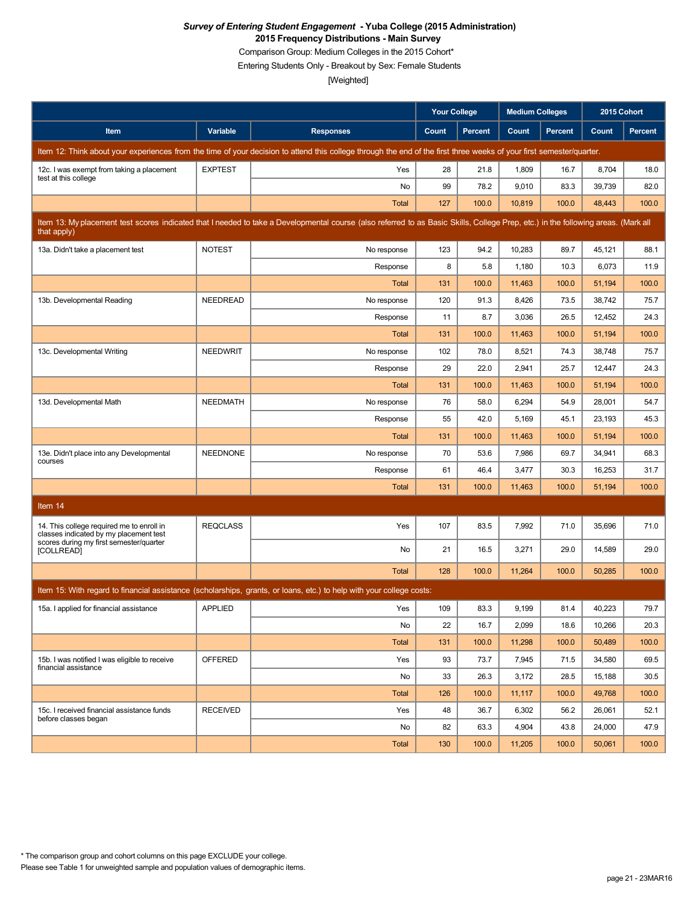***Survey of Entering Student Engagement* - Yuba College (2015 Administration)**
**2015 Frequency Distributions - Main Survey**
Comparison Group: Medium Colleges in the 2015 Cohort*
Entering Students Only - Breakout by Sex: Female Students
[Weighted]

| Item | Variable | Responses | Your College Count | Your College Percent | Medium Colleges Count | Medium Colleges Percent | 2015 Cohort Count | 2015 Cohort Percent |
|---|---|---|---|---|---|---|---|---|
| **Item 12: Think about your experiences from the time of your decision to attend this college through the end of the first three weeks of your first semester/quarter.** | | | | | | | | |
| 12c. I was exempt from taking a placement test at this college | EXPTEST | Yes | 28 | 21.8 | 1,809 | 16.7 | 8,704 | 18.0 |
| | | No | 99 | 78.2 | 9,010 | 83.3 | 39,739 | 82.0 |
| | | Total | 127 | 100.0 | 10,819 | 100.0 | 48,443 | 100.0 |
| **Item 13: My placement test scores indicated that I needed to take a Developmental course (also referred to as Basic Skills, College Prep, etc.) in the following areas. (Mark all that apply)** | | | | | | | | |
| 13a. Didn't take a placement test | NOTEST | No response | 123 | 94.2 | 10,283 | 89.7 | 45,121 | 88.1 |
| | | Response | 8 | 5.8 | 1,180 | 10.3 | 6,073 | 11.9 |
| | | Total | 131 | 100.0 | 11,463 | 100.0 | 51,194 | 100.0 |
| 13b. Developmental Reading | NEEDREAD | No response | 120 | 91.3 | 8,426 | 73.5 | 38,742 | 75.7 |
| | | Response | 11 | 8.7 | 3,036 | 26.5 | 12,452 | 24.3 |
| | | Total | 131 | 100.0 | 11,463 | 100.0 | 51,194 | 100.0 |
| 13c. Developmental Writing | NEEDWRIT | No response | 102 | 78.0 | 8,521 | 74.3 | 38,748 | 75.7 |
| | | Response | 29 | 22.0 | 2,941 | 25.7 | 12,447 | 24.3 |
| | | Total | 131 | 100.0 | 11,463 | 100.0 | 51,194 | 100.0 |
| 13d. Developmental Math | NEEDMATH | No response | 76 | 58.0 | 6,294 | 54.9 | 28,001 | 54.7 |
| | | Response | 55 | 42.0 | 5,169 | 45.1 | 23,193 | 45.3 |
| | | Total | 131 | 100.0 | 11,463 | 100.0 | 51,194 | 100.0 |
| 13e. Didn't place into any Developmental courses | NEEDNONE | No response | 70 | 53.6 | 7,986 | 69.7 | 34,941 | 68.3 |
| | | Response | 61 | 46.4 | 3,477 | 30.3 | 16,253 | 31.7 |
| | | Total | 131 | 100.0 | 11,463 | 100.0 | 51,194 | 100.0 |
| **Item 14** | | | | | | | | |
| 14. This college required me to enroll in classes indicated by my placement test scores during my first semester/quarter [COLLREAD] | REQCLASS | Yes | 107 | 83.5 | 7,992 | 71.0 | 35,696 | 71.0 |
| | | No | 21 | 16.5 | 3,271 | 29.0 | 14,589 | 29.0 |
| | | Total | 128 | 100.0 | 11,264 | 100.0 | 50,285 | 100.0 |
| **Item 15: With regard to financial assistance (scholarships, grants, or loans, etc.) to help with your college costs:** | | | | | | | | |
| 15a. I applied for financial assistance | APPLIED | Yes | 109 | 83.3 | 9,199 | 81.4 | 40,223 | 79.7 |
| | | No | 22 | 16.7 | 2,099 | 18.6 | 10,266 | 20.3 |
| | | Total | 131 | 100.0 | 11,298 | 100.0 | 50,489 | 100.0 |
| 15b. I was notified I was eligible to receive financial assistance | OFFERED | Yes | 93 | 73.7 | 7,945 | 71.5 | 34,580 | 69.5 |
| | | No | 33 | 26.3 | 3,172 | 28.5 | 15,188 | 30.5 |
| | | Total | 126 | 100.0 | 11,117 | 100.0 | 49,768 | 100.0 |
| 15c. I received financial assistance funds before classes began | RECEIVED | Yes | 48 | 36.7 | 6,302 | 56.2 | 26,061 | 52.1 |
| | | No | 82 | 63.3 | 4,904 | 43.8 | 24,000 | 47.9 |
| | | Total | 130 | 100.0 | 11,205 | 100.0 | 50,061 | 100.0 |

* The comparison group and cohort columns on this page EXCLUDE your college.
Please see Table 1 for unweighted sample and population values of demographic items.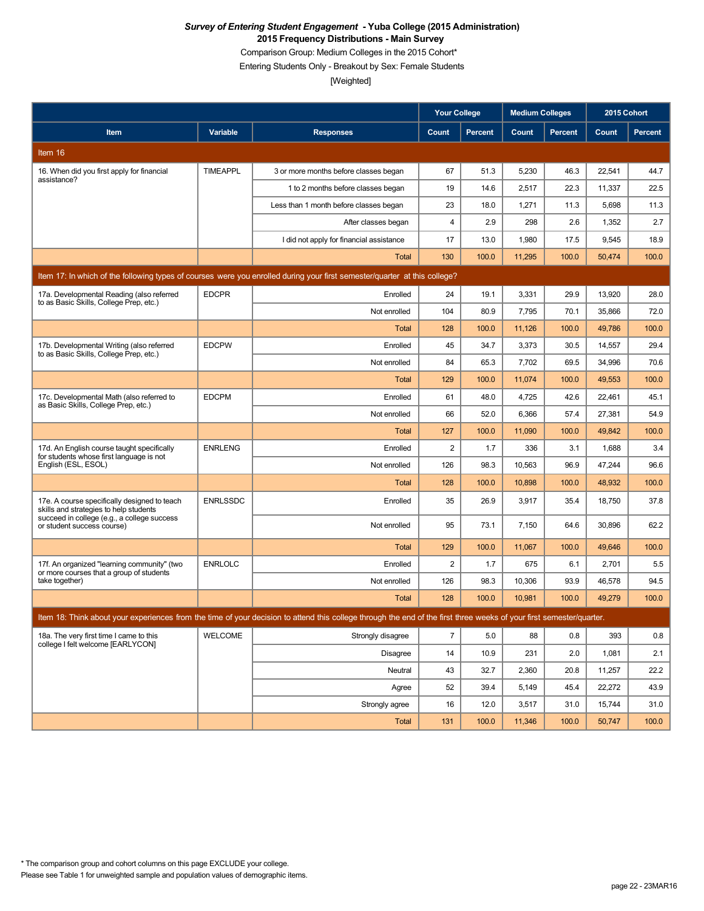***Survey of Entering Student Engagement* - Yuba College (2015 Administration)**

**2015 Frequency Distributions - Main Survey**

Comparison Group: Medium Colleges in the 2015 Cohort*

Entering Students Only - Breakout by Sex: Female Students

[Weighted]

| | | | Your College | | Medium Colleges | | 2015 Cohort | |
|---|---|---|---|---|---|---|---|---|
| **Item** | **Variable** | **Responses** | **Count** | **Percent** | **Count** | **Percent** | **Count** | **Percent** |
| **Item 16** | | | | | | | | |
| 16. When did you first apply for financial assistance? | TIMEAPPL | 3 or more months before classes began | 67 | 51.3 | 5,230 | 46.3 | 22,541 | 44.7 |
| | | 1 to 2 months before classes began | 19 | 14.6 | 2,517 | 22.3 | 11,337 | 22.5 |
| | | Less than 1 month before classes began | 23 | 18.0 | 1,271 | 11.3 | 5,698 | 11.3 |
| | | After classes began | 4 | 2.9 | 298 | 2.6 | 1,352 | 2.7 |
| | | I did not apply for financial assistance | 17 | 13.0 | 1,980 | 17.5 | 9,545 | 18.9 |
| | | Total | 130 | 100.0 | 11,295 | 100.0 | 50,474 | 100.0 |
| **Item 17: In which of the following types of courses were you enrolled during your first semester/quarter at this college?** | | | | | | | | |
| 17a. Developmental Reading (also referred to as Basic Skills, College Prep, etc.) | EDCPR | Enrolled | 24 | 19.1 | 3,331 | 29.9 | 13,920 | 28.0 |
| | | Not enrolled | 104 | 80.9 | 7,795 | 70.1 | 35,866 | 72.0 |
| | | Total | 128 | 100.0 | 11,126 | 100.0 | 49,786 | 100.0 |
| 17b. Developmental Writing (also referred to as Basic Skills, College Prep, etc.) | EDCPW | Enrolled | 45 | 34.7 | 3,373 | 30.5 | 14,557 | 29.4 |
| | | Not enrolled | 84 | 65.3 | 7,702 | 69.5 | 34,996 | 70.6 |
| | | Total | 129 | 100.0 | 11,074 | 100.0 | 49,553 | 100.0 |
| 17c. Developmental Math (also referred to as Basic Skills, College Prep, etc.) | EDCPM | Enrolled | 61 | 48.0 | 4,725 | 42.6 | 22,461 | 45.1 |
| | | Not enrolled | 66 | 52.0 | 6,366 | 57.4 | 27,381 | 54.9 |
| | | Total | 127 | 100.0 | 11,090 | 100.0 | 49,842 | 100.0 |
| 17d. An English course taught specifically for students whose first language is not English (ESL, ESOL) | ENRLENG | Enrolled | 2 | 1.7 | 336 | 3.1 | 1,688 | 3.4 |
| | | Not enrolled | 126 | 98.3 | 10,563 | 96.9 | 47,244 | 96.6 |
| | | Total | 128 | 100.0 | 10,898 | 100.0 | 48,932 | 100.0 |
| 17e. A course specifically designed to teach skills and strategies to help students succeed in college (e.g., a college success or student success course) | ENRLSSDC | Enrolled | 35 | 26.9 | 3,917 | 35.4 | 18,750 | 37.8 |
| | | Not enrolled | 95 | 73.1 | 7,150 | 64.6 | 30,896 | 62.2 |
| | | Total | 129 | 100.0 | 11,067 | 100.0 | 49,646 | 100.0 |
| 17f. An organized "learning community" (two or more courses that a group of students take together) | ENRLOLC | Enrolled | 2 | 1.7 | 675 | 6.1 | 2,701 | 5.5 |
| | | Not enrolled | 126 | 98.3 | 10,306 | 93.9 | 46,578 | 94.5 |
| | | Total | 128 | 100.0 | 10,981 | 100.0 | 49,279 | 100.0 |
| **Item 18: Think about your experiences from the time of your decision to attend this college through the end of the first three weeks of your first semester/quarter.** | | | | | | | | |
| 18a. The very first time I came to this college I felt welcome [EARLYCON] | WELCOME | Strongly disagree | 7 | 5.0 | 88 | 0.8 | 393 | 0.8 |
| | | Disagree | 14 | 10.9 | 231 | 2.0 | 1,081 | 2.1 |
| | | Neutral | 43 | 32.7 | 2,360 | 20.8 | 11,257 | 22.2 |
| | | Agree | 52 | 39.4 | 5,149 | 45.4 | 22,272 | 43.9 |
| | | Strongly agree | 16 | 12.0 | 3,517 | 31.0 | 15,744 | 31.0 |
| | | Total | 131 | 100.0 | 11,346 | 100.0 | 50,747 | 100.0 |

* The comparison group and cohort columns on this page EXCLUDE your college.

Please see Table 1 for unweighted sample and population values of demographic items.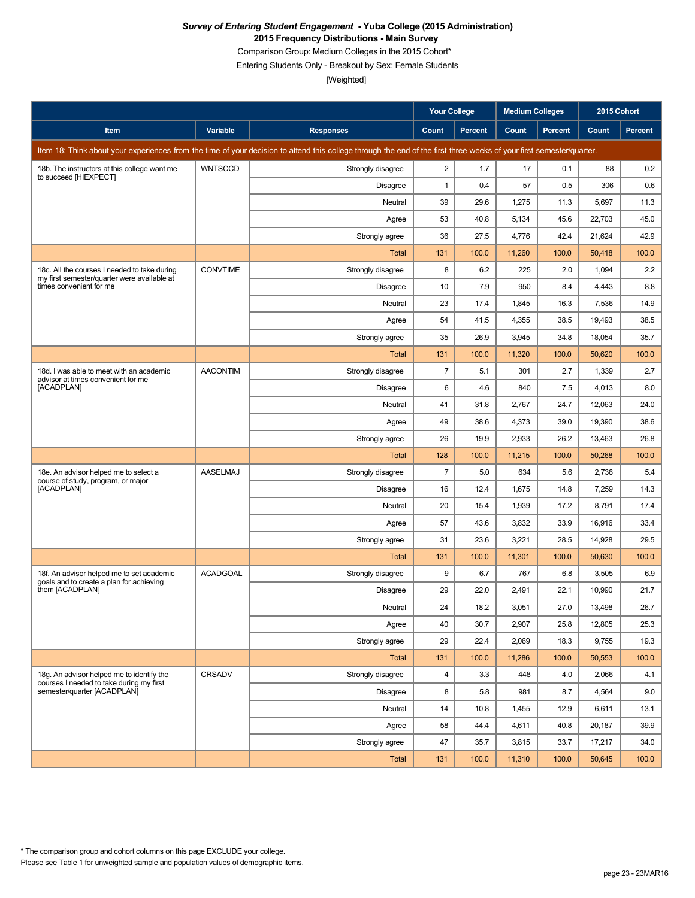***Survey of Entering Student Engagement* - Yuba College (2015 Administration)**
**2015 Frequency Distributions - Main Survey**
Comparison Group: Medium Colleges in the 2015 Cohort*
Entering Students Only - Breakout by Sex: Female Students
[Weighted]

| Item | Variable | Responses | Your College Count | Your College Percent | Medium Colleges Count | Medium Colleges Percent | 2015 Cohort Count | 2015 Cohort Percent |
|---|---|---|---|---|---|---|---|---|
| Item 18: Think about your experiences from the time of your decision to attend this college through the end of the first three weeks of your first semester/quarter. | | | | | | | | |
| 18b. The instructors at this college want me to succeed [HIEXPECT] | WNTSCCD | Strongly disagree | 2 | 1.7 | 17 | 0.1 | 88 | 0.2 |
| | | Disagree | 1 | 0.4 | 57 | 0.5 | 306 | 0.6 |
| | | Neutral | 39 | 29.6 | 1,275 | 11.3 | 5,697 | 11.3 |
| | | Agree | 53 | 40.8 | 5,134 | 45.6 | 22,703 | 45.0 |
| | | Strongly agree | 36 | 27.5 | 4,776 | 42.4 | 21,624 | 42.9 |
| | | Total | 131 | 100.0 | 11,260 | 100.0 | 50,418 | 100.0 |
| 18c. All the courses I needed to take during my first semester/quarter were available at times convenient for me | CONVTIME | Strongly disagree | 8 | 6.2 | 225 | 2.0 | 1,094 | 2.2 |
| | | Disagree | 10 | 7.9 | 950 | 8.4 | 4,443 | 8.8 |
| | | Neutral | 23 | 17.4 | 1,845 | 16.3 | 7,536 | 14.9 |
| | | Agree | 54 | 41.5 | 4,355 | 38.5 | 19,493 | 38.5 |
| | | Strongly agree | 35 | 26.9 | 3,945 | 34.8 | 18,054 | 35.7 |
| | | Total | 131 | 100.0 | 11,320 | 100.0 | 50,620 | 100.0 |
| 18d. I was able to meet with an academic advisor at times convenient for me [ACADPLAN] | AACONTIM | Strongly disagree | 7 | 5.1 | 301 | 2.7 | 1,339 | 2.7 |
| | | Disagree | 6 | 4.6 | 840 | 7.5 | 4,013 | 8.0 |
| | | Neutral | 41 | 31.8 | 2,767 | 24.7 | 12,063 | 24.0 |
| | | Agree | 49 | 38.6 | 4,373 | 39.0 | 19,390 | 38.6 |
| | | Strongly agree | 26 | 19.9 | 2,933 | 26.2 | 13,463 | 26.8 |
| | | Total | 128 | 100.0 | 11,215 | 100.0 | 50,268 | 100.0 |
| 18e. An advisor helped me to select a course of study, program, or major [ACADPLAN] | AASELMAJ | Strongly disagree | 7 | 5.0 | 634 | 5.6 | 2,736 | 5.4 |
| | | Disagree | 16 | 12.4 | 1,675 | 14.8 | 7,259 | 14.3 |
| | | Neutral | 20 | 15.4 | 1,939 | 17.2 | 8,791 | 17.4 |
| | | Agree | 57 | 43.6 | 3,832 | 33.9 | 16,916 | 33.4 |
| | | Strongly agree | 31 | 23.6 | 3,221 | 28.5 | 14,928 | 29.5 |
| | | Total | 131 | 100.0 | 11,301 | 100.0 | 50,630 | 100.0 |
| 18f. An advisor helped me to set academic goals and to create a plan for achieving them [ACADPLAN] | ACADGOAL | Strongly disagree | 9 | 6.7 | 767 | 6.8 | 3,505 | 6.9 |
| | | Disagree | 29 | 22.0 | 2,491 | 22.1 | 10,990 | 21.7 |
| | | Neutral | 24 | 18.2 | 3,051 | 27.0 | 13,498 | 26.7 |
| | | Agree | 40 | 30.7 | 2,907 | 25.8 | 12,805 | 25.3 |
| | | Strongly agree | 29 | 22.4 | 2,069 | 18.3 | 9,755 | 19.3 |
| | | Total | 131 | 100.0 | 11,286 | 100.0 | 50,553 | 100.0 |
| 18g. An advisor helped me to identify the courses I needed to take during my first semester/quarter [ACADPLAN] | CRSADV | Strongly disagree | 4 | 3.3 | 448 | 4.0 | 2,066 | 4.1 |
| | | Disagree | 8 | 5.8 | 981 | 8.7 | 4,564 | 9.0 |
| | | Neutral | 14 | 10.8 | 1,455 | 12.9 | 6,611 | 13.1 |
| | | Agree | 58 | 44.4 | 4,611 | 40.8 | 20,187 | 39.9 |
| | | Strongly agree | 47 | 35.7 | 3,815 | 33.7 | 17,217 | 34.0 |
| | | Total | 131 | 100.0 | 11,310 | 100.0 | 50,645 | 100.0 |

* The comparison group and cohort columns on this page EXCLUDE your college.
Please see Table 1 for unweighted sample and population values of demographic items.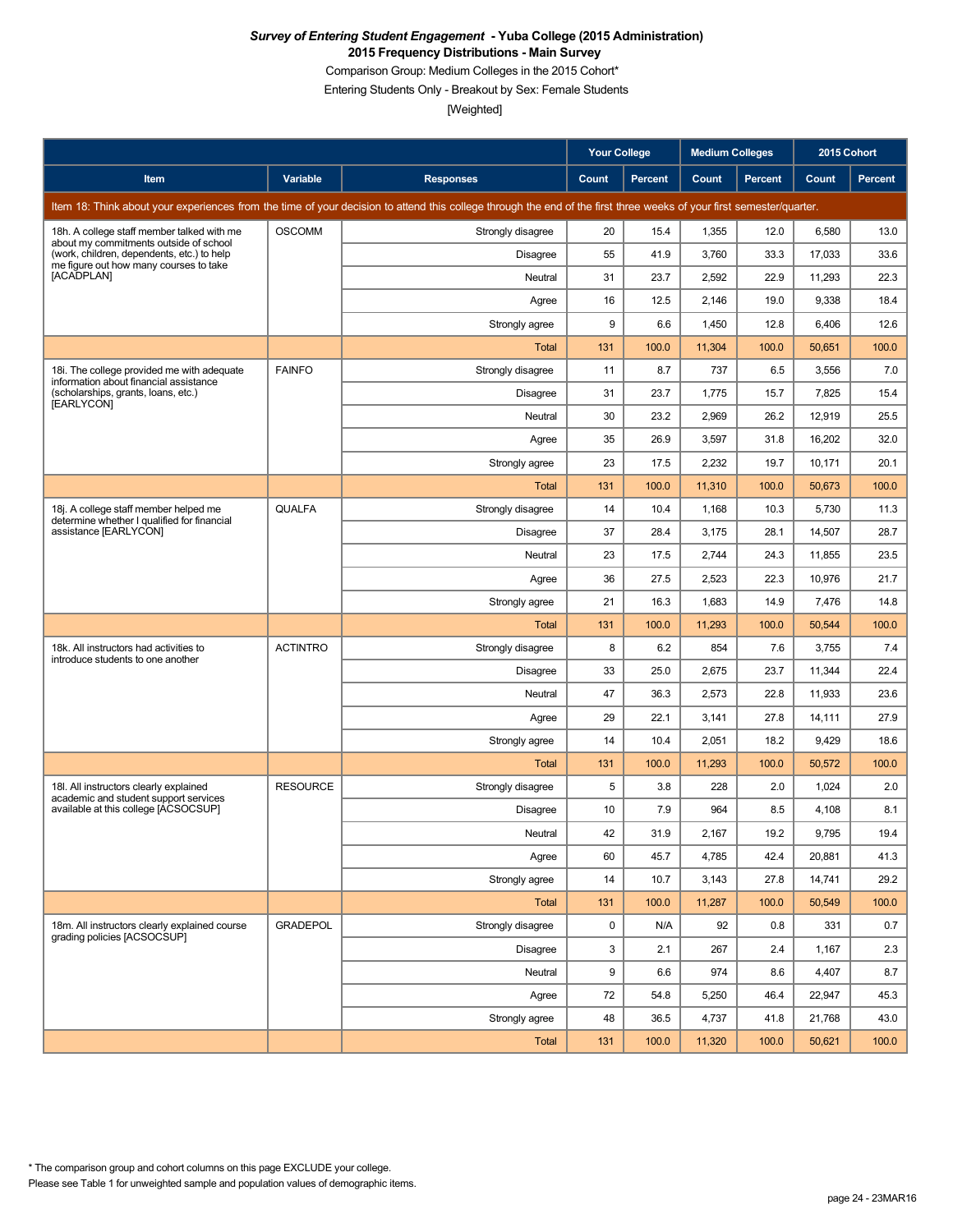***Survey of Entering Student Engagement* - Yuba College (2015 Administration)**
**2015 Frequency Distributions - Main Survey**
Comparison Group: Medium Colleges in the 2015 Cohort*
Entering Students Only - Breakout by Sex: Female Students
[Weighted]

| Item | Variable | Responses | Your College Count | Your College Percent | Medium Colleges Count | Medium Colleges Percent | 2015 Cohort Count | 2015 Cohort Percent |
|---|---|---|---|---|---|---|---|---|
| Item 18: Think about your experiences from the time of your decision to attend this college through the end of the first three weeks of your first semester/quarter. | | | | | | | | |
| 18h. A college staff member talked with me about my commitments outside of school (work, children, dependents, etc.) to help me figure out how many courses to take [ACADPLAN] | OSCOMM | Strongly disagree | 20 | 15.4 | 1,355 | 12.0 | 6,580 | 13.0 |
| | | Disagree | 55 | 41.9 | 3,760 | 33.3 | 17,033 | 33.6 |
| | | Neutral | 31 | 23.7 | 2,592 | 22.9 | 11,293 | 22.3 |
| | | Agree | 16 | 12.5 | 2,146 | 19.0 | 9,338 | 18.4 |
| | | Strongly agree | 9 | 6.6 | 1,450 | 12.8 | 6,406 | 12.6 |
| | | Total | 131 | 100.0 | 11,304 | 100.0 | 50,651 | 100.0 |
| 18i. The college provided me with adequate information about financial assistance (scholarships, grants, loans, etc.) [EARLYCON] | FAINFO | Strongly disagree | 11 | 8.7 | 737 | 6.5 | 3,556 | 7.0 |
| | | Disagree | 31 | 23.7 | 1,775 | 15.7 | 7,825 | 15.4 |
| | | Neutral | 30 | 23.2 | 2,969 | 26.2 | 12,919 | 25.5 |
| | | Agree | 35 | 26.9 | 3,597 | 31.8 | 16,202 | 32.0 |
| | | Strongly agree | 23 | 17.5 | 2,232 | 19.7 | 10,171 | 20.1 |
| | | Total | 131 | 100.0 | 11,310 | 100.0 | 50,673 | 100.0 |
| 18j. A college staff member helped me determine whether I qualified for financial assistance [EARLYCON] | QUALFA | Strongly disagree | 14 | 10.4 | 1,168 | 10.3 | 5,730 | 11.3 |
| | | Disagree | 37 | 28.4 | 3,175 | 28.1 | 14,507 | 28.7 |
| | | Neutral | 23 | 17.5 | 2,744 | 24.3 | 11,855 | 23.5 |
| | | Agree | 36 | 27.5 | 2,523 | 22.3 | 10,976 | 21.7 |
| | | Strongly agree | 21 | 16.3 | 1,683 | 14.9 | 7,476 | 14.8 |
| | | Total | 131 | 100.0 | 11,293 | 100.0 | 50,544 | 100.0 |
| 18k. All instructors had activities to introduce students to one another | ACTINTRO | Strongly disagree | 8 | 6.2 | 854 | 7.6 | 3,755 | 7.4 |
| | | Disagree | 33 | 25.0 | 2,675 | 23.7 | 11,344 | 22.4 |
| | | Neutral | 47 | 36.3 | 2,573 | 22.8 | 11,933 | 23.6 |
| | | Agree | 29 | 22.1 | 3,141 | 27.8 | 14,111 | 27.9 |
| | | Strongly agree | 14 | 10.4 | 2,051 | 18.2 | 9,429 | 18.6 |
| | | Total | 131 | 100.0 | 11,293 | 100.0 | 50,572 | 100.0 |
| 18l. All instructors clearly explained academic and student support services available at this college [ACSOCSUP] | RESOURCE | Strongly disagree | 5 | 3.8 | 228 | 2.0 | 1,024 | 2.0 |
| | | Disagree | 10 | 7.9 | 964 | 8.5 | 4,108 | 8.1 |
| | | Neutral | 42 | 31.9 | 2,167 | 19.2 | 9,795 | 19.4 |
| | | Agree | 60 | 45.7 | 4,785 | 42.4 | 20,881 | 41.3 |
| | | Strongly agree | 14 | 10.7 | 3,143 | 27.8 | 14,741 | 29.2 |
| | | Total | 131 | 100.0 | 11,287 | 100.0 | 50,549 | 100.0 |
| 18m. All instructors clearly explained course grading policies [ACSOCSUP] | GRADEPOL | Strongly disagree | 0 | N/A | 92 | 0.8 | 331 | 0.7 |
| | | Disagree | 3 | 2.1 | 267 | 2.4 | 1,167 | 2.3 |
| | | Neutral | 9 | 6.6 | 974 | 8.6 | 4,407 | 8.7 |
| | | Agree | 72 | 54.8 | 5,250 | 46.4 | 22,947 | 45.3 |
| | | Strongly agree | 48 | 36.5 | 4,737 | 41.8 | 21,768 | 43.0 |
| | | Total | 131 | 100.0 | 11,320 | 100.0 | 50,621 | 100.0 |

* The comparison group and cohort columns on this page EXCLUDE your college.
Please see Table 1 for unweighted sample and population values of demographic items.

23MAR16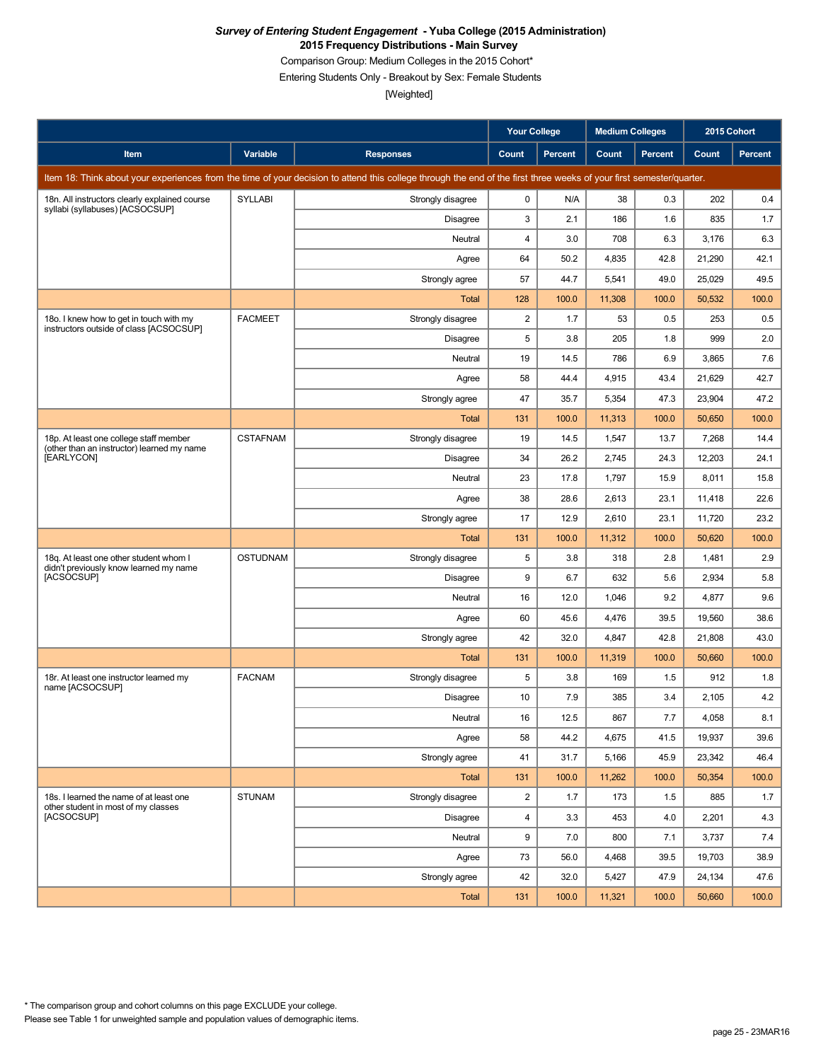***Survey of Entering Student Engagement* - Yuba College (2015 Administration)**

**2015 Frequency Distributions - Main Survey**

Comparison Group: Medium Colleges in the 2015 Cohort*

Entering Students Only - Breakout by Sex: Female Students

[Weighted]

| Item | Variable | Responses | Your College | | Medium Colleges | | 2015 Cohort | |
|---|---|---|---|---|---|---|---|---|
| | | | Count | Percent | Count | Percent | Count | Percent |
| Item 18: Think about your experiences from the time of your decision to attend this college through the end of the first three weeks of your first semester/quarter. | | | | | | | | |
| 18n. All instructors clearly explained course syllabi (syllabuses) [ACSOCSUP] | SYLLABI | Strongly disagree | 0 | N/A | 38 | 0.3 | 202 | 0.4 |
| | | Disagree | 3 | 2.1 | 186 | 1.6 | 835 | 1.7 |
| | | Neutral | 4 | 3.0 | 708 | 6.3 | 3,176 | 6.3 |
| | | Agree | 64 | 50.2 | 4,835 | 42.8 | 21,290 | 42.1 |
| | | Strongly agree | 57 | 44.7 | 5,541 | 49.0 | 25,029 | 49.5 |
| | | Total | 128 | 100.0 | 11,308 | 100.0 | 50,532 | 100.0 |
| 18o. I knew how to get in touch with my instructors outside of class [ACSOCSUP] | FACMEET | Strongly disagree | 2 | 1.7 | 53 | 0.5 | 253 | 0.5 |
| | | Disagree | 5 | 3.8 | 205 | 1.8 | 999 | 2.0 |
| | | Neutral | 19 | 14.5 | 786 | 6.9 | 3,865 | 7.6 |
| | | Agree | 58 | 44.4 | 4,915 | 43.4 | 21,629 | 42.7 |
| | | Strongly agree | 47 | 35.7 | 5,354 | 47.3 | 23,904 | 47.2 |
| | | Total | 131 | 100.0 | 11,313 | 100.0 | 50,650 | 100.0 |
| 18p. At least one college staff member (other than an instructor) learned my name [EARLYCON] | CSTAFNAM | Strongly disagree | 19 | 14.5 | 1,547 | 13.7 | 7,268 | 14.4 |
| | | Disagree | 34 | 26.2 | 2,745 | 24.3 | 12,203 | 24.1 |
| | | Neutral | 23 | 17.8 | 1,797 | 15.9 | 8,011 | 15.8 |
| | | Agree | 38 | 28.6 | 2,613 | 23.1 | 11,418 | 22.6 |
| | | Strongly agree | 17 | 12.9 | 2,610 | 23.1 | 11,720 | 23.2 |
| | | Total | 131 | 100.0 | 11,312 | 100.0 | 50,620 | 100.0 |
| 18q. At least one other student whom I didn't previously know learned my name [ACSOCSUP] | OSTUDNAM | Strongly disagree | 5 | 3.8 | 318 | 2.8 | 1,481 | 2.9 |
| | | Disagree | 9 | 6.7 | 632 | 5.6 | 2,934 | 5.8 |
| | | Neutral | 16 | 12.0 | 1,046 | 9.2 | 4,877 | 9.6 |
| | | Agree | 60 | 45.6 | 4,476 | 39.5 | 19,560 | 38.6 |
| | | Strongly agree | 42 | 32.0 | 4,847 | 42.8 | 21,808 | 43.0 |
| | | Total | 131 | 100.0 | 11,319 | 100.0 | 50,660 | 100.0 |
| 18r. At least one instructor learned my name [ACSOCSUP] | FACNAM | Strongly disagree | 5 | 3.8 | 169 | 1.5 | 912 | 1.8 |
| | | Disagree | 10 | 7.9 | 385 | 3.4 | 2,105 | 4.2 |
| | | Neutral | 16 | 12.5 | 867 | 7.7 | 4,058 | 8.1 |
| | | Agree | 58 | 44.2 | 4,675 | 41.5 | 19,937 | 39.6 |
| | | Strongly agree | 41 | 31.7 | 5,166 | 45.9 | 23,342 | 46.4 |
| | | Total | 131 | 100.0 | 11,262 | 100.0 | 50,354 | 100.0 |
| 18s. I learned the name of at least one other student in most of my classes [ACSOCSUP] | STUNAM | Strongly disagree | 2 | 1.7 | 173 | 1.5 | 885 | 1.7 |
| | | Disagree | 4 | 3.3 | 453 | 4.0 | 2,201 | 4.3 |
| | | Neutral | 9 | 7.0 | 800 | 7.1 | 3,737 | 7.4 |
| | | Agree | 73 | 56.0 | 4,468 | 39.5 | 19,703 | 38.9 |
| | | Strongly agree | 42 | 32.0 | 5,427 | 47.9 | 24,134 | 47.6 |
| | | Total | 131 | 100.0 | 11,321 | 100.0 | 50,660 | 100.0 |

* The comparison group and cohort columns on this page EXCLUDE your college.

Please see Table 1 for unweighted sample and population values of demographic items.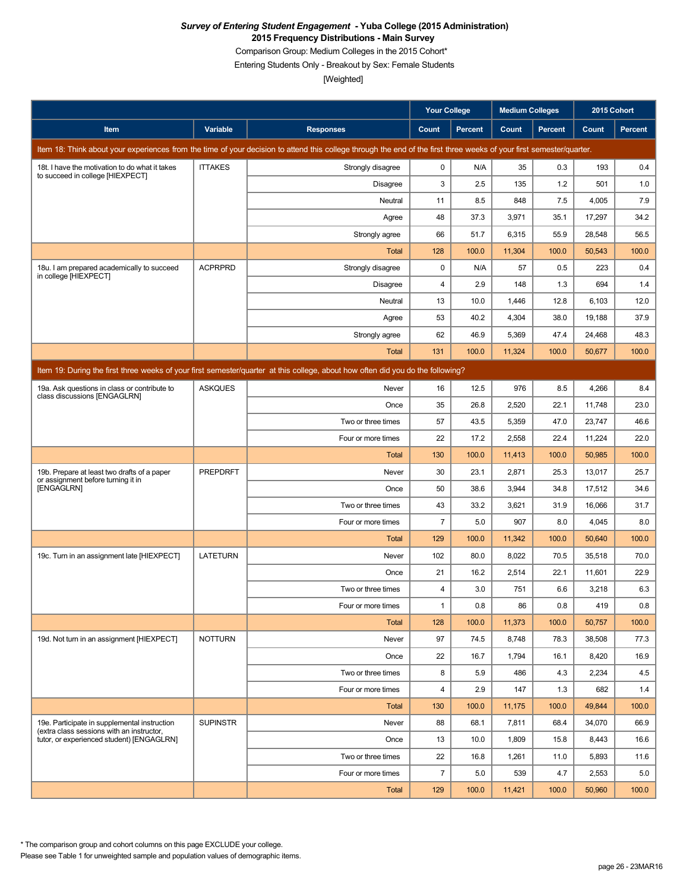***Survey of Entering Student Engagement* - Yuba College (2015 Administration)**
**2015 Frequency Distributions - Main Survey**
Comparison Group: Medium Colleges in the 2015 Cohort*
Entering Students Only - Breakout by Sex: Female Students
[Weighted]

| | | | Your College | | Medium Colleges | | 2015 Cohort | |
|---|---|---|---|---|---|---|---|---|
| **Item** | **Variable** | **Responses** | **Count** | **Percent** | **Count** | **Percent** | **Count** | **Percent** |
| Item 18: Think about your experiences from the time of your decision to attend this college through the end of the first three weeks of your first semester/quarter. | | | | | | | | |
| 18t. I have the motivation to do what it takes to succeed in college [HIEXPECT] | ITTAKES | Strongly disagree | 0 | N/A | 35 | 0.3 | 193 | 0.4 |
| | | Disagree | 3 | 2.5 | 135 | 1.2 | 501 | 1.0 |
| | | Neutral | 11 | 8.5 | 848 | 7.5 | 4,005 | 7.9 |
| | | Agree | 48 | 37.3 | 3,971 | 35.1 | 17,297 | 34.2 |
| | | Strongly agree | 66 | 51.7 | 6,315 | 55.9 | 28,548 | 56.5 |
| | | Total | 128 | 100.0 | 11,304 | 100.0 | 50,543 | 100.0 |
| 18u. I am prepared academically to succeed in college [HIEXPECT] | ACPRPRD | Strongly disagree | 0 | N/A | 57 | 0.5 | 223 | 0.4 |
| | | Disagree | 4 | 2.9 | 148 | 1.3 | 694 | 1.4 |
| | | Neutral | 13 | 10.0 | 1,446 | 12.8 | 6,103 | 12.0 |
| | | Agree | 53 | 40.2 | 4,304 | 38.0 | 19,188 | 37.9 |
| | | Strongly agree | 62 | 46.9 | 5,369 | 47.4 | 24,468 | 48.3 |
| | | Total | 131 | 100.0 | 11,324 | 100.0 | 50,677 | 100.0 |
| Item 19: During the first three weeks of your first semester/quarter at this college, about how often did you do the following? | | | | | | | | |
| 19a. Ask questions in class or contribute to class discussions [ENGAGLRN] | ASKQUES | Never | 16 | 12.5 | 976 | 8.5 | 4,266 | 8.4 |
| | | Once | 35 | 26.8 | 2,520 | 22.1 | 11,748 | 23.0 |
| | | Two or three times | 57 | 43.5 | 5,359 | 47.0 | 23,747 | 46.6 |
| | | Four or more times | 22 | 17.2 | 2,558 | 22.4 | 11,224 | 22.0 |
| | | Total | 130 | 100.0 | 11,413 | 100.0 | 50,985 | 100.0 |
| 19b. Prepare at least two drafts of a paper or assignment before turning it in [ENGAGLRN] | PREPDRFT | Never | 30 | 23.1 | 2,871 | 25.3 | 13,017 | 25.7 |
| | | Once | 50 | 38.6 | 3,944 | 34.8 | 17,512 | 34.6 |
| | | Two or three times | 43 | 33.2 | 3,621 | 31.9 | 16,066 | 31.7 |
| | | Four or more times | 7 | 5.0 | 907 | 8.0 | 4,045 | 8.0 |
| | | Total | 129 | 100.0 | 11,342 | 100.0 | 50,640 | 100.0 |
| 19c. Turn in an assignment late [HIEXPECT] | LATETURN | Never | 102 | 80.0 | 8,022 | 70.5 | 35,518 | 70.0 |
| | | Once | 21 | 16.2 | 2,514 | 22.1 | 11,601 | 22.9 |
| | | Two or three times | 4 | 3.0 | 751 | 6.6 | 3,218 | 6.3 |
| | | Four or more times | 1 | 0.8 | 86 | 0.8 | 419 | 0.8 |
| | | Total | 128 | 100.0 | 11,373 | 100.0 | 50,757 | 100.0 |
| 19d. Not turn in an assignment [HIEXPECT] | NOTTURN | Never | 97 | 74.5 | 8,748 | 78.3 | 38,508 | 77.3 |
| | | Once | 22 | 16.7 | 1,794 | 16.1 | 8,420 | 16.9 |
| | | Two or three times | 8 | 5.9 | 486 | 4.3 | 2,234 | 4.5 |
| | | Four or more times | 4 | 2.9 | 147 | 1.3 | 682 | 1.4 |
| | | Total | 130 | 100.0 | 11,175 | 100.0 | 49,844 | 100.0 |
| 19e. Participate in supplemental instruction (extra class sessions with an instructor, tutor, or experienced student) [ENGAGLRN] | SUPINSTR | Never | 88 | 68.1 | 7,811 | 68.4 | 34,070 | 66.9 |
| | | Once | 13 | 10.0 | 1,809 | 15.8 | 8,443 | 16.6 |
| | | Two or three times | 22 | 16.8 | 1,261 | 11.0 | 5,893 | 11.6 |
| | | Four or more times | 7 | 5.0 | 539 | 4.7 | 2,553 | 5.0 |
| | | Total | 129 | 100.0 | 11,421 | 100.0 | 50,960 | 100.0 |

* The comparison group and cohort columns on this page EXCLUDE your college.
Please see Table 1 for unweighted sample and population values of demographic items.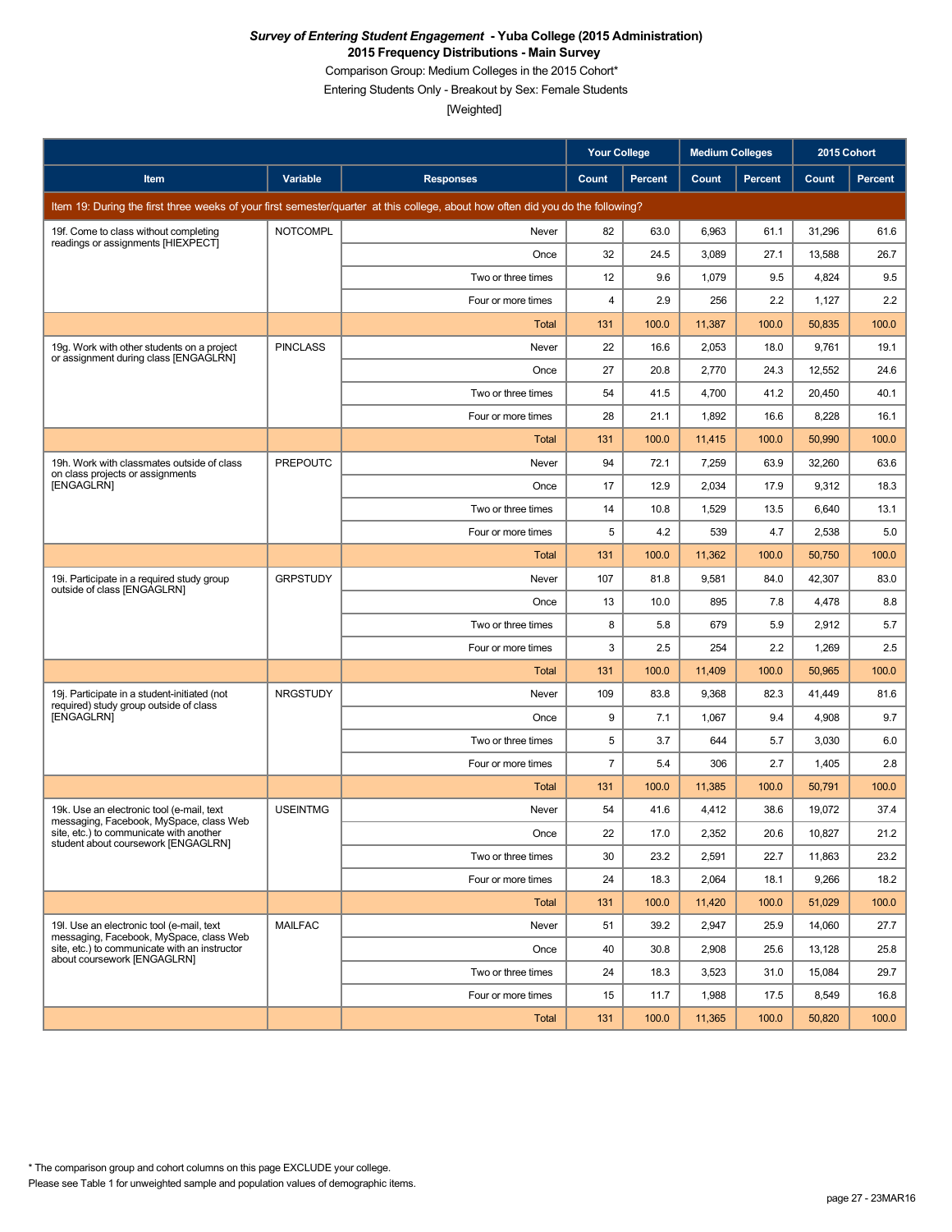***Survey of Entering Student Engagement* - Yuba College (2015 Administration)**
**2015 Frequency Distributions - Main Survey**
Comparison Group: Medium Colleges in the 2015 Cohort*
Entering Students Only - Breakout by Sex: Female Students
[Weighted]

| Item | Variable | Responses | Your College Count | Your College Percent | Medium Colleges Count | Medium Colleges Percent | 2015 Cohort Count | 2015 Cohort Percent |
|---|---|---|---|---|---|---|---|---|
| Item 19: During the first three weeks of your first semester/quarter at this college, about how often did you do the following? | | | | | | | | |
| 19f. Come to class without completing readings or assignments [HIEXPECT] | NOTCOMPL | Never | 82 | 63.0 | 6,963 | 61.1 | 31,296 | 61.6 |
| | | Once | 32 | 24.5 | 3,089 | 27.1 | 13,588 | 26.7 |
| | | Two or three times | 12 | 9.6 | 1,079 | 9.5 | 4,824 | 9.5 |
| | | Four or more times | 4 | 2.9 | 256 | 2.2 | 1,127 | 2.2 |
| | | Total | 131 | 100.0 | 11,387 | 100.0 | 50,835 | 100.0 |
| 19g. Work with other students on a project or assignment during class [ENGAGLRN] | PINCLASS | Never | 22 | 16.6 | 2,053 | 18.0 | 9,761 | 19.1 |
| | | Once | 27 | 20.8 | 2,770 | 24.3 | 12,552 | 24.6 |
| | | Two or three times | 54 | 41.5 | 4,700 | 41.2 | 20,450 | 40.1 |
| | | Four or more times | 28 | 21.1 | 1,892 | 16.6 | 8,228 | 16.1 |
| | | Total | 131 | 100.0 | 11,415 | 100.0 | 50,990 | 100.0 |
| 19h. Work with classmates outside of class on class projects or assignments [ENGAGLRN] | PREPOUTC | Never | 94 | 72.1 | 7,259 | 63.9 | 32,260 | 63.6 |
| | | Once | 17 | 12.9 | 2,034 | 17.9 | 9,312 | 18.3 |
| | | Two or three times | 14 | 10.8 | 1,529 | 13.5 | 6,640 | 13.1 |
| | | Four or more times | 5 | 4.2 | 539 | 4.7 | 2,538 | 5.0 |
| | | Total | 131 | 100.0 | 11,362 | 100.0 | 50,750 | 100.0 |
| 19i. Participate in a required study group outside of class [ENGAGLRN] | GRPSTUDY | Never | 107 | 81.8 | 9,581 | 84.0 | 42,307 | 83.0 |
| | | Once | 13 | 10.0 | 895 | 7.8 | 4,478 | 8.8 |
| | | Two or three times | 8 | 5.8 | 679 | 5.9 | 2,912 | 5.7 |
| | | Four or more times | 3 | 2.5 | 254 | 2.2 | 1,269 | 2.5 |
| | | Total | 131 | 100.0 | 11,409 | 100.0 | 50,965 | 100.0 |
| 19j. Participate in a student-initiated (not required) study group outside of class [ENGAGLRN] | NRGSTUDY | Never | 109 | 83.8 | 9,368 | 82.3 | 41,449 | 81.6 |
| | | Once | 9 | 7.1 | 1,067 | 9.4 | 4,908 | 9.7 |
| | | Two or three times | 5 | 3.7 | 644 | 5.7 | 3,030 | 6.0 |
| | | Four or more times | 7 | 5.4 | 306 | 2.7 | 1,405 | 2.8 |
| | | Total | 131 | 100.0 | 11,385 | 100.0 | 50,791 | 100.0 |
| 19k. Use an electronic tool (e-mail, text messaging, Facebook, MySpace, class Web site, etc.) to communicate with another student about coursework [ENGAGLRN] | USEINTMG | Never | 54 | 41.6 | 4,412 | 38.6 | 19,072 | 37.4 |
| | | Once | 22 | 17.0 | 2,352 | 20.6 | 10,827 | 21.2 |
| | | Two or three times | 30 | 23.2 | 2,591 | 22.7 | 11,863 | 23.2 |
| | | Four or more times | 24 | 18.3 | 2,064 | 18.1 | 9,266 | 18.2 |
| | | Total | 131 | 100.0 | 11,420 | 100.0 | 51,029 | 100.0 |
| 19l. Use an electronic tool (e-mail, text messaging, Facebook, MySpace, class Web site, etc.) to communicate with an instructor about coursework [ENGAGLRN] | MAILFAC | Never | 51 | 39.2 | 2,947 | 25.9 | 14,060 | 27.7 |
| | | Once | 40 | 30.8 | 2,908 | 25.6 | 13,128 | 25.8 |
| | | Two or three times | 24 | 18.3 | 3,523 | 31.0 | 15,084 | 29.7 |
| | | Four or more times | 15 | 11.7 | 1,988 | 17.5 | 8,549 | 16.8 |
| | | Total | 131 | 100.0 | 11,365 | 100.0 | 50,820 | 100.0 |

* The comparison group and cohort columns on this page EXCLUDE your college.
Please see Table 1 for unweighted sample and population values of demographic items.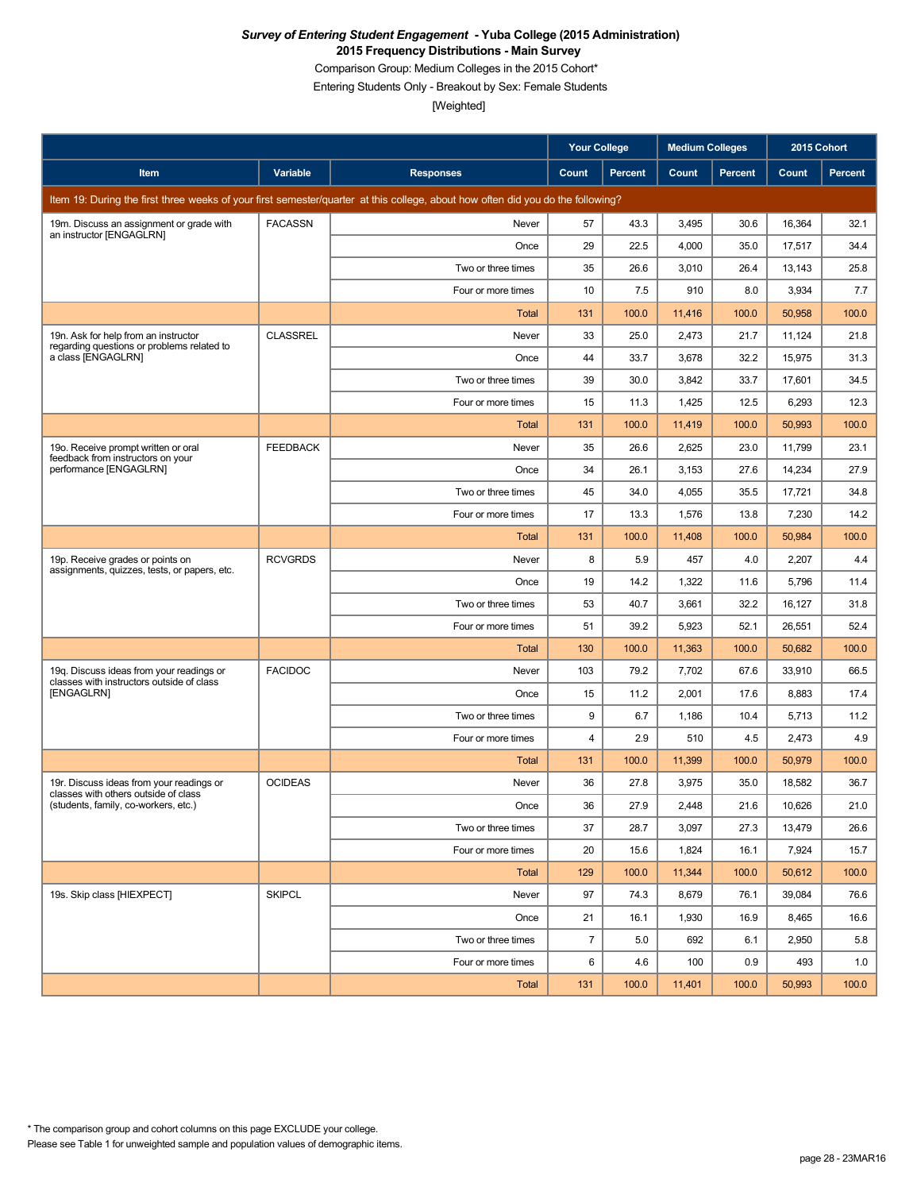***Survey of Entering Student Engagement* - Yuba College (2015 Administration)**

**2015 Frequency Distributions - Main Survey**

Comparison Group: Medium Colleges in the 2015 Cohort*

Entering Students Only - Breakout by Sex: Female Students

[Weighted]

| | | | Your College | | Medium Colleges | | 2015 Cohort | |
|---|---|---|---|---|---|---|---|---|
| **Item** | **Variable** | **Responses** | **Count** | **Percent** | **Count** | **Percent** | **Count** | **Percent** |
| Item 19: During the first three weeks of your first semester/quarter at this college, about how often did you do the following? | | | | | | | | |
| 19m. Discuss an assignment or grade with an instructor [ENGAGLRN] | FACASSN | Never | 57 | 43.3 | 3,495 | 30.6 | 16,364 | 32.1 |
| | | Once | 29 | 22.5 | 4,000 | 35.0 | 17,517 | 34.4 |
| | | Two or three times | 35 | 26.6 | 3,010 | 26.4 | 13,143 | 25.8 |
| | | Four or more times | 10 | 7.5 | 910 | 8.0 | 3,934 | 7.7 |
| | | Total | 131 | 100.0 | 11,416 | 100.0 | 50,958 | 100.0 |
| 19n. Ask for help from an instructor regarding questions or problems related to a class [ENGAGLRN] | CLASSREL | Never | 33 | 25.0 | 2,473 | 21.7 | 11,124 | 21.8 |
| | | Once | 44 | 33.7 | 3,678 | 32.2 | 15,975 | 31.3 |
| | | Two or three times | 39 | 30.0 | 3,842 | 33.7 | 17,601 | 34.5 |
| | | Four or more times | 15 | 11.3 | 1,425 | 12.5 | 6,293 | 12.3 |
| | | Total | 131 | 100.0 | 11,419 | 100.0 | 50,993 | 100.0 |
| 19o. Receive prompt written or oral feedback from instructors on your performance [ENGAGLRN] | FEEDBACK | Never | 35 | 26.6 | 2,625 | 23.0 | 11,799 | 23.1 |
| | | Once | 34 | 26.1 | 3,153 | 27.6 | 14,234 | 27.9 |
| | | Two or three times | 45 | 34.0 | 4,055 | 35.5 | 17,721 | 34.8 |
| | | Four or more times | 17 | 13.3 | 1,576 | 13.8 | 7,230 | 14.2 |
| | | Total | 131 | 100.0 | 11,408 | 100.0 | 50,984 | 100.0 |
| 19p. Receive grades or points on assignments, quizzes, tests, or papers, etc. | RCVGRDS | Never | 8 | 5.9 | 457 | 4.0 | 2,207 | 4.4 |
| | | Once | 19 | 14.2 | 1,322 | 11.6 | 5,796 | 11.4 |
| | | Two or three times | 53 | 40.7 | 3,661 | 32.2 | 16,127 | 31.8 |
| | | Four or more times | 51 | 39.2 | 5,923 | 52.1 | 26,551 | 52.4 |
| | | Total | 130 | 100.0 | 11,363 | 100.0 | 50,682 | 100.0 |
| 19q. Discuss ideas from your readings or classes with instructors outside of class [ENGAGLRN] | FACIDOC | Never | 103 | 79.2 | 7,702 | 67.6 | 33,910 | 66.5 |
| | | Once | 15 | 11.2 | 2,001 | 17.6 | 8,883 | 17.4 |
| | | Two or three times | 9 | 6.7 | 1,186 | 10.4 | 5,713 | 11.2 |
| | | Four or more times | 4 | 2.9 | 510 | 4.5 | 2,473 | 4.9 |
| | | Total | 131 | 100.0 | 11,399 | 100.0 | 50,979 | 100.0 |
| 19r. Discuss ideas from your readings or classes with others outside of class (students, family, co-workers, etc.) | OCIDEAS | Never | 36 | 27.8 | 3,975 | 35.0 | 18,582 | 36.7 |
| | | Once | 36 | 27.9 | 2,448 | 21.6 | 10,626 | 21.0 |
| | | Two or three times | 37 | 28.7 | 3,097 | 27.3 | 13,479 | 26.6 |
| | | Four or more times | 20 | 15.6 | 1,824 | 16.1 | 7,924 | 15.7 |
| | | Total | 129 | 100.0 | 11,344 | 100.0 | 50,612 | 100.0 |
| 19s. Skip class [HIEXPECT] | SKIPCL | Never | 97 | 74.3 | 8,679 | 76.1 | 39,084 | 76.6 |
| | | Once | 21 | 16.1 | 1,930 | 16.9 | 8,465 | 16.6 |
| | | Two or three times | 7 | 5.0 | 692 | 6.1 | 2,950 | 5.8 |
| | | Four or more times | 6 | 4.6 | 100 | 0.9 | 493 | 1.0 |
| | | Total | 131 | 100.0 | 11,401 | 100.0 | 50,993 | 100.0 |

* The comparison group and cohort columns on this page EXCLUDE your college.

Please see Table 1 for unweighted sample and population values of demographic items.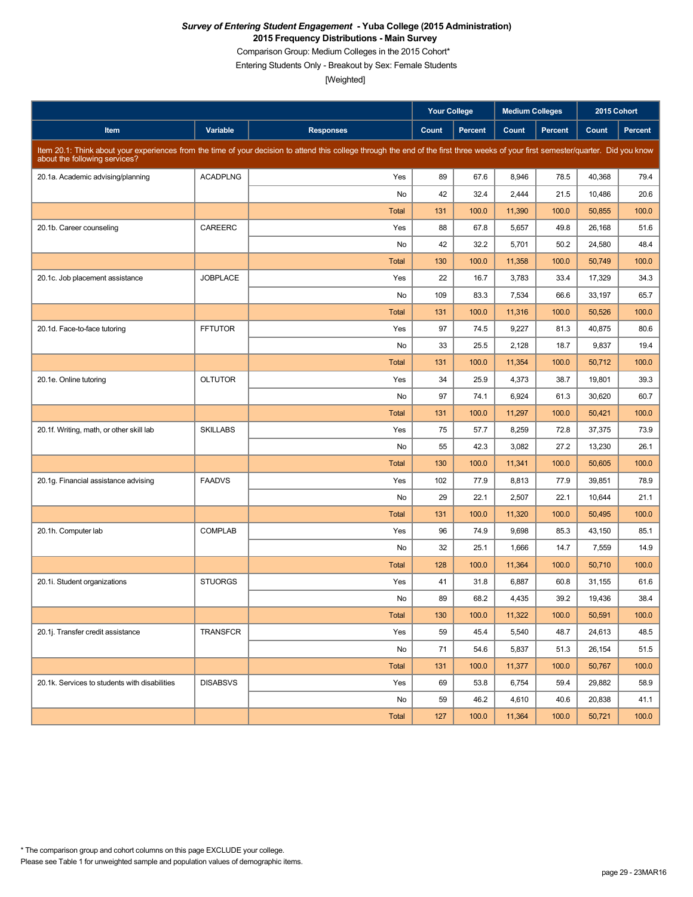***Survey of Entering Student Engagement* - Yuba College (2015 Administration)**

**2015 Frequency Distributions - Main Survey**

Comparison Group: Medium Colleges in the 2015 Cohort*

Entering Students Only - Breakout by Sex: Female Students

[Weighted]

| Item | Variable | Responses | Your College Count | Your College Percent | Medium Colleges Count | Medium Colleges Percent | 2015 Cohort Count | 2015 Cohort Percent |
|---|---|---|---|---|---|---|---|---|
| Item 20.1: Think about your experiences from the time of your decision to attend this college through the end of the first three weeks of your first semester/quarter. Did you know about the following services? | | | | | | | | |
| 20.1a. Academic advising/planning | ACADPLNG | Yes | 89 | 67.6 | 8,946 | 78.5 | 40,368 | 79.4 |
| | | No | 42 | 32.4 | 2,444 | 21.5 | 10,486 | 20.6 |
| | | Total | 131 | 100.0 | 11,390 | 100.0 | 50,855 | 100.0 |
| 20.1b. Career counseling | CAREERC | Yes | 88 | 67.8 | 5,657 | 49.8 | 26,168 | 51.6 |
| | | No | 42 | 32.2 | 5,701 | 50.2 | 24,580 | 48.4 |
| | | Total | 130 | 100.0 | 11,358 | 100.0 | 50,749 | 100.0 |
| 20.1c. Job placement assistance | JOBPLACE | Yes | 22 | 16.7 | 3,783 | 33.4 | 17,329 | 34.3 |
| | | No | 109 | 83.3 | 7,534 | 66.6 | 33,197 | 65.7 |
| | | Total | 131 | 100.0 | 11,316 | 100.0 | 50,526 | 100.0 |
| 20.1d. Face-to-face tutoring | FFTUTOR | Yes | 97 | 74.5 | 9,227 | 81.3 | 40,875 | 80.6 |
| | | No | 33 | 25.5 | 2,128 | 18.7 | 9,837 | 19.4 |
| | | Total | 131 | 100.0 | 11,354 | 100.0 | 50,712 | 100.0 |
| 20.1e. Online tutoring | OLTUTOR | Yes | 34 | 25.9 | 4,373 | 38.7 | 19,801 | 39.3 |
| | | No | 97 | 74.1 | 6,924 | 61.3 | 30,620 | 60.7 |
| | | Total | 131 | 100.0 | 11,297 | 100.0 | 50,421 | 100.0 |
| 20.1f. Writing, math, or other skill lab | SKILLABS | Yes | 75 | 57.7 | 8,259 | 72.8 | 37,375 | 73.9 |
| | | No | 55 | 42.3 | 3,082 | 27.2 | 13,230 | 26.1 |
| | | Total | 130 | 100.0 | 11,341 | 100.0 | 50,605 | 100.0 |
| 20.1g. Financial assistance advising | FAADVS | Yes | 102 | 77.9 | 8,813 | 77.9 | 39,851 | 78.9 |
| | | No | 29 | 22.1 | 2,507 | 22.1 | 10,644 | 21.1 |
| | | Total | 131 | 100.0 | 11,320 | 100.0 | 50,495 | 100.0 |
| 20.1h. Computer lab | COMPLAB | Yes | 96 | 74.9 | 9,698 | 85.3 | 43,150 | 85.1 |
| | | No | 32 | 25.1 | 1,666 | 14.7 | 7,559 | 14.9 |
| | | Total | 128 | 100.0 | 11,364 | 100.0 | 50,710 | 100.0 |
| 20.1i. Student organizations | STUORGS | Yes | 41 | 31.8 | 6,887 | 60.8 | 31,155 | 61.6 |
| | | No | 89 | 68.2 | 4,435 | 39.2 | 19,436 | 38.4 |
| | | Total | 130 | 100.0 | 11,322 | 100.0 | 50,591 | 100.0 |
| 20.1j. Transfer credit assistance | TRANSFCR | Yes | 59 | 45.4 | 5,540 | 48.7 | 24,613 | 48.5 |
| | | No | 71 | 54.6 | 5,837 | 51.3 | 26,154 | 51.5 |
| | | Total | 131 | 100.0 | 11,377 | 100.0 | 50,767 | 100.0 |
| 20.1k. Services to students with disabilities | DISABSVS | Yes | 69 | 53.8 | 6,754 | 59.4 | 29,882 | 58.9 |
| | | No | 59 | 46.2 | 4,610 | 40.6 | 20,838 | 41.1 |
| | | Total | 127 | 100.0 | 11,364 | 100.0 | 50,721 | 100.0 |

* The comparison group and cohort columns on this page EXCLUDE your college.

Please see Table 1 for unweighted sample and population values of demographic items.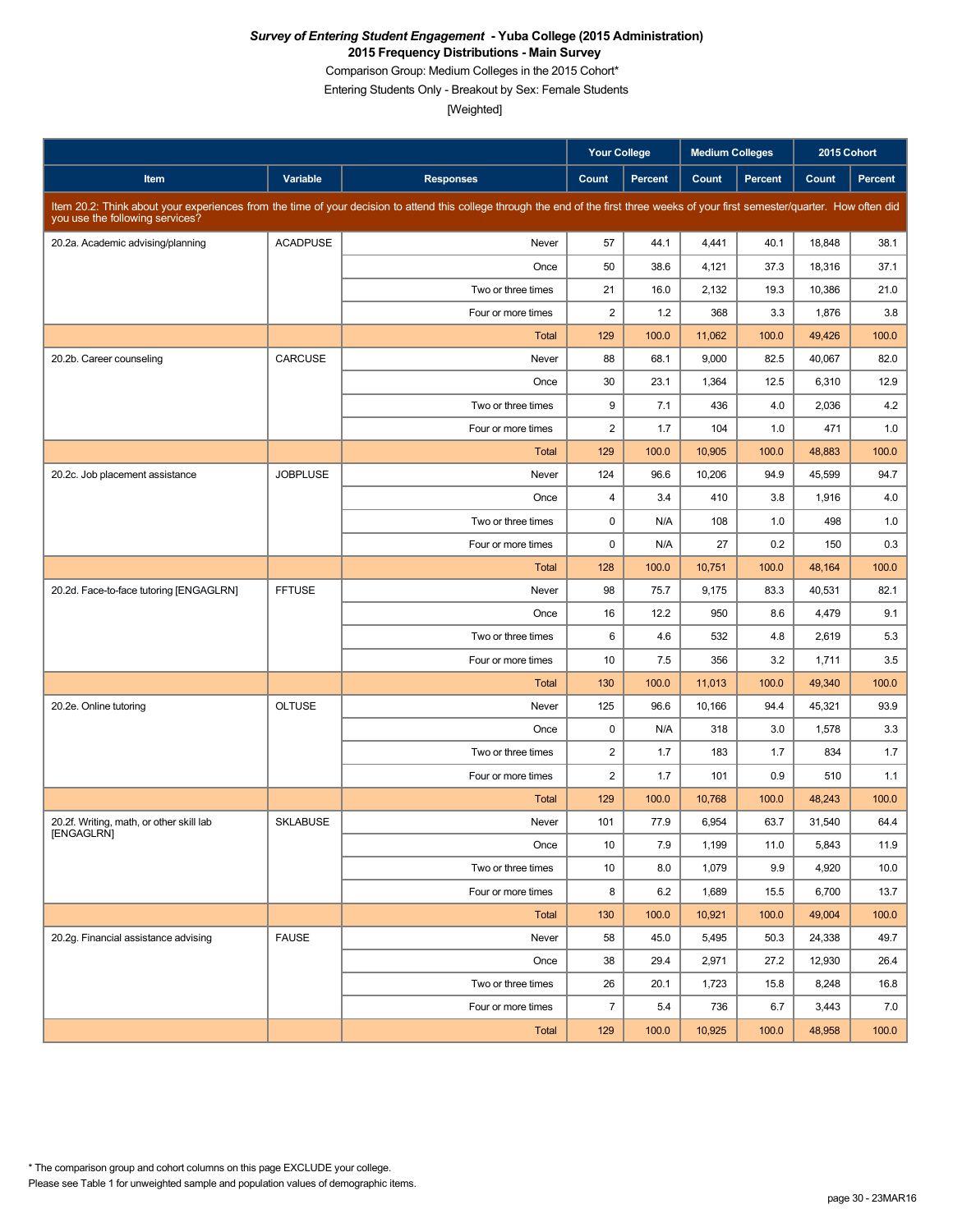***Survey of Entering Student Engagement* - Yuba College (2015 Administration)**
**2015 Frequency Distributions - Main Survey**
Comparison Group: Medium Colleges in the 2015 Cohort*
Entering Students Only - Breakout by Sex: Female Students
[Weighted]

| | | | Your College | | Medium Colleges | | 2015 Cohort | |
|---|---|---|---|---|---|---|---|---|
| **Item** | **Variable** | **Responses** | **Count** | **Percent** | **Count** | **Percent** | **Count** | **Percent** |
| Item 20.2: Think about your experiences from the time of your decision to attend this college through the end of the first three weeks of your first semester/quarter. How often did you use the following services? | | | | | | | | |
| 20.2a. Academic advising/planning | ACADPUSE | Never | 57 | 44.1 | 4,441 | 40.1 | 18,848 | 38.1 |
| | | Once | 50 | 38.6 | 4,121 | 37.3 | 18,316 | 37.1 |
| | | Two or three times | 21 | 16.0 | 2,132 | 19.3 | 10,386 | 21.0 |
| | | Four or more times | 2 | 1.2 | 368 | 3.3 | 1,876 | 3.8 |
| | | Total | 129 | 100.0 | 11,062 | 100.0 | 49,426 | 100.0 |
| 20.2b. Career counseling | CARCUSE | Never | 88 | 68.1 | 9,000 | 82.5 | 40,067 | 82.0 |
| | | Once | 30 | 23.1 | 1,364 | 12.5 | 6,310 | 12.9 |
| | | Two or three times | 9 | 7.1 | 436 | 4.0 | 2,036 | 4.2 |
| | | Four or more times | 2 | 1.7 | 104 | 1.0 | 471 | 1.0 |
| | | Total | 129 | 100.0 | 10,905 | 100.0 | 48,883 | 100.0 |
| 20.2c. Job placement assistance | JOBPLUSE | Never | 124 | 96.6 | 10,206 | 94.9 | 45,599 | 94.7 |
| | | Once | 4 | 3.4 | 410 | 3.8 | 1,916 | 4.0 |
| | | Two or three times | 0 | N/A | 108 | 1.0 | 498 | 1.0 |
| | | Four or more times | 0 | N/A | 27 | 0.2 | 150 | 0.3 |
| | | Total | 128 | 100.0 | 10,751 | 100.0 | 48,164 | 100.0 |
| 20.2d. Face-to-face tutoring [ENGAGLRN] | FFTUSE | Never | 98 | 75.7 | 9,175 | 83.3 | 40,531 | 82.1 |
| | | Once | 16 | 12.2 | 950 | 8.6 | 4,479 | 9.1 |
| | | Two or three times | 6 | 4.6 | 532 | 4.8 | 2,619 | 5.3 |
| | | Four or more times | 10 | 7.5 | 356 | 3.2 | 1,711 | 3.5 |
| | | Total | 130 | 100.0 | 11,013 | 100.0 | 49,340 | 100.0 |
| 20.2e. Online tutoring | OLTUSE | Never | 125 | 96.6 | 10,166 | 94.4 | 45,321 | 93.9 |
| | | Once | 0 | N/A | 318 | 3.0 | 1,578 | 3.3 |
| | | Two or three times | 2 | 1.7 | 183 | 1.7 | 834 | 1.7 |
| | | Four or more times | 2 | 1.7 | 101 | 0.9 | 510 | 1.1 |
| | | Total | 129 | 100.0 | 10,768 | 100.0 | 48,243 | 100.0 |
| 20.2f. Writing, math, or other skill lab [ENGAGLRN] | SKLABUSE | Never | 101 | 77.9 | 6,954 | 63.7 | 31,540 | 64.4 |
| | | Once | 10 | 7.9 | 1,199 | 11.0 | 5,843 | 11.9 |
| | | Two or three times | 10 | 8.0 | 1,079 | 9.9 | 4,920 | 10.0 |
| | | Four or more times | 8 | 6.2 | 1,689 | 15.5 | 6,700 | 13.7 |
| | | Total | 130 | 100.0 | 10,921 | 100.0 | 49,004 | 100.0 |
| 20.2g. Financial assistance advising | FAUSE | Never | 58 | 45.0 | 5,495 | 50.3 | 24,338 | 49.7 |
| | | Once | 38 | 29.4 | 2,971 | 27.2 | 12,930 | 26.4 |
| | | Two or three times | 26 | 20.1 | 1,723 | 15.8 | 8,248 | 16.8 |
| | | Four or more times | 7 | 5.4 | 736 | 6.7 | 3,443 | 7.0 |
| | | Total | 129 | 100.0 | 10,925 | 100.0 | 48,958 | 100.0 |

* The comparison group and cohort columns on this page EXCLUDE your college.
Please see Table 1 for unweighted sample and population values of demographic items.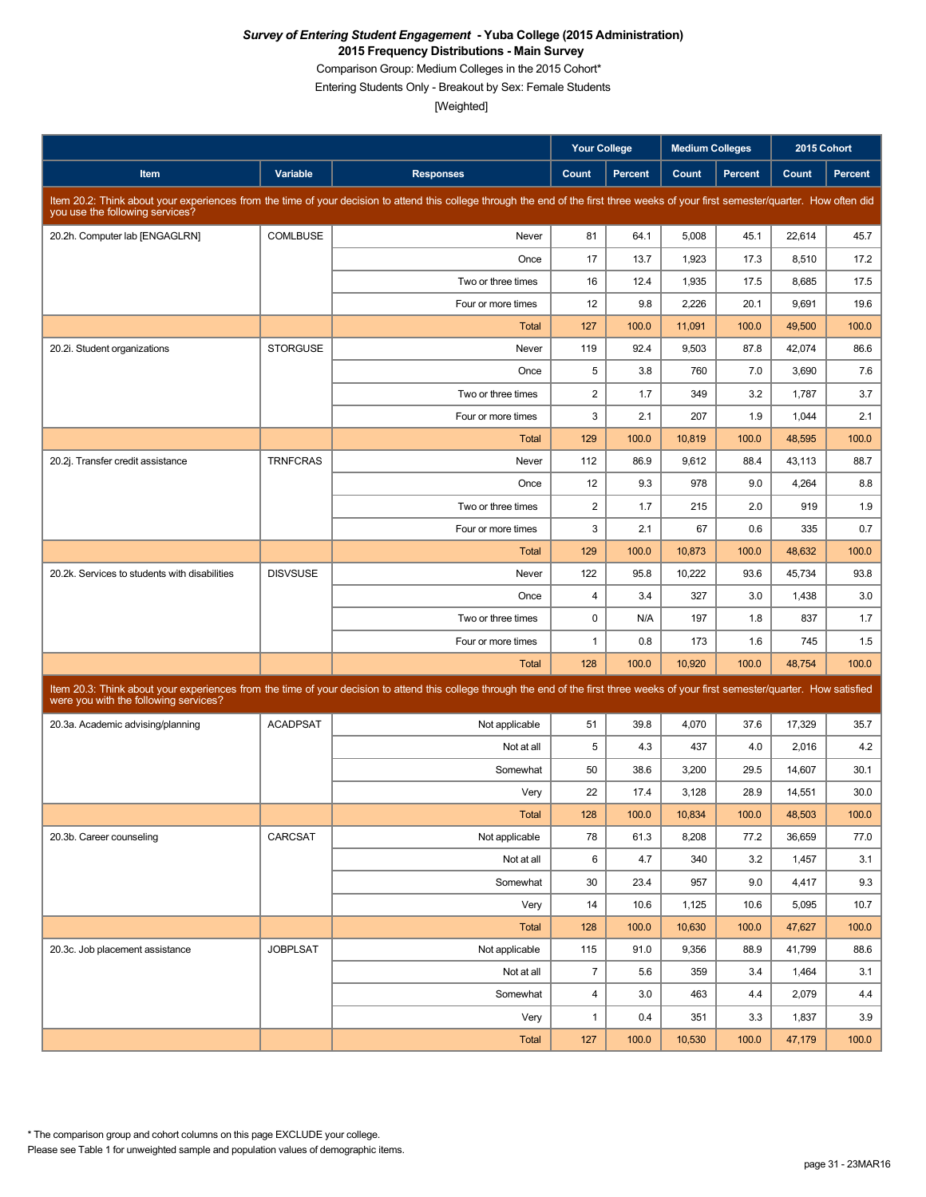***Survey of Entering Student Engagement* - Yuba College (2015 Administration)**
**2015 Frequency Distributions - Main Survey**
Comparison Group: Medium Colleges in the 2015 Cohort*
Entering Students Only - Breakout by Sex: Female Students
[Weighted]

| Item | Variable | Responses | Your College | | Medium Colleges | | 2015 Cohort | |
|---|---|---|---|---|---|---|---|---|
| | | | Count | Percent | Count | Percent | Count | Percent |
| **Item 20.2: Think about your experiences from the time of your decision to attend this college through the end of the first three weeks of your first semester/quarter. How often did you use the following services?** | | | | | | | | |
| 20.2h. Computer lab [ENGAGLRN] | COMLBUSE | Never | 81 | 64.1 | 5,008 | 45.1 | 22,614 | 45.7 |
| | | Once | 17 | 13.7 | 1,923 | 17.3 | 8,510 | 17.2 |
| | | Two or three times | 16 | 12.4 | 1,935 | 17.5 | 8,685 | 17.5 |
| | | Four or more times | 12 | 9.8 | 2,226 | 20.1 | 9,691 | 19.6 |
| | | Total | 127 | 100.0 | 11,091 | 100.0 | 49,500 | 100.0 |
| 20.2i. Student organizations | STORGUSE | Never | 119 | 92.4 | 9,503 | 87.8 | 42,074 | 86.6 |
| | | Once | 5 | 3.8 | 760 | 7.0 | 3,690 | 7.6 |
| | | Two or three times | 2 | 1.7 | 349 | 3.2 | 1,787 | 3.7 |
| | | Four or more times | 3 | 2.1 | 207 | 1.9 | 1,044 | 2.1 |
| | | Total | 129 | 100.0 | 10,819 | 100.0 | 48,595 | 100.0 |
| 20.2j. Transfer credit assistance | TRNFCRAS | Never | 112 | 86.9 | 9,612 | 88.4 | 43,113 | 88.7 |
| | | Once | 12 | 9.3 | 978 | 9.0 | 4,264 | 8.8 |
| | | Two or three times | 2 | 1.7 | 215 | 2.0 | 919 | 1.9 |
| | | Four or more times | 3 | 2.1 | 67 | 0.6 | 335 | 0.7 |
| | | Total | 129 | 100.0 | 10,873 | 100.0 | 48,632 | 100.0 |
| 20.2k. Services to students with disabilities | DISVSUSE | Never | 122 | 95.8 | 10,222 | 93.6 | 45,734 | 93.8 |
| | | Once | 4 | 3.4 | 327 | 3.0 | 1,438 | 3.0 |
| | | Two or three times | 0 | N/A | 197 | 1.8 | 837 | 1.7 |
| | | Four or more times | 1 | 0.8 | 173 | 1.6 | 745 | 1.5 |
| | | Total | 128 | 100.0 | 10,920 | 100.0 | 48,754 | 100.0 |
| **Item 20.3: Think about your experiences from the time of your decision to attend this college through the end of the first three weeks of your first semester/quarter. How satisfied were you with the following services?** | | | | | | | | |
| 20.3a. Academic advising/planning | ACADPSAT | Not applicable | 51 | 39.8 | 4,070 | 37.6 | 17,329 | 35.7 |
| | | Not at all | 5 | 4.3 | 437 | 4.0 | 2,016 | 4.2 |
| | | Somewhat | 50 | 38.6 | 3,200 | 29.5 | 14,607 | 30.1 |
| | | Very | 22 | 17.4 | 3,128 | 28.9 | 14,551 | 30.0 |
| | | Total | 128 | 100.0 | 10,834 | 100.0 | 48,503 | 100.0 |
| 20.3b. Career counseling | CARCSAT | Not applicable | 78 | 61.3 | 8,208 | 77.2 | 36,659 | 77.0 |
| | | Not at all | 6 | 4.7 | 340 | 3.2 | 1,457 | 3.1 |
| | | Somewhat | 30 | 23.4 | 957 | 9.0 | 4,417 | 9.3 |
| | | Very | 14 | 10.6 | 1,125 | 10.6 | 5,095 | 10.7 |
| | | Total | 128 | 100.0 | 10,630 | 100.0 | 47,627 | 100.0 |
| 20.3c. Job placement assistance | JOBPLSAT | Not applicable | 115 | 91.0 | 9,356 | 88.9 | 41,799 | 88.6 |
| | | Not at all | 7 | 5.6 | 359 | 3.4 | 1,464 | 3.1 |
| | | Somewhat | 4 | 3.0 | 463 | 4.4 | 2,079 | 4.4 |
| | | Very | 1 | 0.4 | 351 | 3.3 | 1,837 | 3.9 |
| | | Total | 127 | 100.0 | 10,530 | 100.0 | 47,179 | 100.0 |

* The comparison group and cohort columns on this page EXCLUDE your college.
Please see Table 1 for unweighted sample and population values of demographic items.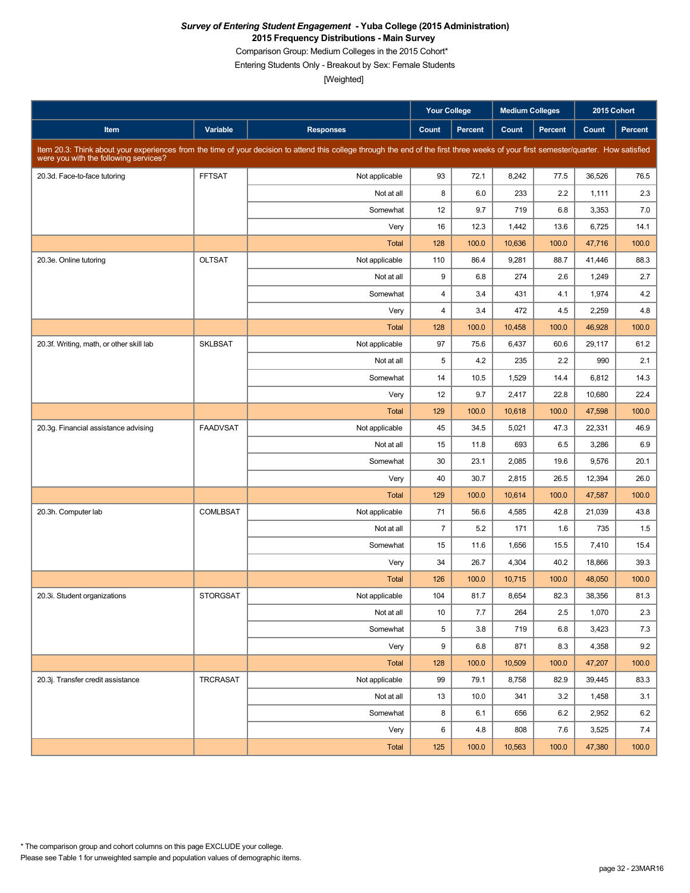***Survey of Entering Student Engagement* - Yuba College (2015 Administration)**
**2015 Frequency Distributions - Main Survey**
Comparison Group: Medium Colleges in the 2015 Cohort*
Entering Students Only - Breakout by Sex: Female Students
[Weighted]

| Item | Variable | Responses | Your College | | Medium Colleges | | 2015 Cohort | |
|---|---|---|---|---|---|---|---|---|
| | | | Count | Percent | Count | Percent | Count | Percent |
| Item 20.3: Think about your experiences from the time of your decision to attend this college through the end of the first three weeks of your first semester/quarter. How satisfied were you with the following services? | | | | | | | | |
| 20.3d. Face-to-face tutoring | FFTSAT | Not applicable | 93 | 72.1 | 8,242 | 77.5 | 36,526 | 76.5 |
| | | Not at all | 8 | 6.0 | 233 | 2.2 | 1,111 | 2.3 |
| | | Somewhat | 12 | 9.7 | 719 | 6.8 | 3,353 | 7.0 |
| | | Very | 16 | 12.3 | 1,442 | 13.6 | 6,725 | 14.1 |
| | | Total | 128 | 100.0 | 10,636 | 100.0 | 47,716 | 100.0 |
| 20.3e. Online tutoring | OLTSAT | Not applicable | 110 | 86.4 | 9,281 | 88.7 | 41,446 | 88.3 |
| | | Not at all | 9 | 6.8 | 274 | 2.6 | 1,249 | 2.7 |
| | | Somewhat | 4 | 3.4 | 431 | 4.1 | 1,974 | 4.2 |
| | | Very | 4 | 3.4 | 472 | 4.5 | 2,259 | 4.8 |
| | | Total | 128 | 100.0 | 10,458 | 100.0 | 46,928 | 100.0 |
| 20.3f. Writing, math, or other skill lab | SKLBSAT | Not applicable | 97 | 75.6 | 6,437 | 60.6 | 29,117 | 61.2 |
| | | Not at all | 5 | 4.2 | 235 | 2.2 | 990 | 2.1 |
| | | Somewhat | 14 | 10.5 | 1,529 | 14.4 | 6,812 | 14.3 |
| | | Very | 12 | 9.7 | 2,417 | 22.8 | 10,680 | 22.4 |
| | | Total | 129 | 100.0 | 10,618 | 100.0 | 47,598 | 100.0 |
| 20.3g. Financial assistance advising | FAADVSAT | Not applicable | 45 | 34.5 | 5,021 | 47.3 | 22,331 | 46.9 |
| | | Not at all | 15 | 11.8 | 693 | 6.5 | 3,286 | 6.9 |
| | | Somewhat | 30 | 23.1 | 2,085 | 19.6 | 9,576 | 20.1 |
| | | Very | 40 | 30.7 | 2,815 | 26.5 | 12,394 | 26.0 |
| | | Total | 129 | 100.0 | 10,614 | 100.0 | 47,587 | 100.0 |
| 20.3h. Computer lab | COMLBSAT | Not applicable | 71 | 56.6 | 4,585 | 42.8 | 21,039 | 43.8 |
| | | Not at all | 7 | 5.2 | 171 | 1.6 | 735 | 1.5 |
| | | Somewhat | 15 | 11.6 | 1,656 | 15.5 | 7,410 | 15.4 |
| | | Very | 34 | 26.7 | 4,304 | 40.2 | 18,866 | 39.3 |
| | | Total | 126 | 100.0 | 10,715 | 100.0 | 48,050 | 100.0 |
| 20.3i. Student organizations | STORGSAT | Not applicable | 104 | 81.7 | 8,654 | 82.3 | 38,356 | 81.3 |
| | | Not at all | 10 | 7.7 | 264 | 2.5 | 1,070 | 2.3 |
| | | Somewhat | 5 | 3.8 | 719 | 6.8 | 3,423 | 7.3 |
| | | Very | 9 | 6.8 | 871 | 8.3 | 4,358 | 9.2 |
| | | Total | 128 | 100.0 | 10,509 | 100.0 | 47,207 | 100.0 |
| 20.3j. Transfer credit assistance | TRCRASAT | Not applicable | 99 | 79.1 | 8,758 | 82.9 | 39,445 | 83.3 |
| | | Not at all | 13 | 10.0 | 341 | 3.2 | 1,458 | 3.1 |
| | | Somewhat | 8 | 6.1 | 656 | 6.2 | 2,952 | 6.2 |
| | | Very | 6 | 4.8 | 808 | 7.6 | 3,525 | 7.4 |
| | | Total | 125 | 100.0 | 10,563 | 100.0 | 47,380 | 100.0 |

* The comparison group and cohort columns on this page EXCLUDE your college.
Please see Table 1 for unweighted sample and population values of demographic items.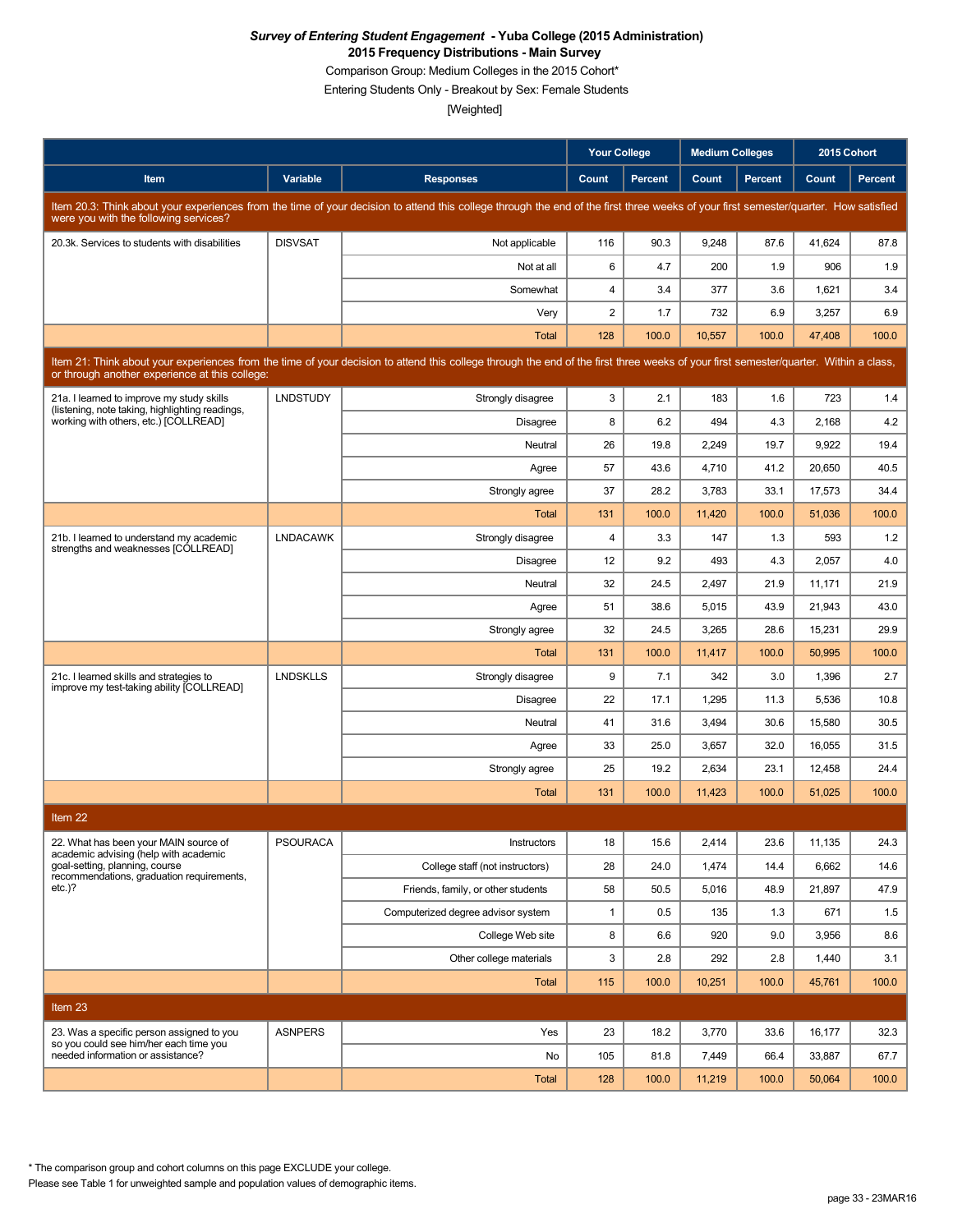***Survey of Entering Student Engagement* - Yuba College (2015 Administration)**
**2015 Frequency Distributions - Main Survey**
Comparison Group: Medium Colleges in the 2015 Cohort*
Entering Students Only - Breakout by Sex: Female Students
[Weighted]

| | | | Your College | | Medium Colleges | | 2015 Cohort | |
|---|---|---|---|---|---|---|---|---|
| **Item** | **Variable** | **Responses** | **Count** | **Percent** | **Count** | **Percent** | **Count** | **Percent** |
| Item 20.3: Think about your experiences from the time of your decision to attend this college through the end of the first three weeks of your first semester/quarter. How satisfied were you with the following services? | | | | | | | | |
| 20.3k. Services to students with disabilities | DISVSAT | Not applicable | 116 | 90.3 | 9,248 | 87.6 | 41,624 | 87.8 |
| | | Not at all | 6 | 4.7 | 200 | 1.9 | 906 | 1.9 |
| | | Somewhat | 4 | 3.4 | 377 | 3.6 | 1,621 | 3.4 |
| | | Very | 2 | 1.7 | 732 | 6.9 | 3,257 | 6.9 |
| | | Total | 128 | 100.0 | 10,557 | 100.0 | 47,408 | 100.0 |
| Item 21: Think about your experiences from the time of your decision to attend this college through the end of the first three weeks of your first semester/quarter. Within a class, or through another experience at this college: | | | | | | | | |
| 21a. I learned to improve my study skills (listening, note taking, highlighting readings, working with others, etc.) [COLLREAD] | LNDSTUDY | Strongly disagree | 3 | 2.1 | 183 | 1.6 | 723 | 1.4 |
| | | Disagree | 8 | 6.2 | 494 | 4.3 | 2,168 | 4.2 |
| | | Neutral | 26 | 19.8 | 2,249 | 19.7 | 9,922 | 19.4 |
| | | Agree | 57 | 43.6 | 4,710 | 41.2 | 20,650 | 40.5 |
| | | Strongly agree | 37 | 28.2 | 3,783 | 33.1 | 17,573 | 34.4 |
| | | Total | 131 | 100.0 | 11,420 | 100.0 | 51,036 | 100.0 |
| 21b. I learned to understand my academic strengths and weaknesses [COLLREAD] | LNDACAWK | Strongly disagree | 4 | 3.3 | 147 | 1.3 | 593 | 1.2 |
| | | Disagree | 12 | 9.2 | 493 | 4.3 | 2,057 | 4.0 |
| | | Neutral | 32 | 24.5 | 2,497 | 21.9 | 11,171 | 21.9 |
| | | Agree | 51 | 38.6 | 5,015 | 43.9 | 21,943 | 43.0 |
| | | Strongly agree | 32 | 24.5 | 3,265 | 28.6 | 15,231 | 29.9 |
| | | Total | 131 | 100.0 | 11,417 | 100.0 | 50,995 | 100.0 |
| 21c. I learned skills and strategies to improve my test-taking ability [COLLREAD] | LNDSKLLS | Strongly disagree | 9 | 7.1 | 342 | 3.0 | 1,396 | 2.7 |
| | | Disagree | 22 | 17.1 | 1,295 | 11.3 | 5,536 | 10.8 |
| | | Neutral | 41 | 31.6 | 3,494 | 30.6 | 15,580 | 30.5 |
| | | Agree | 33 | 25.0 | 3,657 | 32.0 | 16,055 | 31.5 |
| | | Strongly agree | 25 | 19.2 | 2,634 | 23.1 | 12,458 | 24.4 |
| | | Total | 131 | 100.0 | 11,423 | 100.0 | 51,025 | 100.0 |
| Item 22 | | | | | | | | |
| 22. What has been your MAIN source of academic advising (help with academic goal-setting, planning, course recommendations, graduation requirements, etc.)? | PSOURACA | Instructors | 18 | 15.6 | 2,414 | 23.6 | 11,135 | 24.3 |
| | | College staff (not instructors) | 28 | 24.0 | 1,474 | 14.4 | 6,662 | 14.6 |
| | | Friends, family, or other students | 58 | 50.5 | 5,016 | 48.9 | 21,897 | 47.9 |
| | | Computerized degree advisor system | 1 | 0.5 | 135 | 1.3 | 671 | 1.5 |
| | | College Web site | 8 | 6.6 | 920 | 9.0 | 3,956 | 8.6 |
| | | Other college materials | 3 | 2.8 | 292 | 2.8 | 1,440 | 3.1 |
| | | Total | 115 | 100.0 | 10,251 | 100.0 | 45,761 | 100.0 |
| Item 23 | | | | | | | | |
| 23. Was a specific person assigned to you so you could see him/her each time you needed information or assistance? | ASNPERS | Yes | 23 | 18.2 | 3,770 | 33.6 | 16,177 | 32.3 |
| | | No | 105 | 81.8 | 7,449 | 66.4 | 33,887 | 67.7 |
| | | Total | 128 | 100.0 | 11,219 | 100.0 | 50,064 | 100.0 |

* The comparison group and cohort columns on this page EXCLUDE your college.
Please see Table 1 for unweighted sample and population values of demographic items.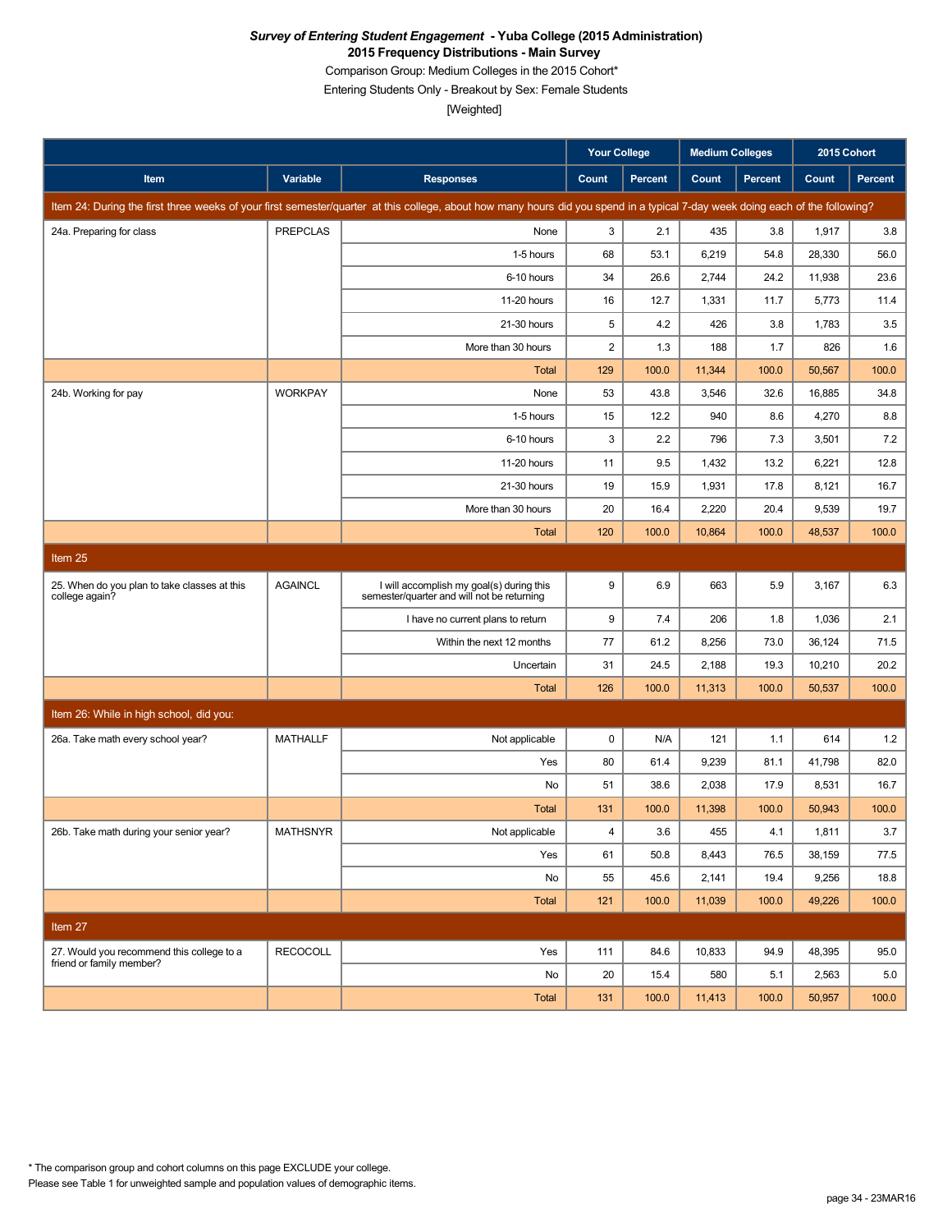***Survey of Entering Student Engagement* - Yuba College (2015 Administration)**
**2015 Frequency Distributions - Main Survey**
Comparison Group: Medium Colleges in the 2015 Cohort*
Entering Students Only - Breakout by Sex: Female Students
[Weighted]

| Item | Variable | Responses | Your College Count | Your College Percent | Medium Colleges Count | Medium Colleges Percent | 2015 Cohort Count | 2015 Cohort Percent |
|---|---|---|---|---|---|---|---|---|
| **Item 24: During the first three weeks of your first semester/quarter at this college, about how many hours did you spend in a typical 7-day week doing each of the following?** | | | | | | | | |
| 24a. Preparing for class | PREPCLAS | None | 3 | 2.1 | 435 | 3.8 | 1,917 | 3.8 |
| | | 1-5 hours | 68 | 53.1 | 6,219 | 54.8 | 28,330 | 56.0 |
| | | 6-10 hours | 34 | 26.6 | 2,744 | 24.2 | 11,938 | 23.6 |
| | | 11-20 hours | 16 | 12.7 | 1,331 | 11.7 | 5,773 | 11.4 |
| | | 21-30 hours | 5 | 4.2 | 426 | 3.8 | 1,783 | 3.5 |
| | | More than 30 hours | 2 | 1.3 | 188 | 1.7 | 826 | 1.6 |
| | | Total | 129 | 100.0 | 11,344 | 100.0 | 50,567 | 100.0 |
| 24b. Working for pay | WORKPAY | None | 53 | 43.8 | 3,546 | 32.6 | 16,885 | 34.8 |
| | | 1-5 hours | 15 | 12.2 | 940 | 8.6 | 4,270 | 8.8 |
| | | 6-10 hours | 3 | 2.2 | 796 | 7.3 | 3,501 | 7.2 |
| | | 11-20 hours | 11 | 9.5 | 1,432 | 13.2 | 6,221 | 12.8 |
| | | 21-30 hours | 19 | 15.9 | 1,931 | 17.8 | 8,121 | 16.7 |
| | | More than 30 hours | 20 | 16.4 | 2,220 | 20.4 | 9,539 | 19.7 |
| | | Total | 120 | 100.0 | 10,864 | 100.0 | 48,537 | 100.0 |
| **Item 25** | | | | | | | | |
| 25. When do you plan to take classes at this college again? | AGAINCL | I will accomplish my goal(s) during this semester/quarter and will not be returning | 9 | 6.9 | 663 | 5.9 | 3,167 | 6.3 |
| | | I have no current plans to return | 9 | 7.4 | 206 | 1.8 | 1,036 | 2.1 |
| | | Within the next 12 months | 77 | 61.2 | 8,256 | 73.0 | 36,124 | 71.5 |
| | | Uncertain | 31 | 24.5 | 2,188 | 19.3 | 10,210 | 20.2 |
| | | Total | 126 | 100.0 | 11,313 | 100.0 | 50,537 | 100.0 |
| **Item 26: While in high school, did you:** | | | | | | | | |
| 26a. Take math every school year? | MATHALLF | Not applicable | 0 | N/A | 121 | 1.1 | 614 | 1.2 |
| | | Yes | 80 | 61.4 | 9,239 | 81.1 | 41,798 | 82.0 |
| | | No | 51 | 38.6 | 2,038 | 17.9 | 8,531 | 16.7 |
| | | Total | 131 | 100.0 | 11,398 | 100.0 | 50,943 | 100.0 |
| 26b. Take math during your senior year? | MATHSNYR | Not applicable | 4 | 3.6 | 455 | 4.1 | 1,811 | 3.7 |
| | | Yes | 61 | 50.8 | 8,443 | 76.5 | 38,159 | 77.5 |
| | | No | 55 | 45.6 | 2,141 | 19.4 | 9,256 | 18.8 |
| | | Total | 121 | 100.0 | 11,039 | 100.0 | 49,226 | 100.0 |
| **Item 27** | | | | | | | | |
| 27. Would you recommend this college to a friend or family member? | RECOCOLL | Yes | 111 | 84.6 | 10,833 | 94.9 | 48,395 | 95.0 |
| | | No | 20 | 15.4 | 580 | 5.1 | 2,563 | 5.0 |
| | | Total | 131 | 100.0 | 11,413 | 100.0 | 50,957 | 100.0 |

\* The comparison group and cohort columns on this page EXCLUDE your college.
Please see Table 1 for unweighted sample and population values of demographic items.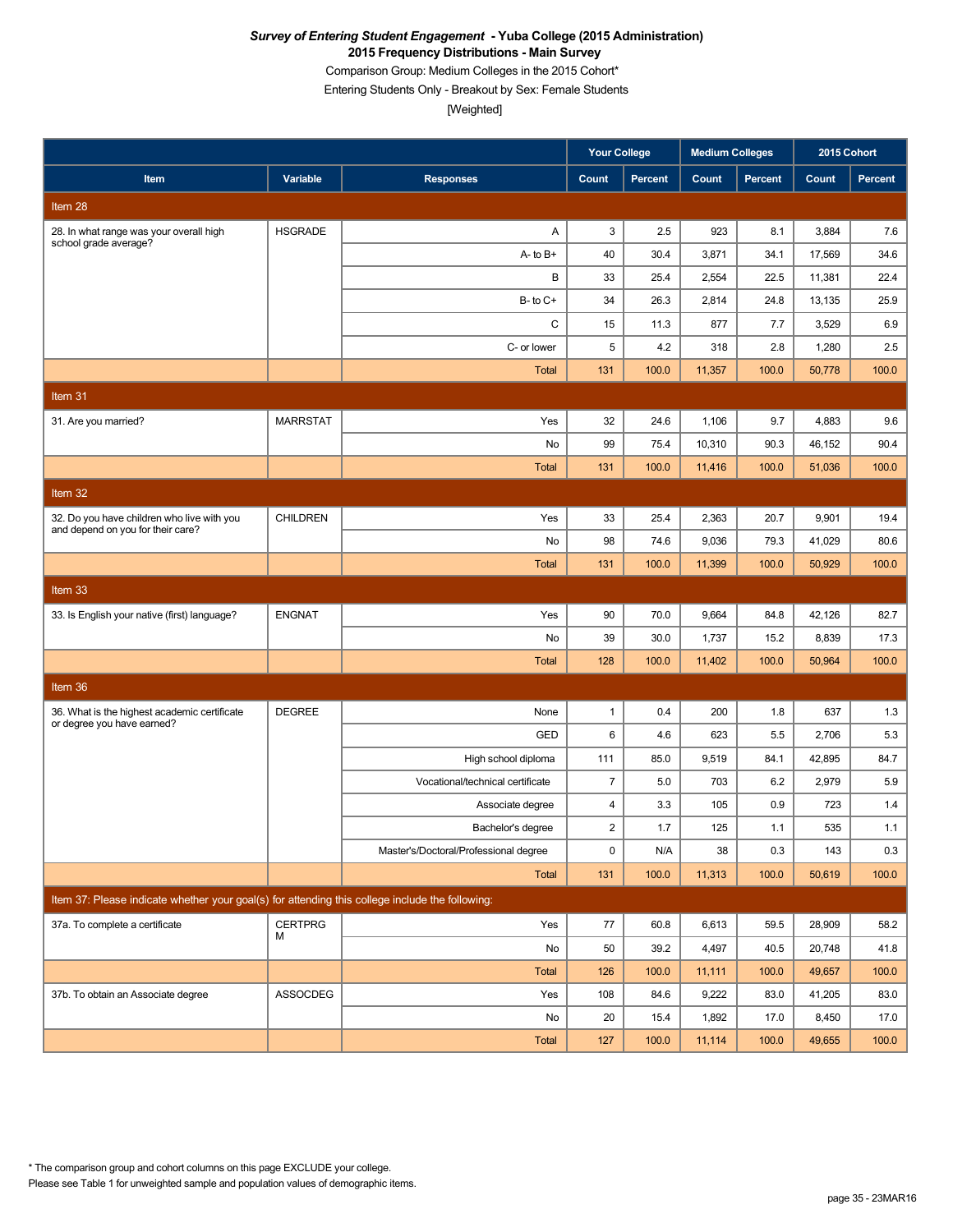***Survey of Entering Student Engagement* - Yuba College (2015 Administration)**
**2015 Frequency Distributions - Main Survey**
Comparison Group: Medium Colleges in the 2015 Cohort*
Entering Students Only - Breakout by Sex: Female Students
[Weighted]

| Item | Variable | Responses | Your College Count | Your College Percent | Medium Colleges Count | Medium Colleges Percent | 2015 Cohort Count | 2015 Cohort Percent |
|---|---|---|---|---|---|---|---|---|
| **Item 28** | | | | | | | | |
| 28. In what range was your overall high school grade average? | HSGRADE | A | 3 | 2.5 | 923 | 8.1 | 3,884 | 7.6 |
| | | A- to B+ | 40 | 30.4 | 3,871 | 34.1 | 17,569 | 34.6 |
| | | B | 33 | 25.4 | 2,554 | 22.5 | 11,381 | 22.4 |
| | | B- to C+ | 34 | 26.3 | 2,814 | 24.8 | 13,135 | 25.9 |
| | | C | 15 | 11.3 | 877 | 7.7 | 3,529 | 6.9 |
| | | C- or lower | 5 | 4.2 | 318 | 2.8 | 1,280 | 2.5 |
| | | Total | 131 | 100.0 | 11,357 | 100.0 | 50,778 | 100.0 |
| **Item 31** | | | | | | | | |
| 31. Are you married? | MARRSTAT | Yes | 32 | 24.6 | 1,106 | 9.7 | 4,883 | 9.6 |
| | | No | 99 | 75.4 | 10,310 | 90.3 | 46,152 | 90.4 |
| | | Total | 131 | 100.0 | 11,416 | 100.0 | 51,036 | 100.0 |
| **Item 32** | | | | | | | | |
| 32. Do you have children who live with you and depend on you for their care? | CHILDREN | Yes | 33 | 25.4 | 2,363 | 20.7 | 9,901 | 19.4 |
| | | No | 98 | 74.6 | 9,036 | 79.3 | 41,029 | 80.6 |
| | | Total | 131 | 100.0 | 11,399 | 100.0 | 50,929 | 100.0 |
| **Item 33** | | | | | | | | |
| 33. Is English your native (first) language? | ENGNAT | Yes | 90 | 70.0 | 9,664 | 84.8 | 42,126 | 82.7 |
| | | No | 39 | 30.0 | 1,737 | 15.2 | 8,839 | 17.3 |
| | | Total | 128 | 100.0 | 11,402 | 100.0 | 50,964 | 100.0 |
| **Item 36** | | | | | | | | |
| 36. What is the highest academic certificate or degree you have earned? | DEGREE | None | 1 | 0.4 | 200 | 1.8 | 637 | 1.3 |
| | | GED | 6 | 4.6 | 623 | 5.5 | 2,706 | 5.3 |
| | | High school diploma | 111 | 85.0 | 9,519 | 84.1 | 42,895 | 84.7 |
| | | Vocational/technical certificate | 7 | 5.0 | 703 | 6.2 | 2,979 | 5.9 |
| | | Associate degree | 4 | 3.3 | 105 | 0.9 | 723 | 1.4 |
| | | Bachelor's degree | 2 | 1.7 | 125 | 1.1 | 535 | 1.1 |
| | | Master's/Doctoral/Professional degree | 0 | N/A | 38 | 0.3 | 143 | 0.3 |
| | | Total | 131 | 100.0 | 11,313 | 100.0 | 50,619 | 100.0 |
| **Item 37: Please indicate whether your goal(s) for attending this college include the following:** | | | | | | | | |
| 37a. To complete a certificate | CERTPRGM | Yes | 77 | 60.8 | 6,613 | 59.5 | 28,909 | 58.2 |
| | | No | 50 | 39.2 | 4,497 | 40.5 | 20,748 | 41.8 |
| | | Total | 126 | 100.0 | 11,111 | 100.0 | 49,657 | 100.0 |
| 37b. To obtain an Associate degree | ASSOCDEG | Yes | 108 | 84.6 | 9,222 | 83.0 | 41,205 | 83.0 |
| | | No | 20 | 15.4 | 1,892 | 17.0 | 8,450 | 17.0 |
| | | Total | 127 | 100.0 | 11,114 | 100.0 | 49,655 | 100.0 |

\* The comparison group and cohort columns on this page EXCLUDE your college.
Please see Table 1 for unweighted sample and population values of demographic items.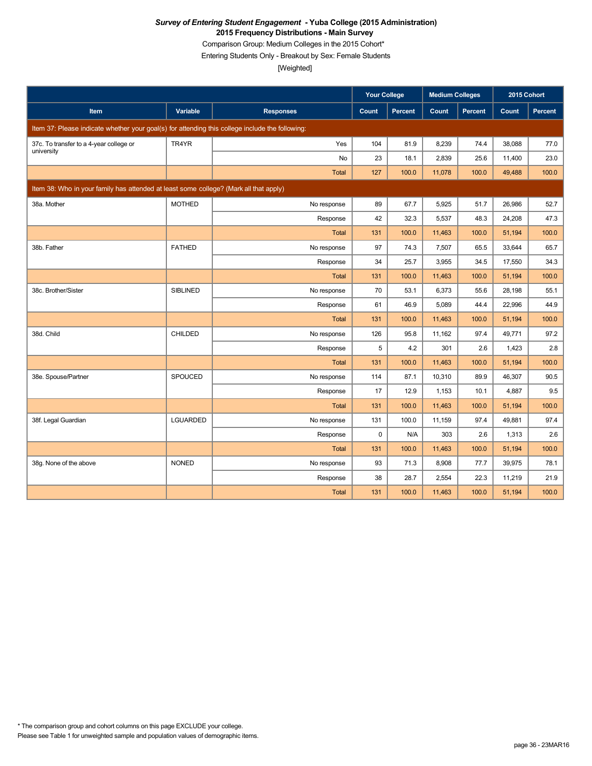***Survey of Entering Student Engagement* - Yuba College (2015 Administration)**

**2015 Frequency Distributions - Main Survey**

Comparison Group: Medium Colleges in the 2015 Cohort*

Entering Students Only - Breakout by Sex: Female Students

[Weighted]

| | | | Your College | | Medium Colleges | | 2015 Cohort | |
|---|---|---|---|---|---|---|---|---|
| Item | Variable | Responses | Count | Percent | Count | Percent | Count | Percent |
| Item 37: Please indicate whether your goal(s) for attending this college include the following: | | | | | | | | |
| 37c. To transfer to a 4-year college or university | TR4YR | Yes | 104 | 81.9 | 8,239 | 74.4 | 38,088 | 77.0 |
| | | No | 23 | 18.1 | 2,839 | 25.6 | 11,400 | 23.0 |
| | | Total | 127 | 100.0 | 11,078 | 100.0 | 49,488 | 100.0 |
| Item 38: Who in your family has attended at least some college? (Mark all that apply) | | | | | | | | |
| 38a. Mother | MOTHED | No response | 89 | 67.7 | 5,925 | 51.7 | 26,986 | 52.7 |
| | | Response | 42 | 32.3 | 5,537 | 48.3 | 24,208 | 47.3 |
| | | Total | 131 | 100.0 | 11,463 | 100.0 | 51,194 | 100.0 |
| 38b. Father | FATHED | No response | 97 | 74.3 | 7,507 | 65.5 | 33,644 | 65.7 |
| | | Response | 34 | 25.7 | 3,955 | 34.5 | 17,550 | 34.3 |
| | | Total | 131 | 100.0 | 11,463 | 100.0 | 51,194 | 100.0 |
| 38c. Brother/Sister | SIBLINED | No response | 70 | 53.1 | 6,373 | 55.6 | 28,198 | 55.1 |
| | | Response | 61 | 46.9 | 5,089 | 44.4 | 22,996 | 44.9 |
| | | Total | 131 | 100.0 | 11,463 | 100.0 | 51,194 | 100.0 |
| 38d. Child | CHILDED | No response | 126 | 95.8 | 11,162 | 97.4 | 49,771 | 97.2 |
| | | Response | 5 | 4.2 | 301 | 2.6 | 1,423 | 2.8 |
| | | Total | 131 | 100.0 | 11,463 | 100.0 | 51,194 | 100.0 |
| 38e. Spouse/Partner | SPOUCED | No response | 114 | 87.1 | 10,310 | 89.9 | 46,307 | 90.5 |
| | | Response | 17 | 12.9 | 1,153 | 10.1 | 4,887 | 9.5 |
| | | Total | 131 | 100.0 | 11,463 | 100.0 | 51,194 | 100.0 |
| 38f. Legal Guardian | LGUARDED | No response | 131 | 100.0 | 11,159 | 97.4 | 49,881 | 97.4 |
| | | Response | 0 | N/A | 303 | 2.6 | 1,313 | 2.6 |
| | | Total | 131 | 100.0 | 11,463 | 100.0 | 51,194 | 100.0 |
| 38g. None of the above | NONED | No response | 93 | 71.3 | 8,908 | 77.7 | 39,975 | 78.1 |
| | | Response | 38 | 28.7 | 2,554 | 22.3 | 11,219 | 21.9 |
| | | Total | 131 | 100.0 | 11,463 | 100.0 | 51,194 | 100.0 |

* The comparison group and cohort columns on this page EXCLUDE your college.

Please see Table 1 for unweighted sample and population values of demographic items.